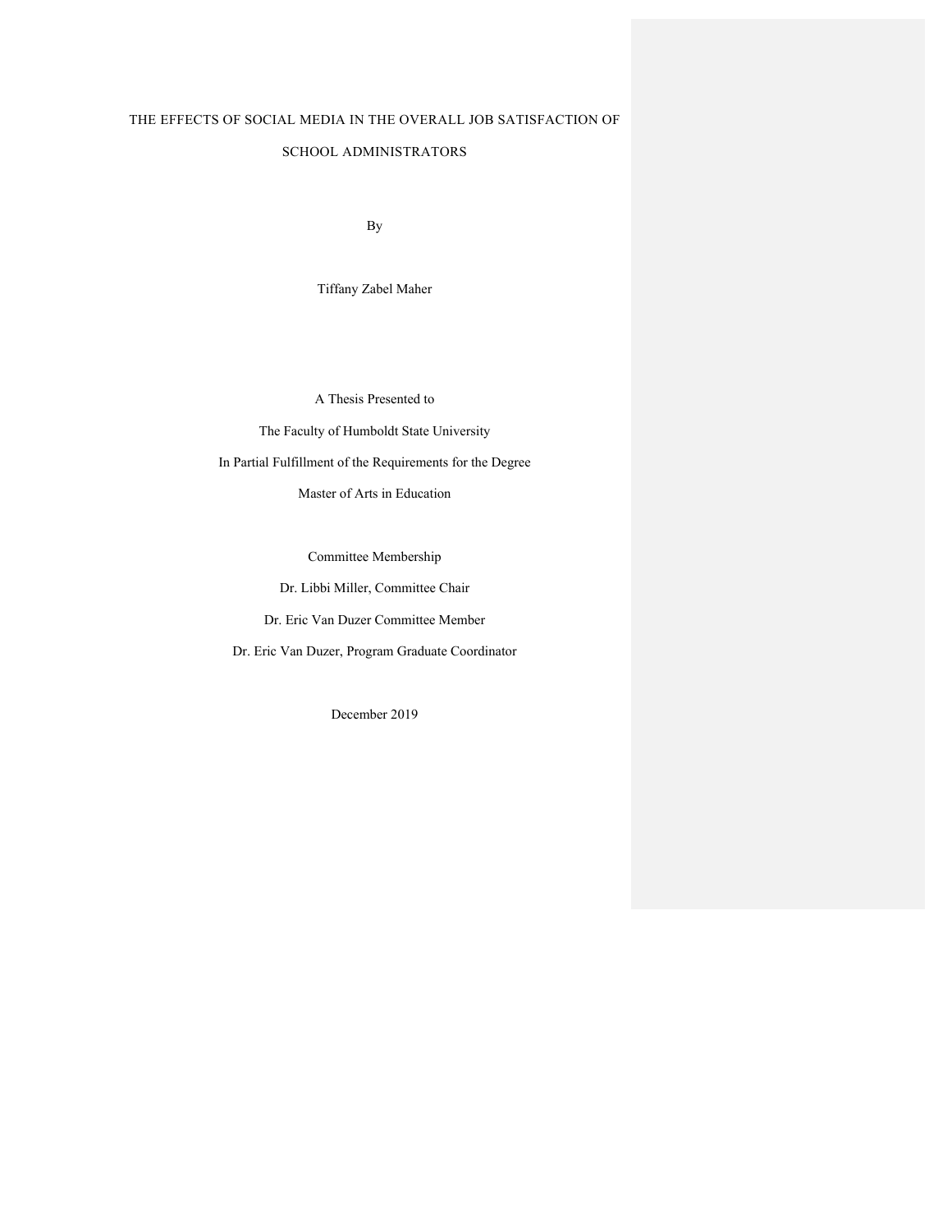# THE EFFECTS OF SOCIAL MEDIA IN THE OVERALL JOB SATISFACTION OF SCHOOL ADMINISTRATORS

By

Tiffany Zabel Maher

A Thesis Presented to

The Faculty of Humboldt State University

In Partial Fulfillment of the Requirements for the Degree

Master of Arts in Education

Committee Membership

Dr. Libbi Miller, Committee Chair

Dr. Eric Van Duzer Committee Member

Dr. Eric Van Duzer, Program Graduate Coordinator

December 2019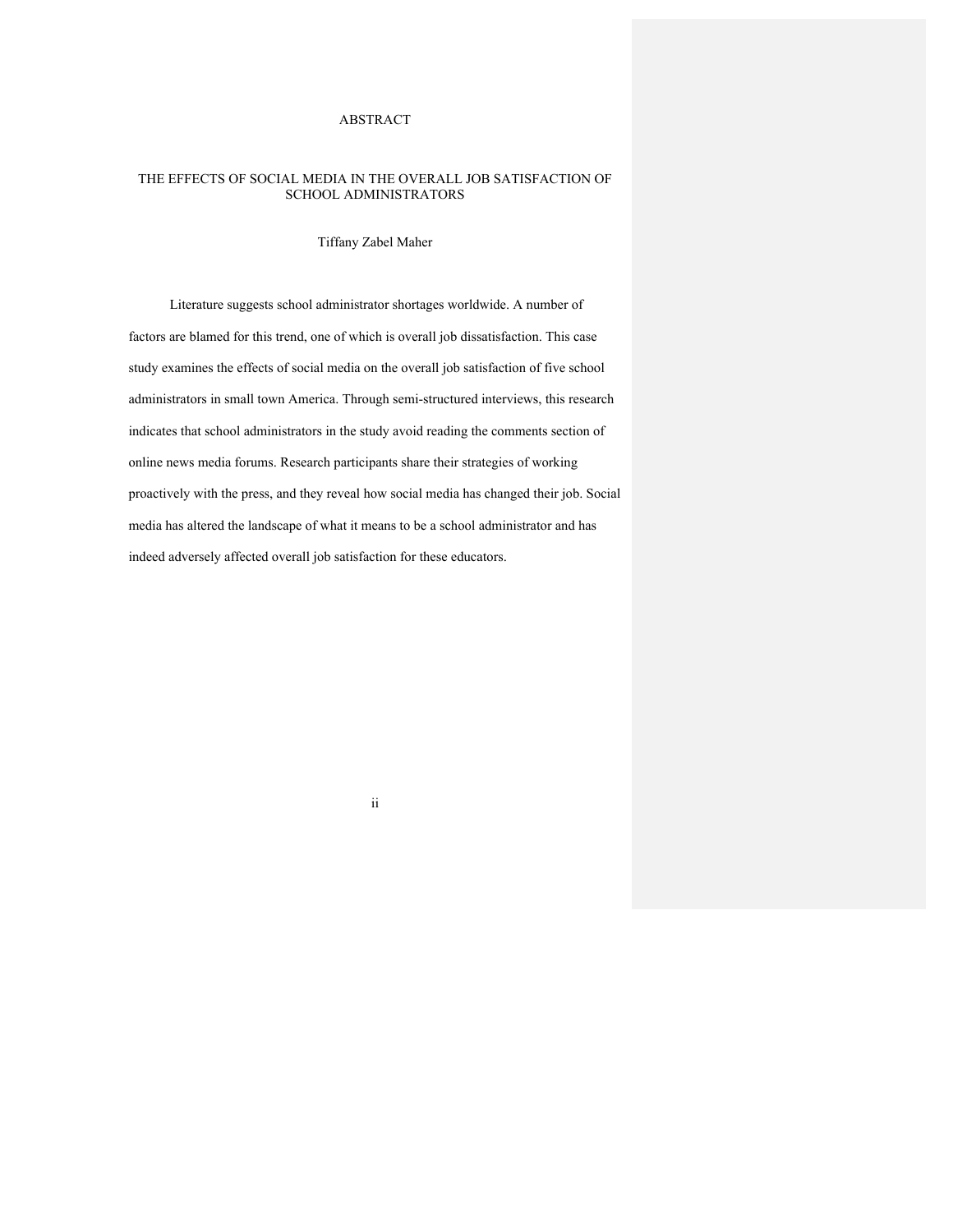# ABSTRACT

## THE EFFECTS OF SOCIAL MEDIA IN THE OVERALL JOB SATISFACTION OF SCHOOL ADMINISTRATORS

Tiffany Zabel Maher

Literature suggests school administrator shortages worldwide. A number of factors are blamed for this trend, one of which is overall job dissatisfaction. This case study examines the effects of social media on the overall job satisfaction of five school administrators in small town America. Through semi-structured interviews, this research indicates that school administrators in the study avoid reading the comments section of online news media forums. Research participants share their strategies of working proactively with the press, and they reveal how social media has changed their job. Social media has altered the landscape of what it means to be a school administrator and has indeed adversely affected overall job satisfaction for these educators.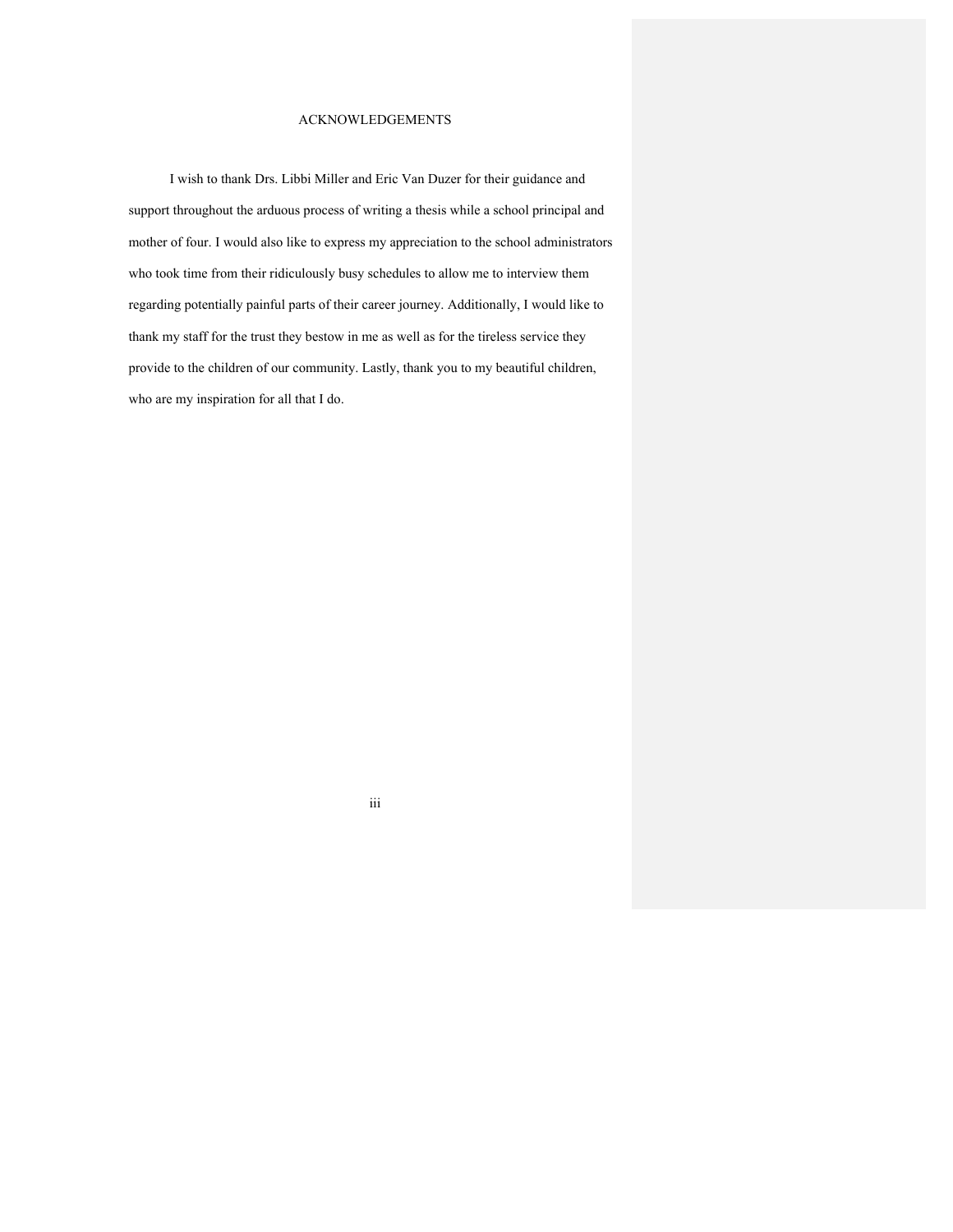# ACKNOWLEDGEMENTS

I wish to thank Drs. Libbi Miller and Eric Van Duzer for their guidance and support throughout the arduous process of writing a thesis while a school principal and mother of four. I would also like to express my appreciation to the school administrators who took time from their ridiculously busy schedules to allow me to interview them regarding potentially painful parts of their career journey. Additionally, I would like to thank my staff for the trust they bestow in me as well as for the tireless service they provide to the children of our community. Lastly, thank you to my beautiful children, who are my inspiration for all that I do.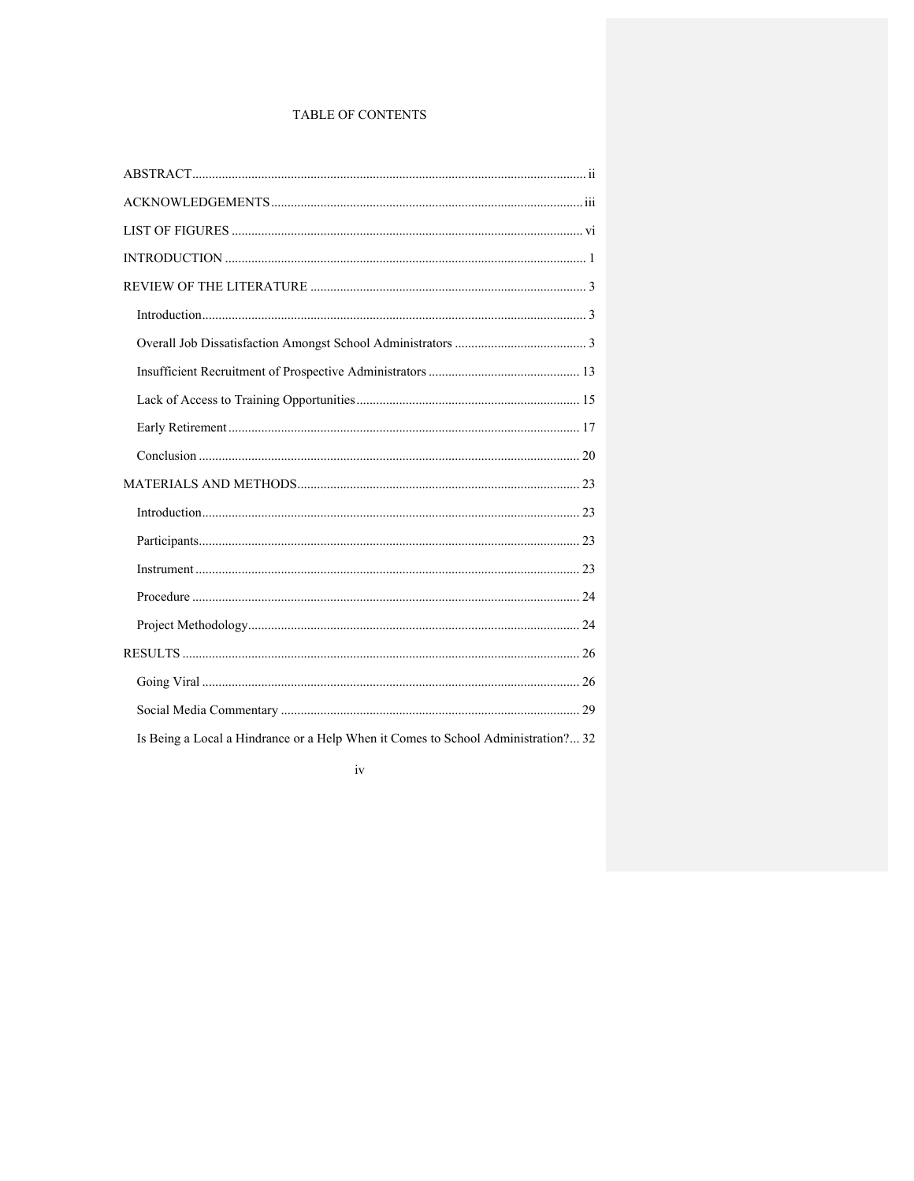# TABLE OF CONTENTS

ABSTRACT ..... ii

ACKNOWLEDGEMENTS ..... iii

LIST OF FIGURES ..... vi

INTRODUCTION ..... 1

REVIEW OF THE LITERATURE ..... 3

- Introduction ..... 3
- Overall Job Dissatisfaction Amongst School Administrators ..... 3
- Insufficient Recruitment of Prospective Administrators ..... 13
- Lack of Access to Training Opportunities ..... 15
- Early Retirement ..... 17
- Conclusion ..... 20

MATERIALS AND METHODS ..... 23

- Introduction ..... 23
- Participants ..... 23
- Instrument ..... 23
- Procedure ..... 24
- Project Methodology ..... 24

RESULTS ..... 26

- Going Viral ..... 26
- Social Media Commentary ..... 29
- Is Being a Local a Hindrance or a Help When it Comes to School Administration? ..... 32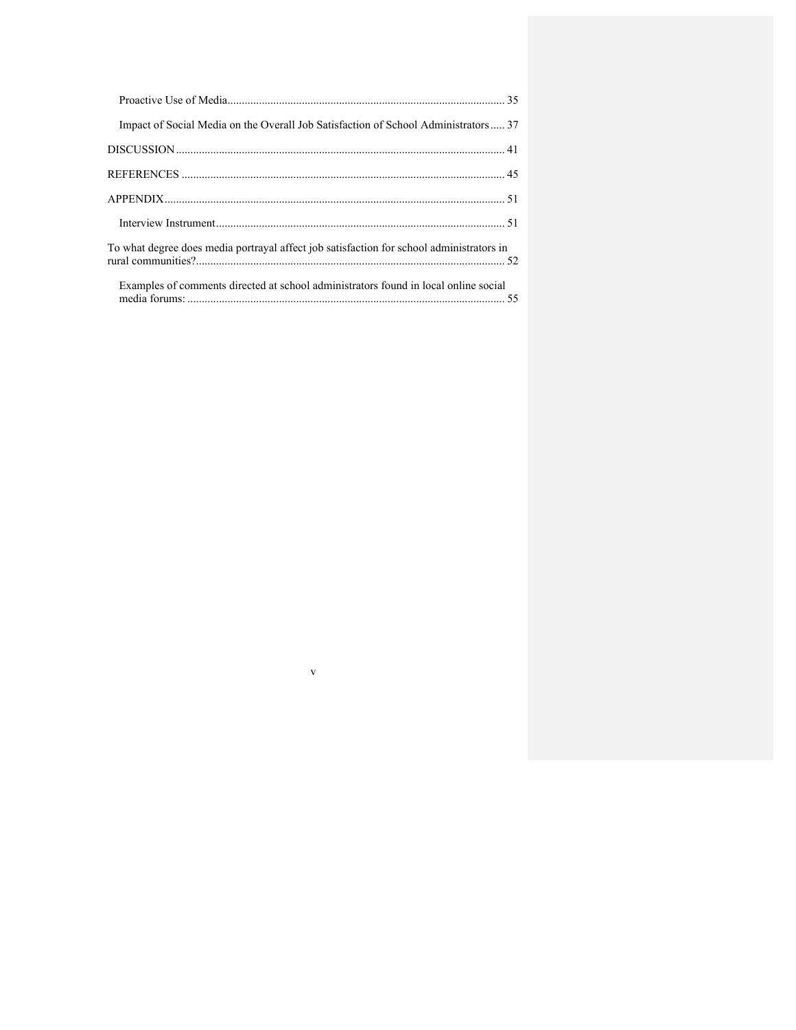Proactive Use of Media ........................................................................................ 35

Impact of Social Media on the Overall Job Satisfaction of School Administrators ..... 37

DISCUSSION ........................................................................................................... 41

REFERENCES .......................................................................................................... 45

APPENDIX ................................................................................................................ 51

Interview Instrument ............................................................................................... 51

To what degree does media portrayal affect job satisfaction for school administrators in rural communities? ........................................................................................................ 52

Examples of comments directed at school administrators found in local online social media forums: ........................................................................................................ 55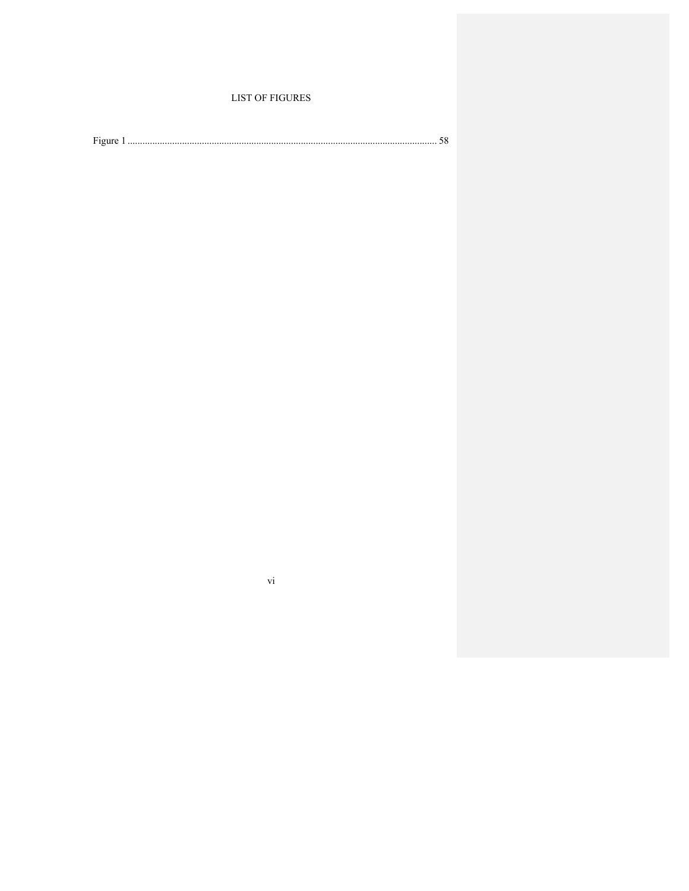# LIST OF FIGURES

Figure 1 ............................................................................................................................... 58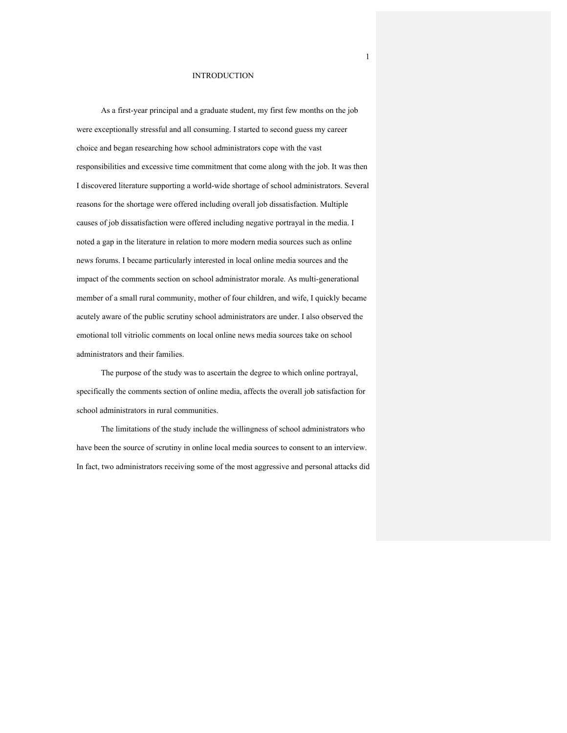# INTRODUCTION

As a first-year principal and a graduate student, my first few months on the job were exceptionally stressful and all consuming. I started to second guess my career choice and began researching how school administrators cope with the vast responsibilities and excessive time commitment that come along with the job. It was then I discovered literature supporting a world-wide shortage of school administrators. Several reasons for the shortage were offered including overall job dissatisfaction. Multiple causes of job dissatisfaction were offered including negative portrayal in the media. I noted a gap in the literature in relation to more modern media sources such as online news forums. I became particularly interested in local online media sources and the impact of the comments section on school administrator morale. As multi-generational member of a small rural community, mother of four children, and wife, I quickly became acutely aware of the public scrutiny school administrators are under. I also observed the emotional toll vitriolic comments on local online news media sources take on school administrators and their families.

The purpose of the study was to ascertain the degree to which online portrayal, specifically the comments section of online media, affects the overall job satisfaction for school administrators in rural communities.

The limitations of the study include the willingness of school administrators who have been the source of scrutiny in online local media sources to consent to an interview. In fact, two administrators receiving some of the most aggressive and personal attacks did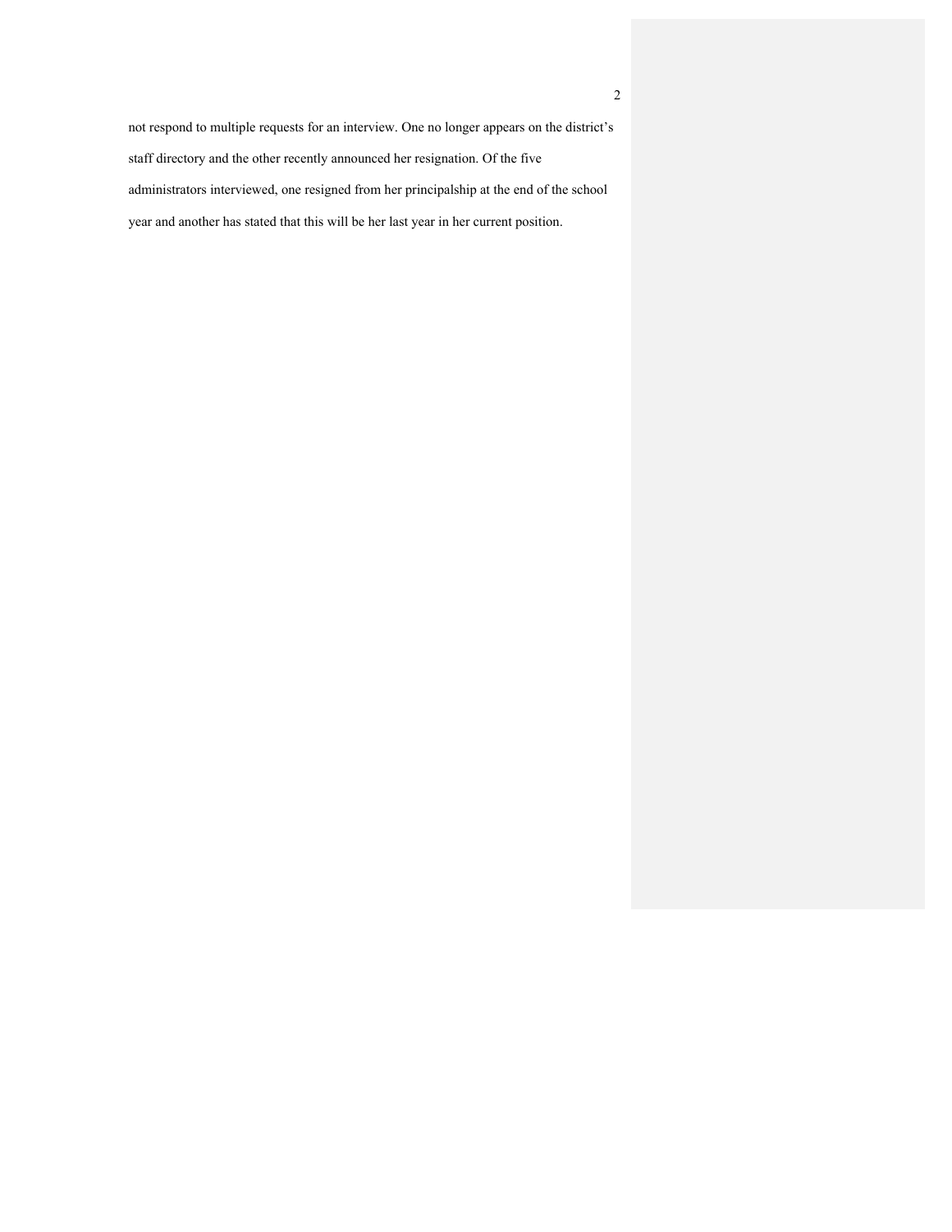not respond to multiple requests for an interview. One no longer appears on the district's staff directory and the other recently announced her resignation. Of the five administrators interviewed, one resigned from her principalship at the end of the school year and another has stated that this will be her last year in her current position.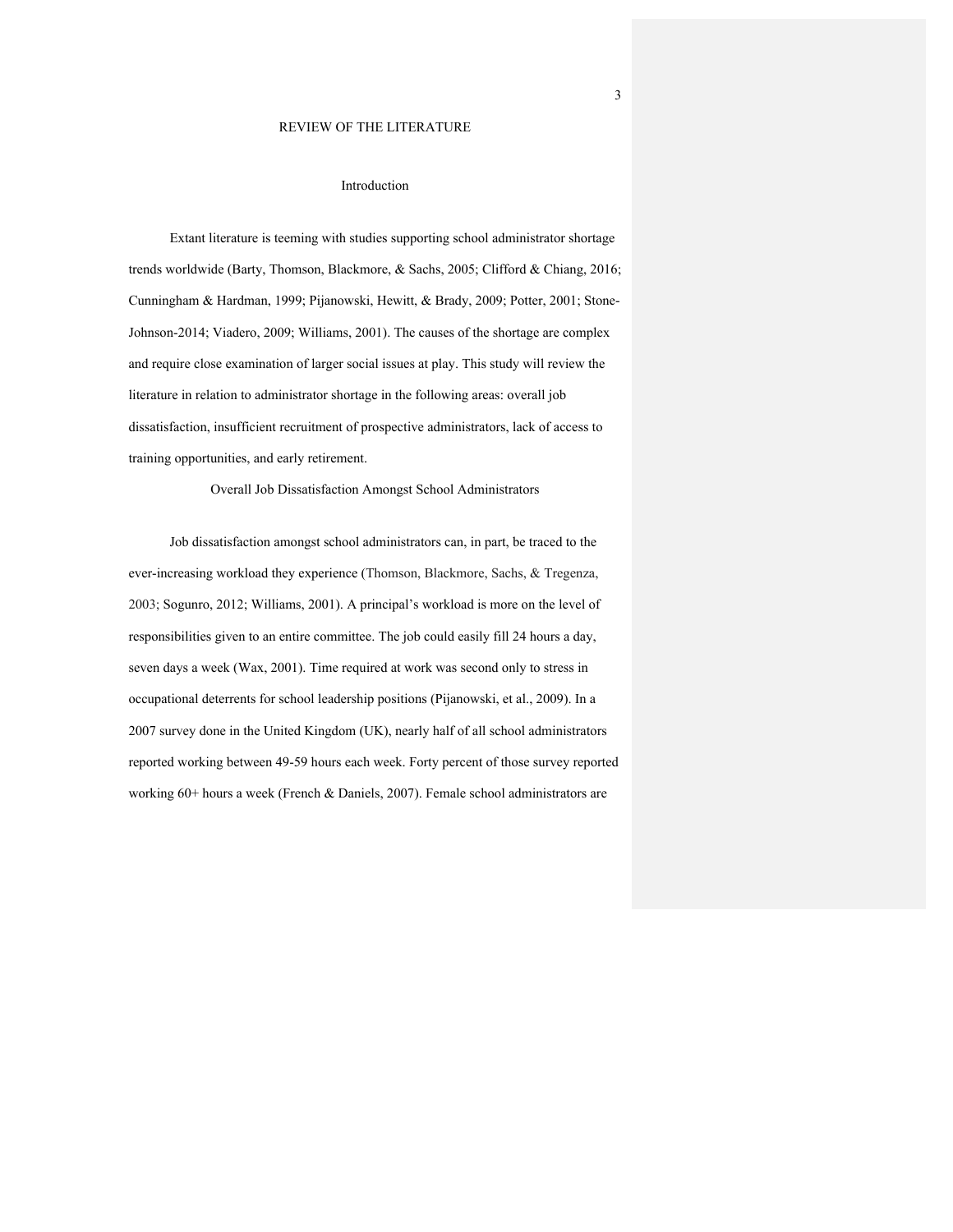# REVIEW OF THE LITERATURE

## Introduction

Extant literature is teeming with studies supporting school administrator shortage trends worldwide (Barty, Thomson, Blackmore, & Sachs, 2005; Clifford & Chiang, 2016; Cunningham & Hardman, 1999; Pijanowski, Hewitt, & Brady, 2009; Potter, 2001; Stone-Johnson-2014; Viadero, 2009; Williams, 2001). The causes of the shortage are complex and require close examination of larger social issues at play. This study will review the literature in relation to administrator shortage in the following areas: overall job dissatisfaction, insufficient recruitment of prospective administrators, lack of access to training opportunities, and early retirement.

## Overall Job Dissatisfaction Amongst School Administrators

Job dissatisfaction amongst school administrators can, in part, be traced to the ever-increasing workload they experience (Thomson, Blackmore, Sachs, & Tregenza, 2003; Sogunro, 2012; Williams, 2001). A principal's workload is more on the level of responsibilities given to an entire committee. The job could easily fill 24 hours a day, seven days a week (Wax, 2001). Time required at work was second only to stress in occupational deterrents for school leadership positions (Pijanowski, et al., 2009). In a 2007 survey done in the United Kingdom (UK), nearly half of all school administrators reported working between 49-59 hours each week. Forty percent of those survey reported working 60+ hours a week (French & Daniels, 2007). Female school administrators are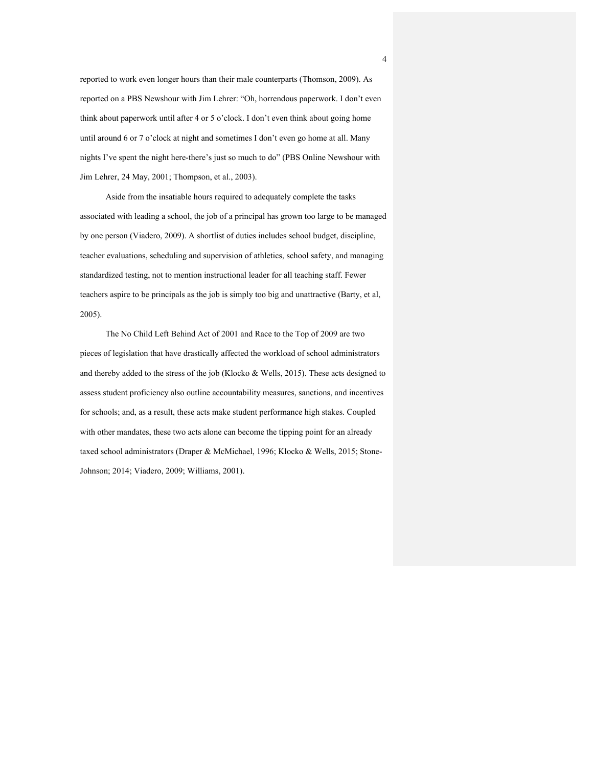reported to work even longer hours than their male counterparts (Thomson, 2009). As reported on a PBS Newshour with Jim Lehrer: "Oh, horrendous paperwork. I don't even think about paperwork until after 4 or 5 o'clock. I don't even think about going home until around 6 or 7 o'clock at night and sometimes I don't even go home at all. Many nights I've spent the night here-there's just so much to do" (PBS Online Newshour with Jim Lehrer, 24 May, 2001; Thompson, et al., 2003).

Aside from the insatiable hours required to adequately complete the tasks associated with leading a school, the job of a principal has grown too large to be managed by one person (Viadero, 2009). A shortlist of duties includes school budget, discipline, teacher evaluations, scheduling and supervision of athletics, school safety, and managing standardized testing, not to mention instructional leader for all teaching staff. Fewer teachers aspire to be principals as the job is simply too big and unattractive (Barty, et al, 2005).

The No Child Left Behind Act of 2001 and Race to the Top of 2009 are two pieces of legislation that have drastically affected the workload of school administrators and thereby added to the stress of the job (Klocko & Wells, 2015). These acts designed to assess student proficiency also outline accountability measures, sanctions, and incentives for schools; and, as a result, these acts make student performance high stakes. Coupled with other mandates, these two acts alone can become the tipping point for an already taxed school administrators (Draper & McMichael, 1996; Klocko & Wells, 2015; Stone-Johnson; 2014; Viadero, 2009; Williams, 2001).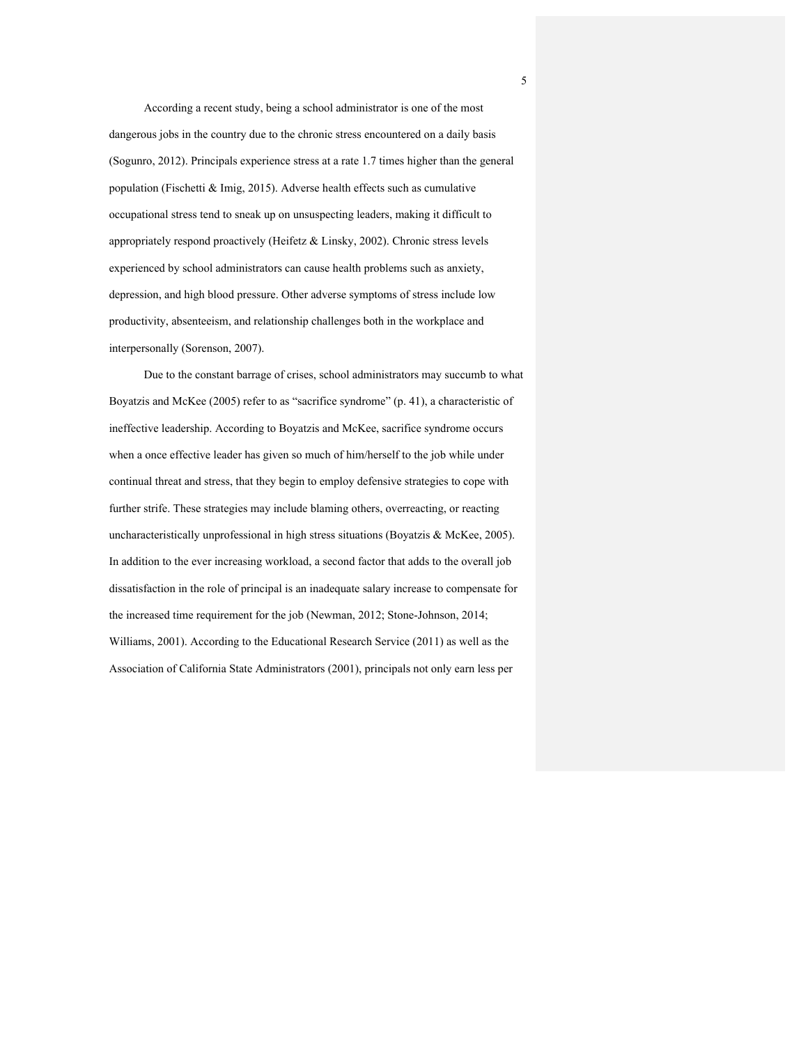According a recent study, being a school administrator is one of the most dangerous jobs in the country due to the chronic stress encountered on a daily basis (Sogunro, 2012). Principals experience stress at a rate 1.7 times higher than the general population (Fischetti & Imig, 2015). Adverse health effects such as cumulative occupational stress tend to sneak up on unsuspecting leaders, making it difficult to appropriately respond proactively (Heifetz & Linsky, 2002). Chronic stress levels experienced by school administrators can cause health problems such as anxiety, depression, and high blood pressure. Other adverse symptoms of stress include low productivity, absenteeism, and relationship challenges both in the workplace and interpersonally (Sorenson, 2007).

Due to the constant barrage of crises, school administrators may succumb to what Boyatzis and McKee (2005) refer to as "sacrifice syndrome" (p. 41), a characteristic of ineffective leadership. According to Boyatzis and McKee, sacrifice syndrome occurs when a once effective leader has given so much of him/herself to the job while under continual threat and stress, that they begin to employ defensive strategies to cope with further strife. These strategies may include blaming others, overreacting, or reacting uncharacteristically unprofessional in high stress situations (Boyatzis & McKee, 2005). In addition to the ever increasing workload, a second factor that adds to the overall job dissatisfaction in the role of principal is an inadequate salary increase to compensate for the increased time requirement for the job (Newman, 2012; Stone-Johnson, 2014; Williams, 2001). According to the Educational Research Service (2011) as well as the Association of California State Administrators (2001), principals not only earn less per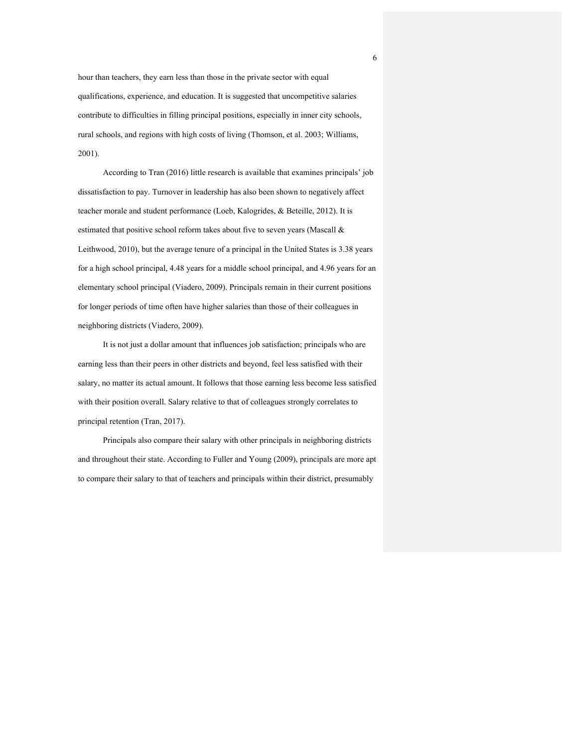hour than teachers, they earn less than those in the private sector with equal qualifications, experience, and education. It is suggested that uncompetitive salaries contribute to difficulties in filling principal positions, especially in inner city schools, rural schools, and regions with high costs of living (Thomson, et al. 2003; Williams, 2001).

According to Tran (2016) little research is available that examines principals' job dissatisfaction to pay. Turnover in leadership has also been shown to negatively affect teacher morale and student performance (Loeb, Kalogrides, & Beteille, 2012). It is estimated that positive school reform takes about five to seven years (Mascall & Leithwood, 2010), but the average tenure of a principal in the United States is 3.38 years for a high school principal, 4.48 years for a middle school principal, and 4.96 years for an elementary school principal (Viadero, 2009). Principals remain in their current positions for longer periods of time often have higher salaries than those of their colleagues in neighboring districts (Viadero, 2009).

It is not just a dollar amount that influences job satisfaction; principals who are earning less than their peers in other districts and beyond, feel less satisfied with their salary, no matter its actual amount. It follows that those earning less become less satisfied with their position overall. Salary relative to that of colleagues strongly correlates to principal retention (Tran, 2017).

Principals also compare their salary with other principals in neighboring districts and throughout their state. According to Fuller and Young (2009), principals are more apt to compare their salary to that of teachers and principals within their district, presumably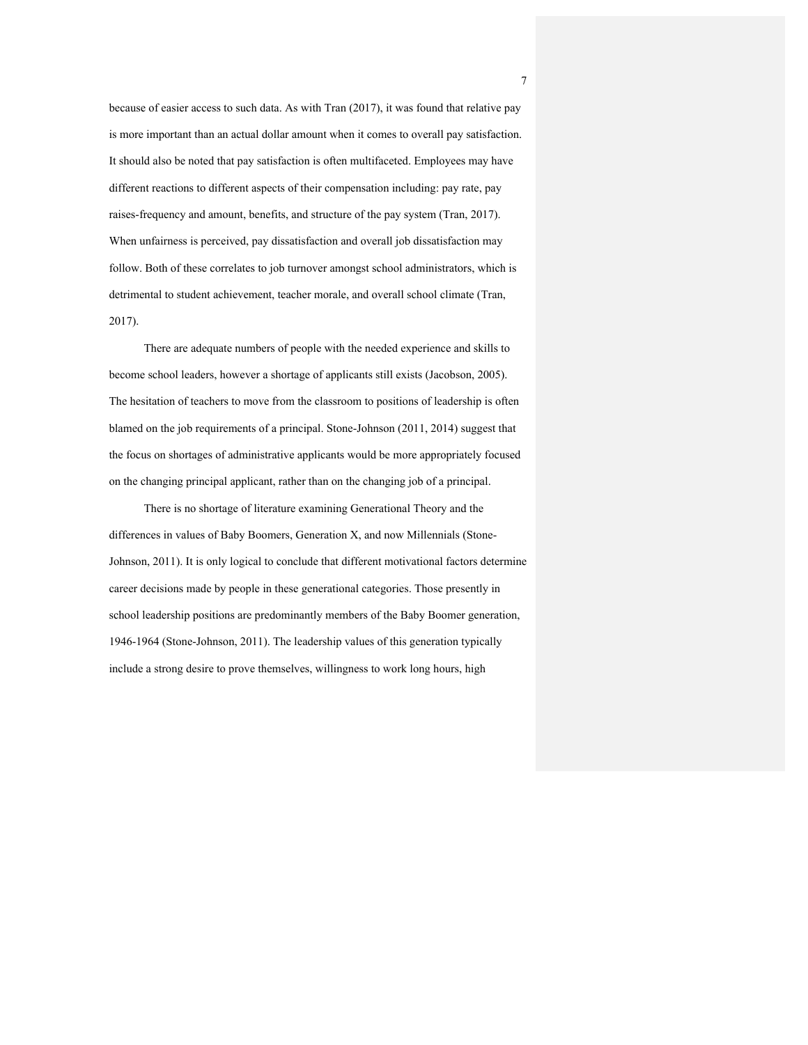because of easier access to such data. As with Tran (2017), it was found that relative pay is more important than an actual dollar amount when it comes to overall pay satisfaction. It should also be noted that pay satisfaction is often multifaceted. Employees may have different reactions to different aspects of their compensation including: pay rate, pay raises-frequency and amount, benefits, and structure of the pay system (Tran, 2017). When unfairness is perceived, pay dissatisfaction and overall job dissatisfaction may follow. Both of these correlates to job turnover amongst school administrators, which is detrimental to student achievement, teacher morale, and overall school climate (Tran, 2017).

There are adequate numbers of people with the needed experience and skills to become school leaders, however a shortage of applicants still exists (Jacobson, 2005). The hesitation of teachers to move from the classroom to positions of leadership is often blamed on the job requirements of a principal. Stone-Johnson (2011, 2014) suggest that the focus on shortages of administrative applicants would be more appropriately focused on the changing principal applicant, rather than on the changing job of a principal.

There is no shortage of literature examining Generational Theory and the differences in values of Baby Boomers, Generation X, and now Millennials (Stone-Johnson, 2011). It is only logical to conclude that different motivational factors determine career decisions made by people in these generational categories. Those presently in school leadership positions are predominantly members of the Baby Boomer generation, 1946-1964 (Stone-Johnson, 2011). The leadership values of this generation typically include a strong desire to prove themselves, willingness to work long hours, high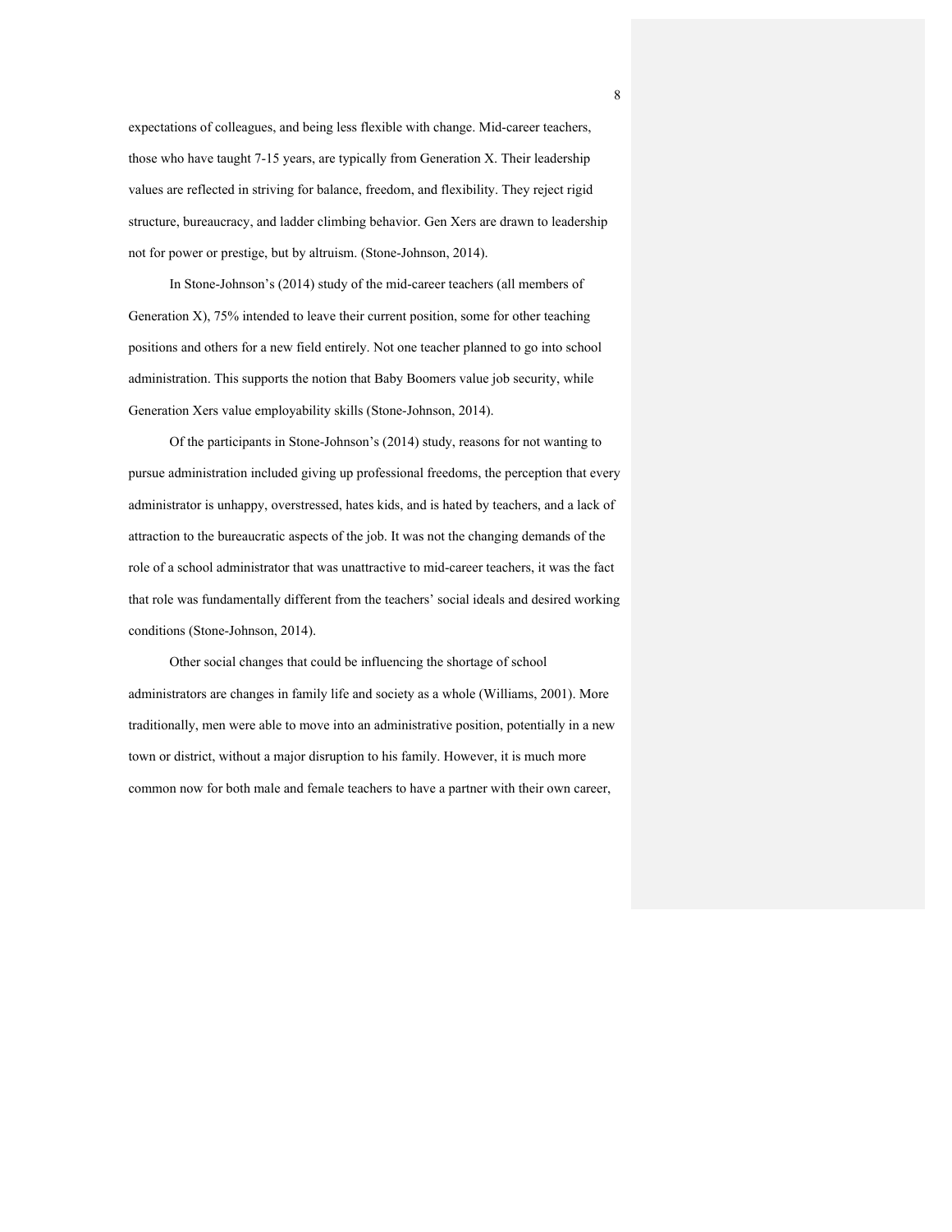expectations of colleagues, and being less flexible with change. Mid-career teachers, those who have taught 7-15 years, are typically from Generation X. Their leadership values are reflected in striving for balance, freedom, and flexibility. They reject rigid structure, bureaucracy, and ladder climbing behavior. Gen Xers are drawn to leadership not for power or prestige, but by altruism. (Stone-Johnson, 2014).

In Stone-Johnson's (2014) study of the mid-career teachers (all members of Generation X), 75% intended to leave their current position, some for other teaching positions and others for a new field entirely. Not one teacher planned to go into school administration. This supports the notion that Baby Boomers value job security, while Generation Xers value employability skills (Stone-Johnson, 2014).

Of the participants in Stone-Johnson's (2014) study, reasons for not wanting to pursue administration included giving up professional freedoms, the perception that every administrator is unhappy, overstressed, hates kids, and is hated by teachers, and a lack of attraction to the bureaucratic aspects of the job. It was not the changing demands of the role of a school administrator that was unattractive to mid-career teachers, it was the fact that role was fundamentally different from the teachers' social ideals and desired working conditions (Stone-Johnson, 2014).

Other social changes that could be influencing the shortage of school administrators are changes in family life and society as a whole (Williams, 2001). More traditionally, men were able to move into an administrative position, potentially in a new town or district, without a major disruption to his family. However, it is much more common now for both male and female teachers to have a partner with their own career,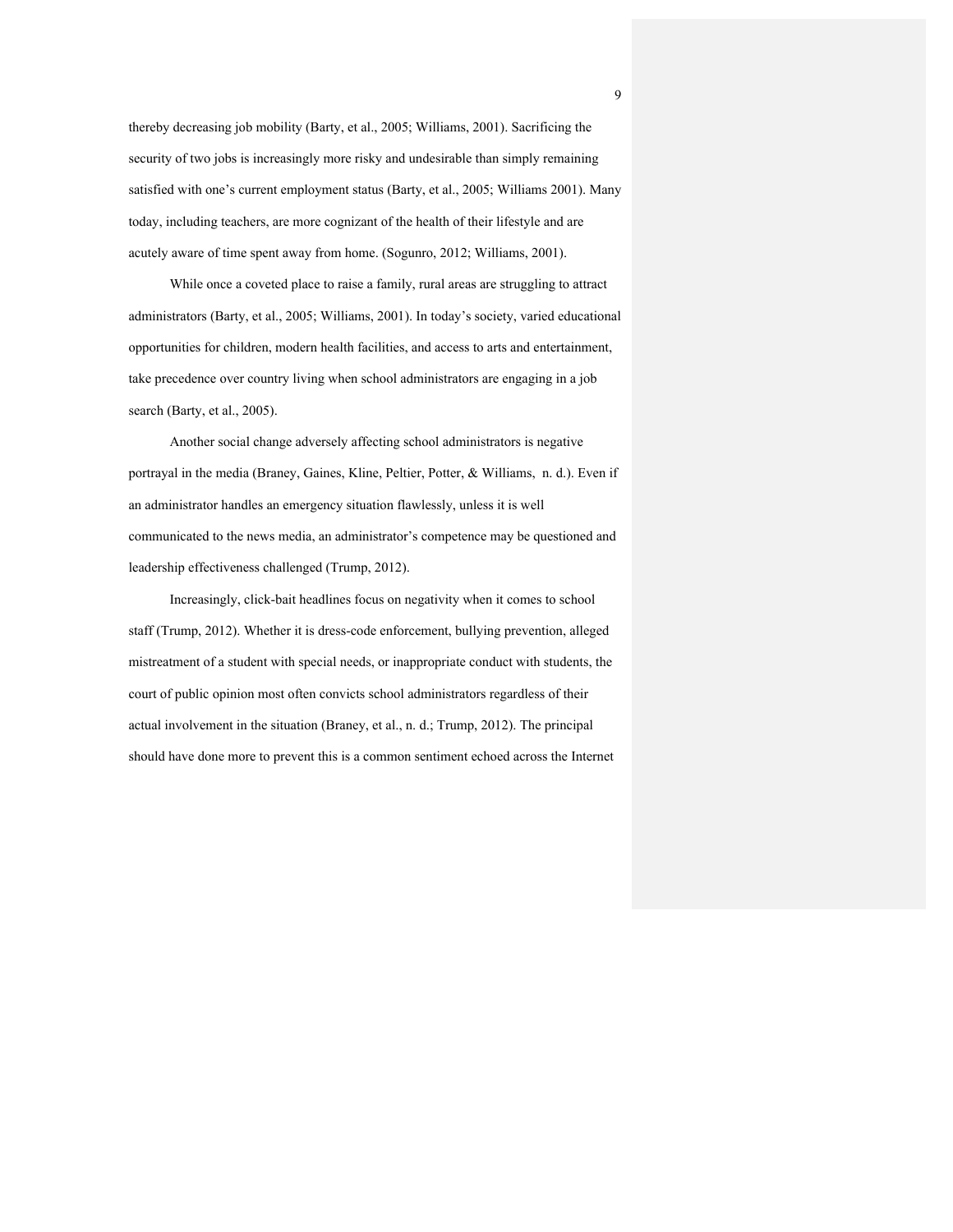thereby decreasing job mobility (Barty, et al., 2005; Williams, 2001). Sacrificing the security of two jobs is increasingly more risky and undesirable than simply remaining satisfied with one's current employment status (Barty, et al., 2005; Williams 2001). Many today, including teachers, are more cognizant of the health of their lifestyle and are acutely aware of time spent away from home. (Sogunro, 2012; Williams, 2001).

While once a coveted place to raise a family, rural areas are struggling to attract administrators (Barty, et al., 2005; Williams, 2001). In today's society, varied educational opportunities for children, modern health facilities, and access to arts and entertainment, take precedence over country living when school administrators are engaging in a job search (Barty, et al., 2005).

Another social change adversely affecting school administrators is negative portrayal in the media (Braney, Gaines, Kline, Peltier, Potter, & Williams, n. d.). Even if an administrator handles an emergency situation flawlessly, unless it is well communicated to the news media, an administrator's competence may be questioned and leadership effectiveness challenged (Trump, 2012).

Increasingly, click-bait headlines focus on negativity when it comes to school staff (Trump, 2012). Whether it is dress-code enforcement, bullying prevention, alleged mistreatment of a student with special needs, or inappropriate conduct with students, the court of public opinion most often convicts school administrators regardless of their actual involvement in the situation (Braney, et al., n. d.; Trump, 2012). The principal should have done more to prevent this is a common sentiment echoed across the Internet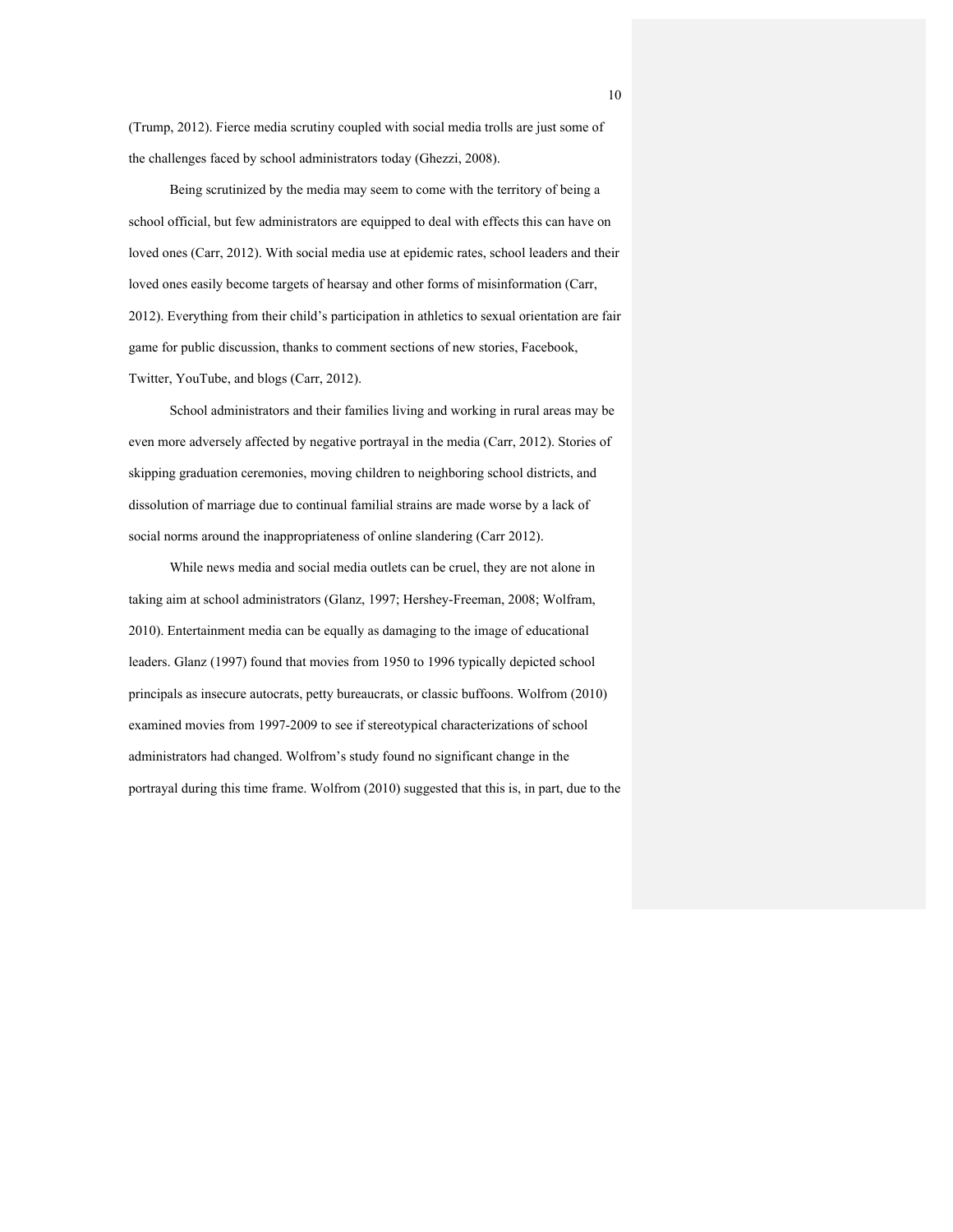(Trump, 2012). Fierce media scrutiny coupled with social media trolls are just some of the challenges faced by school administrators today (Ghezzi, 2008).

Being scrutinized by the media may seem to come with the territory of being a school official, but few administrators are equipped to deal with effects this can have on loved ones (Carr, 2012). With social media use at epidemic rates, school leaders and their loved ones easily become targets of hearsay and other forms of misinformation (Carr, 2012). Everything from their child's participation in athletics to sexual orientation are fair game for public discussion, thanks to comment sections of new stories, Facebook, Twitter, YouTube, and blogs (Carr, 2012).

School administrators and their families living and working in rural areas may be even more adversely affected by negative portrayal in the media (Carr, 2012). Stories of skipping graduation ceremonies, moving children to neighboring school districts, and dissolution of marriage due to continual familial strains are made worse by a lack of social norms around the inappropriateness of online slandering (Carr 2012).

While news media and social media outlets can be cruel, they are not alone in taking aim at school administrators (Glanz, 1997; Hershey-Freeman, 2008; Wolfram, 2010). Entertainment media can be equally as damaging to the image of educational leaders. Glanz (1997) found that movies from 1950 to 1996 typically depicted school principals as insecure autocrats, petty bureaucrats, or classic buffoons. Wolfrom (2010) examined movies from 1997-2009 to see if stereotypical characterizations of school administrators had changed. Wolfrom's study found no significant change in the portrayal during this time frame. Wolfrom (2010) suggested that this is, in part, due to the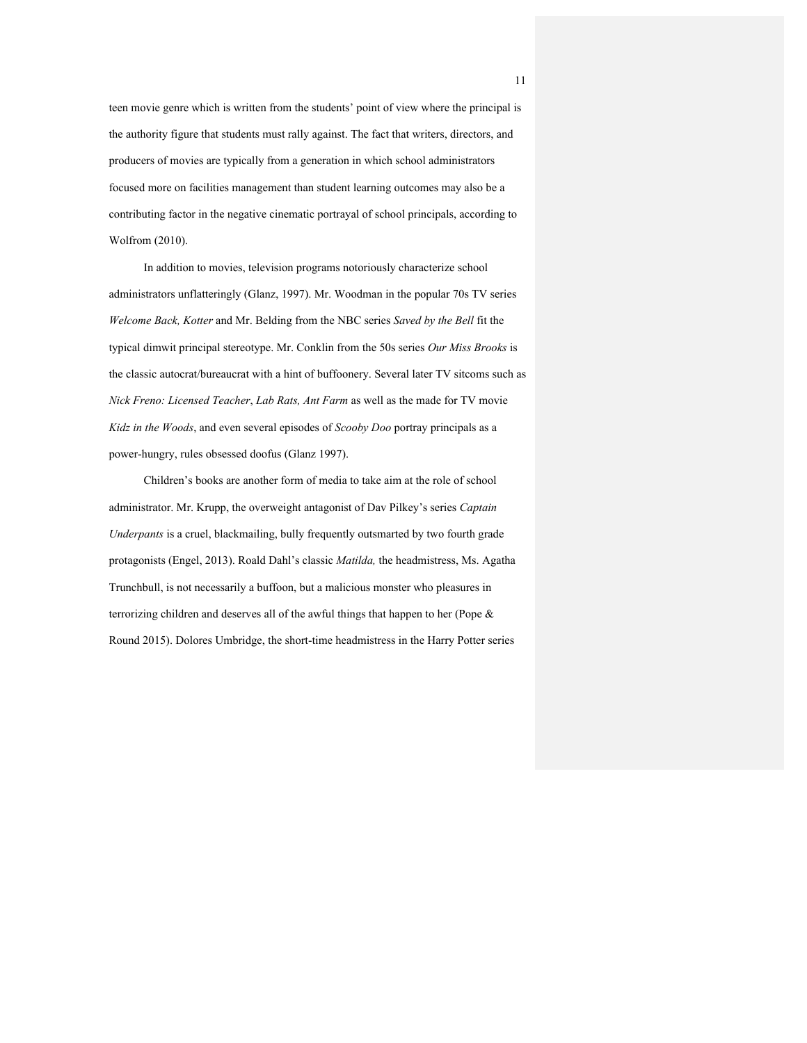teen movie genre which is written from the students' point of view where the principal is the authority figure that students must rally against. The fact that writers, directors, and producers of movies are typically from a generation in which school administrators focused more on facilities management than student learning outcomes may also be a contributing factor in the negative cinematic portrayal of school principals, according to Wolfrom (2010).

In addition to movies, television programs notoriously characterize school administrators unflatteringly (Glanz, 1997). Mr. Woodman in the popular 70s TV series *Welcome Back, Kotter* and Mr. Belding from the NBC series *Saved by the Bell* fit the typical dimwit principal stereotype. Mr. Conklin from the 50s series *Our Miss Brooks* is the classic autocrat/bureaucrat with a hint of buffoonery. Several later TV sitcoms such as *Nick Freno: Licensed Teacher*, *Lab Rats, Ant Farm* as well as the made for TV movie *Kidz in the Woods*, and even several episodes of *Scooby Doo* portray principals as a power-hungry, rules obsessed doofus (Glanz 1997).

Children's books are another form of media to take aim at the role of school administrator. Mr. Krupp, the overweight antagonist of Dav Pilkey's series *Captain Underpants* is a cruel, blackmailing, bully frequently outsmarted by two fourth grade protagonists (Engel, 2013). Roald Dahl's classic *Matilda,* the headmistress, Ms. Agatha Trunchbull, is not necessarily a buffoon, but a malicious monster who pleasures in terrorizing children and deserves all of the awful things that happen to her (Pope & Round 2015). Dolores Umbridge, the short-time headmistress in the Harry Potter series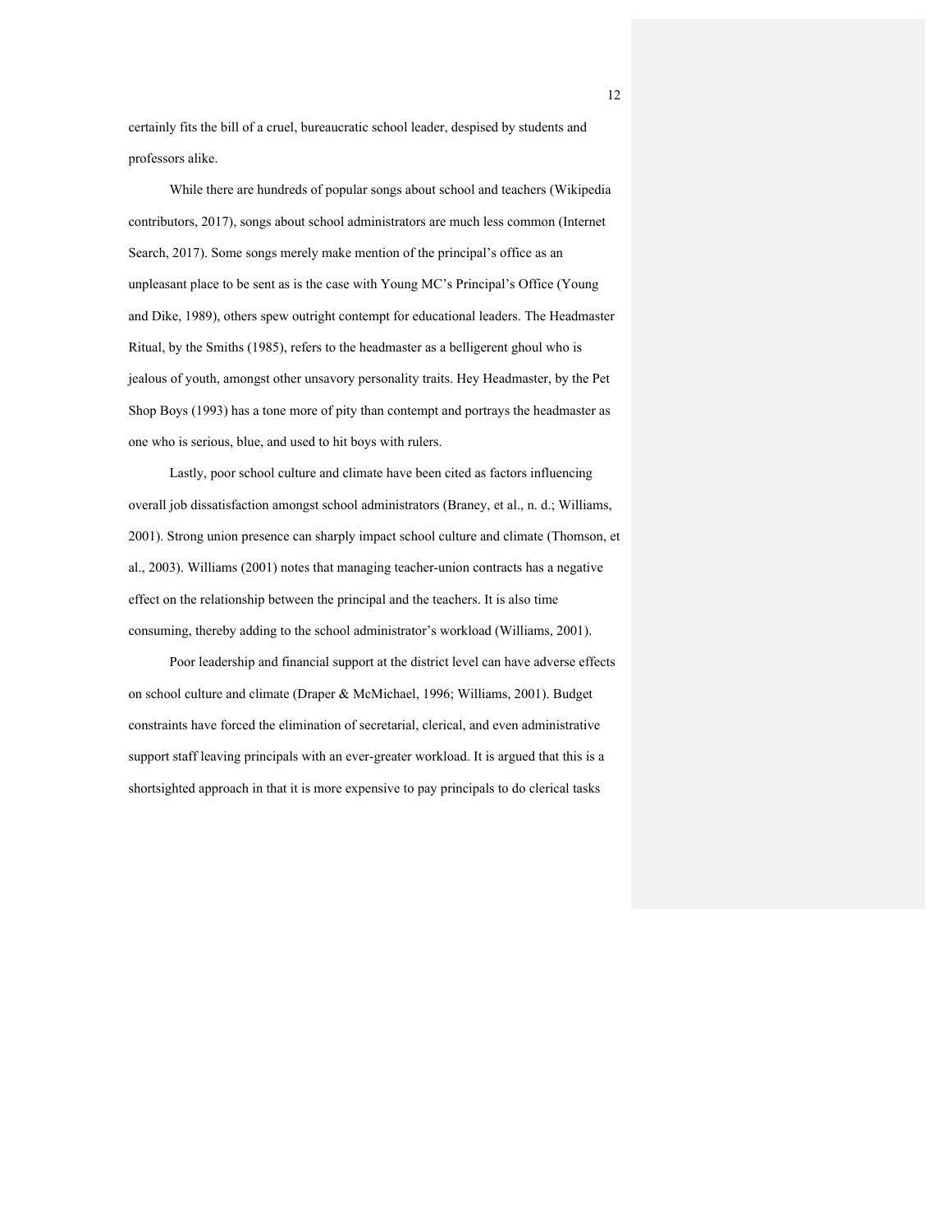certainly fits the bill of a cruel, bureaucratic school leader, despised by students and professors alike.

While there are hundreds of popular songs about school and teachers (Wikipedia contributors, 2017), songs about school administrators are much less common (Internet Search, 2017). Some songs merely make mention of the principal's office as an unpleasant place to be sent as is the case with Young MC's Principal's Office (Young and Dike, 1989), others spew outright contempt for educational leaders. The Headmaster Ritual, by the Smiths (1985), refers to the headmaster as a belligerent ghoul who is jealous of youth, amongst other unsavory personality traits. Hey Headmaster, by the Pet Shop Boys (1993) has a tone more of pity than contempt and portrays the headmaster as one who is serious, blue, and used to hit boys with rulers.

Lastly, poor school culture and climate have been cited as factors influencing overall job dissatisfaction amongst school administrators (Braney, et al., n. d.; Williams, 2001). Strong union presence can sharply impact school culture and climate (Thomson, et al., 2003). Williams (2001) notes that managing teacher-union contracts has a negative effect on the relationship between the principal and the teachers. It is also time consuming, thereby adding to the school administrator's workload (Williams, 2001).

Poor leadership and financial support at the district level can have adverse effects on school culture and climate (Draper & McMichael, 1996; Williams, 2001). Budget constraints have forced the elimination of secretarial, clerical, and even administrative support staff leaving principals with an ever-greater workload. It is argued that this is a shortsighted approach in that it is more expensive to pay principals to do clerical tasks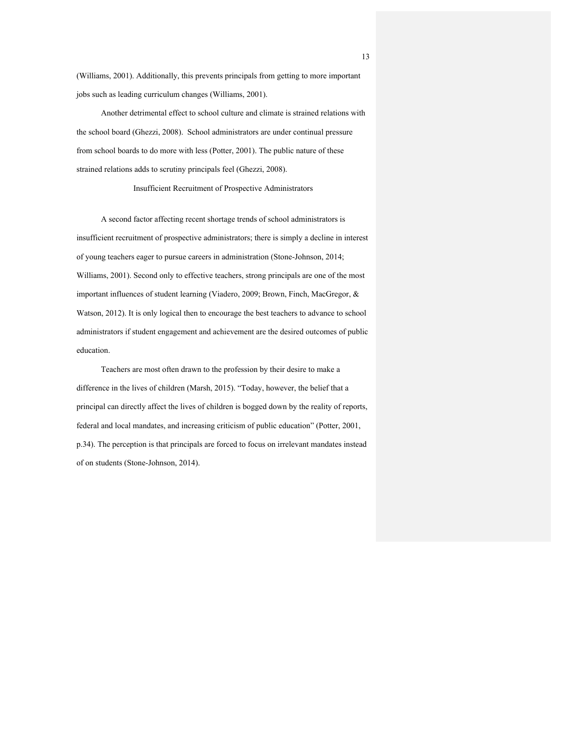(Williams, 2001). Additionally, this prevents principals from getting to more important jobs such as leading curriculum changes (Williams, 2001).

Another detrimental effect to school culture and climate is strained relations with the school board (Ghezzi, 2008). School administrators are under continual pressure from school boards to do more with less (Potter, 2001). The public nature of these strained relations adds to scrutiny principals feel (Ghezzi, 2008).

## Insufficient Recruitment of Prospective Administrators

A second factor affecting recent shortage trends of school administrators is insufficient recruitment of prospective administrators; there is simply a decline in interest of young teachers eager to pursue careers in administration (Stone-Johnson, 2014; Williams, 2001). Second only to effective teachers, strong principals are one of the most important influences of student learning (Viadero, 2009; Brown, Finch, MacGregor, & Watson, 2012). It is only logical then to encourage the best teachers to advance to school administrators if student engagement and achievement are the desired outcomes of public education.

Teachers are most often drawn to the profession by their desire to make a difference in the lives of children (Marsh, 2015). "Today, however, the belief that a principal can directly affect the lives of children is bogged down by the reality of reports, federal and local mandates, and increasing criticism of public education" (Potter, 2001, p.34). The perception is that principals are forced to focus on irrelevant mandates instead of on students (Stone-Johnson, 2014).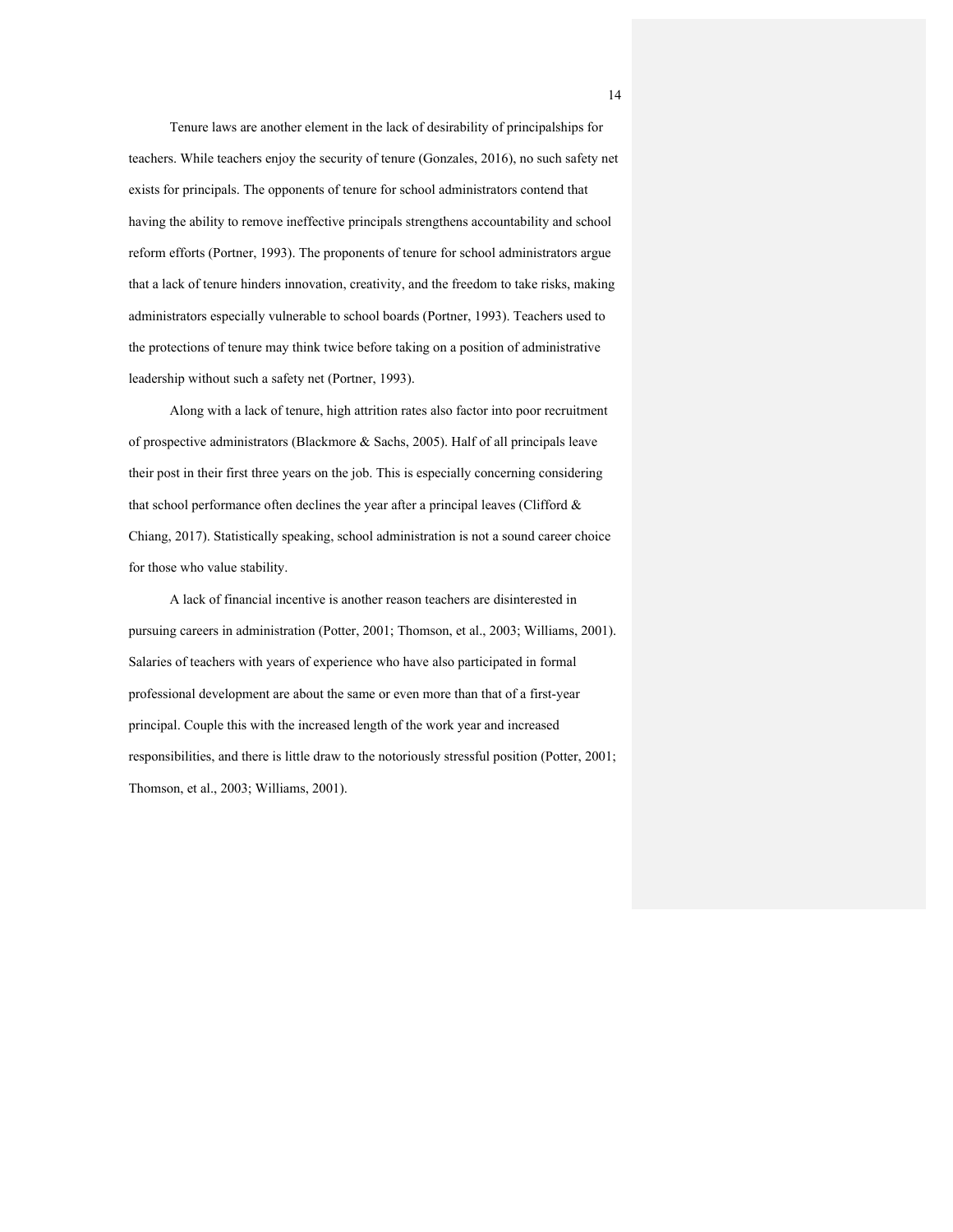Tenure laws are another element in the lack of desirability of principalships for teachers. While teachers enjoy the security of tenure (Gonzales, 2016), no such safety net exists for principals. The opponents of tenure for school administrators contend that having the ability to remove ineffective principals strengthens accountability and school reform efforts (Portner, 1993). The proponents of tenure for school administrators argue that a lack of tenure hinders innovation, creativity, and the freedom to take risks, making administrators especially vulnerable to school boards (Portner, 1993). Teachers used to the protections of tenure may think twice before taking on a position of administrative leadership without such a safety net (Portner, 1993).

Along with a lack of tenure, high attrition rates also factor into poor recruitment of prospective administrators (Blackmore & Sachs, 2005). Half of all principals leave their post in their first three years on the job. This is especially concerning considering that school performance often declines the year after a principal leaves (Clifford & Chiang, 2017). Statistically speaking, school administration is not a sound career choice for those who value stability.

A lack of financial incentive is another reason teachers are disinterested in pursuing careers in administration (Potter, 2001; Thomson, et al., 2003; Williams, 2001). Salaries of teachers with years of experience who have also participated in formal professional development are about the same or even more than that of a first-year principal. Couple this with the increased length of the work year and increased responsibilities, and there is little draw to the notoriously stressful position (Potter, 2001; Thomson, et al., 2003; Williams, 2001).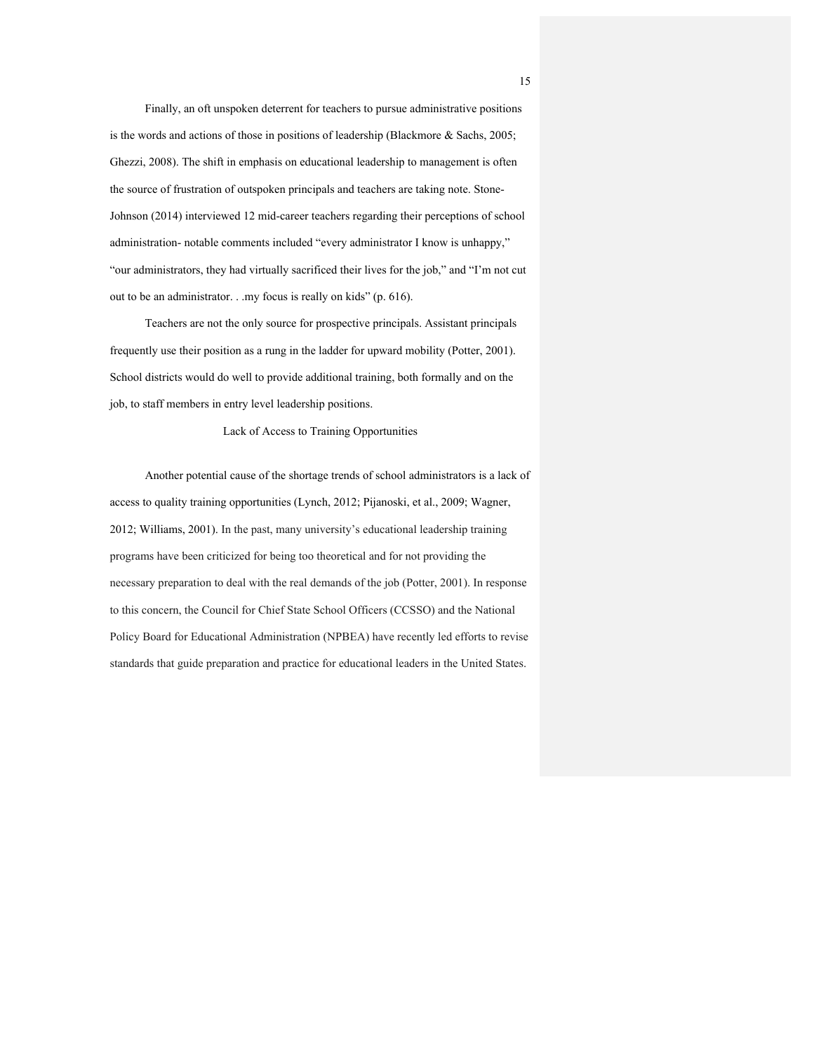Finally, an oft unspoken deterrent for teachers to pursue administrative positions is the words and actions of those in positions of leadership (Blackmore & Sachs, 2005; Ghezzi, 2008). The shift in emphasis on educational leadership to management is often the source of frustration of outspoken principals and teachers are taking note. Stone-Johnson (2014) interviewed 12 mid-career teachers regarding their perceptions of school administration- notable comments included "every administrator I know is unhappy," "our administrators, they had virtually sacrificed their lives for the job," and "I'm not cut out to be an administrator. . .my focus is really on kids" (p. 616).

Teachers are not the only source for prospective principals. Assistant principals frequently use their position as a rung in the ladder for upward mobility (Potter, 2001). School districts would do well to provide additional training, both formally and on the job, to staff members in entry level leadership positions.

## Lack of Access to Training Opportunities

Another potential cause of the shortage trends of school administrators is a lack of access to quality training opportunities (Lynch, 2012; Pijanoski, et al., 2009; Wagner, 2012; Williams, 2001). In the past, many university's educational leadership training programs have been criticized for being too theoretical and for not providing the necessary preparation to deal with the real demands of the job (Potter, 2001). In response to this concern, the Council for Chief State School Officers (CCSSO) and the National Policy Board for Educational Administration (NPBEA) have recently led efforts to revise standards that guide preparation and practice for educational leaders in the United States.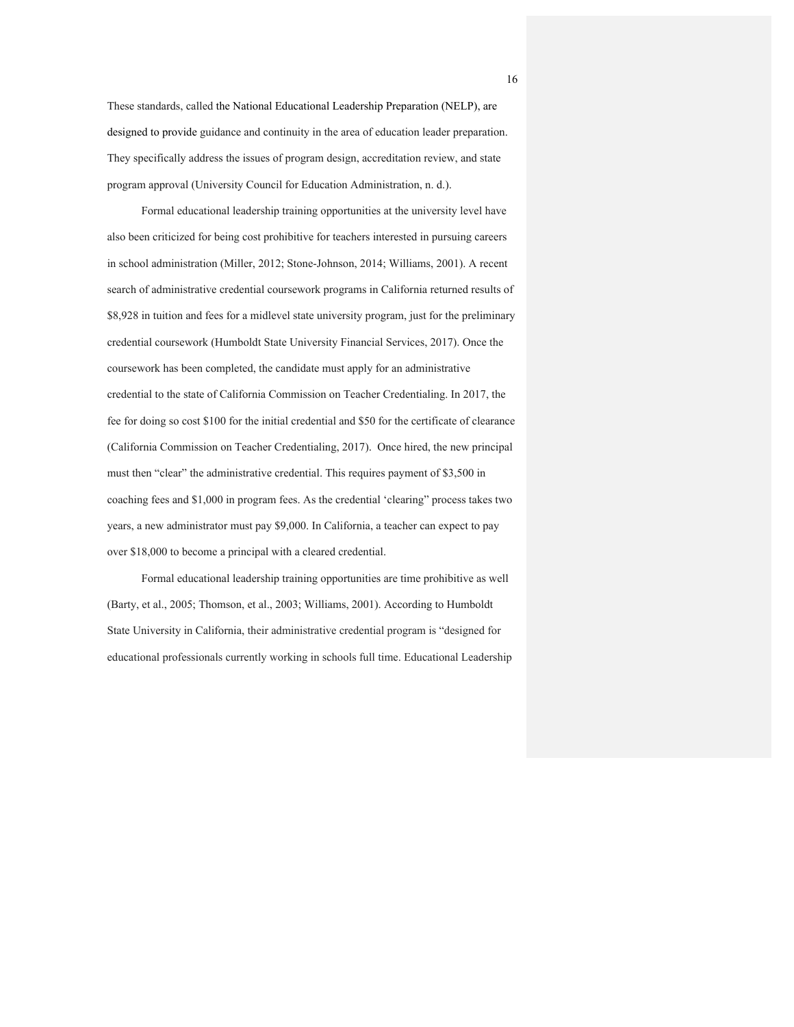These standards, called the National Educational Leadership Preparation (NELP), are designed to provide guidance and continuity in the area of education leader preparation. They specifically address the issues of program design, accreditation review, and state program approval (University Council for Education Administration, n. d.).

Formal educational leadership training opportunities at the university level have also been criticized for being cost prohibitive for teachers interested in pursuing careers in school administration (Miller, 2012; Stone-Johnson, 2014; Williams, 2001). A recent search of administrative credential coursework programs in California returned results of $8,928 in tuition and fees for a midlevel state university program, just for the preliminary credential coursework (Humboldt State University Financial Services, 2017). Once the coursework has been completed, the candidate must apply for an administrative credential to the state of California Commission on Teacher Credentialing. In 2017, the fee for doing so cost $100 for the initial credential and $50 for the certificate of clearance (California Commission on Teacher Credentialing, 2017). Once hired, the new principal must then "clear" the administrative credential. This requires payment of $3,500 in coaching fees and $1,000 in program fees. As the credential 'clearing" process takes two years, a new administrator must pay $9,000. In California, a teacher can expect to pay over $18,000 to become a principal with a cleared credential.

Formal educational leadership training opportunities are time prohibitive as well (Barty, et al., 2005; Thomson, et al., 2003; Williams, 2001). According to Humboldt State University in California, their administrative credential program is "designed for educational professionals currently working in schools full time. Educational Leadership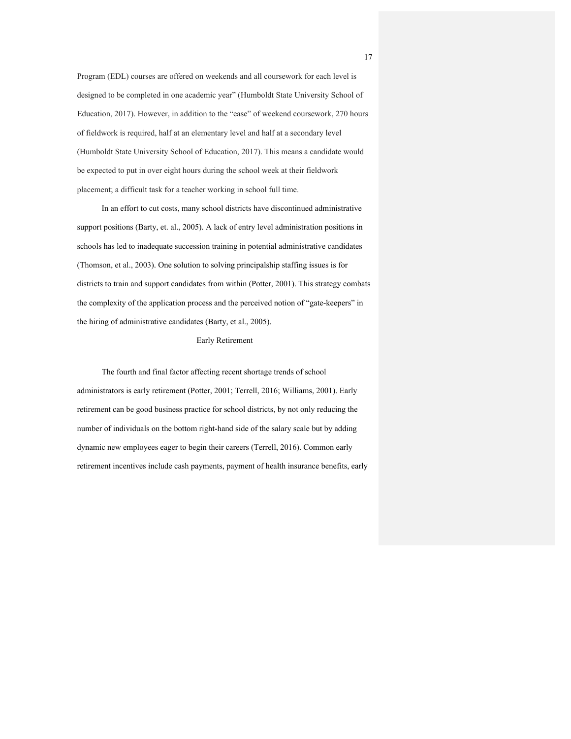Program (EDL) courses are offered on weekends and all coursework for each level is designed to be completed in one academic year" (Humboldt State University School of Education, 2017). However, in addition to the "ease" of weekend coursework, 270 hours of fieldwork is required, half at an elementary level and half at a secondary level (Humboldt State University School of Education, 2017). This means a candidate would be expected to put in over eight hours during the school week at their fieldwork placement; a difficult task for a teacher working in school full time.

In an effort to cut costs, many school districts have discontinued administrative support positions (Barty, et. al., 2005). A lack of entry level administration positions in schools has led to inadequate succession training in potential administrative candidates (Thomson, et al., 2003). One solution to solving principalship staffing issues is for districts to train and support candidates from within (Potter, 2001). This strategy combats the complexity of the application process and the perceived notion of "gate-keepers" in the hiring of administrative candidates (Barty, et al., 2005).

## Early Retirement

The fourth and final factor affecting recent shortage trends of school administrators is early retirement (Potter, 2001; Terrell, 2016; Williams, 2001). Early retirement can be good business practice for school districts, by not only reducing the number of individuals on the bottom right-hand side of the salary scale but by adding dynamic new employees eager to begin their careers (Terrell, 2016). Common early retirement incentives include cash payments, payment of health insurance benefits, early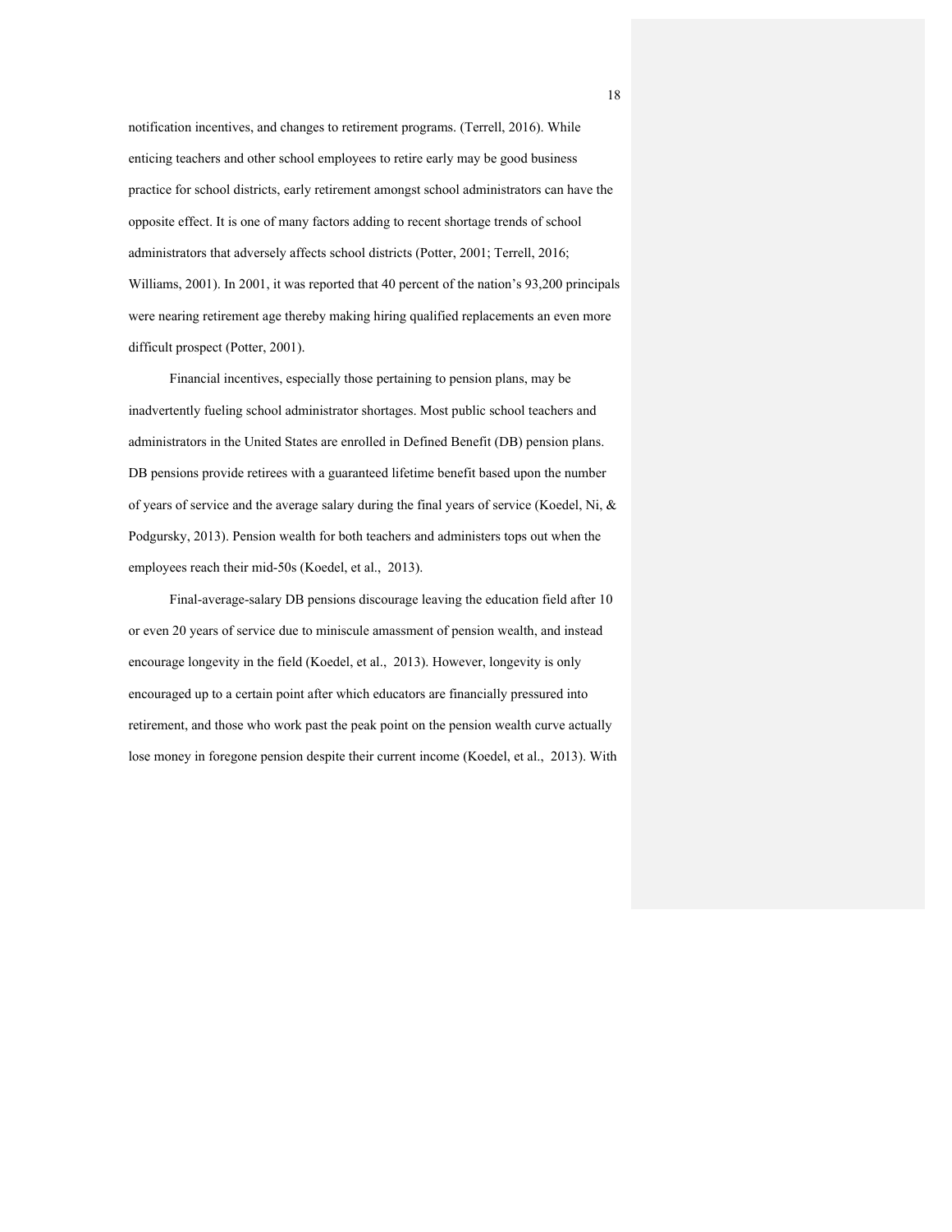notification incentives, and changes to retirement programs. (Terrell, 2016). While enticing teachers and other school employees to retire early may be good business practice for school districts, early retirement amongst school administrators can have the opposite effect. It is one of many factors adding to recent shortage trends of school administrators that adversely affects school districts (Potter, 2001; Terrell, 2016; Williams, 2001). In 2001, it was reported that 40 percent of the nation's 93,200 principals were nearing retirement age thereby making hiring qualified replacements an even more difficult prospect (Potter, 2001).

Financial incentives, especially those pertaining to pension plans, may be inadvertently fueling school administrator shortages. Most public school teachers and administrators in the United States are enrolled in Defined Benefit (DB) pension plans. DB pensions provide retirees with a guaranteed lifetime benefit based upon the number of years of service and the average salary during the final years of service (Koedel, Ni, & Podgursky, 2013). Pension wealth for both teachers and administers tops out when the employees reach their mid-50s (Koedel, et al., 2013).

Final-average-salary DB pensions discourage leaving the education field after 10 or even 20 years of service due to miniscule amassment of pension wealth, and instead encourage longevity in the field (Koedel, et al., 2013). However, longevity is only encouraged up to a certain point after which educators are financially pressured into retirement, and those who work past the peak point on the pension wealth curve actually lose money in foregone pension despite their current income (Koedel, et al., 2013). With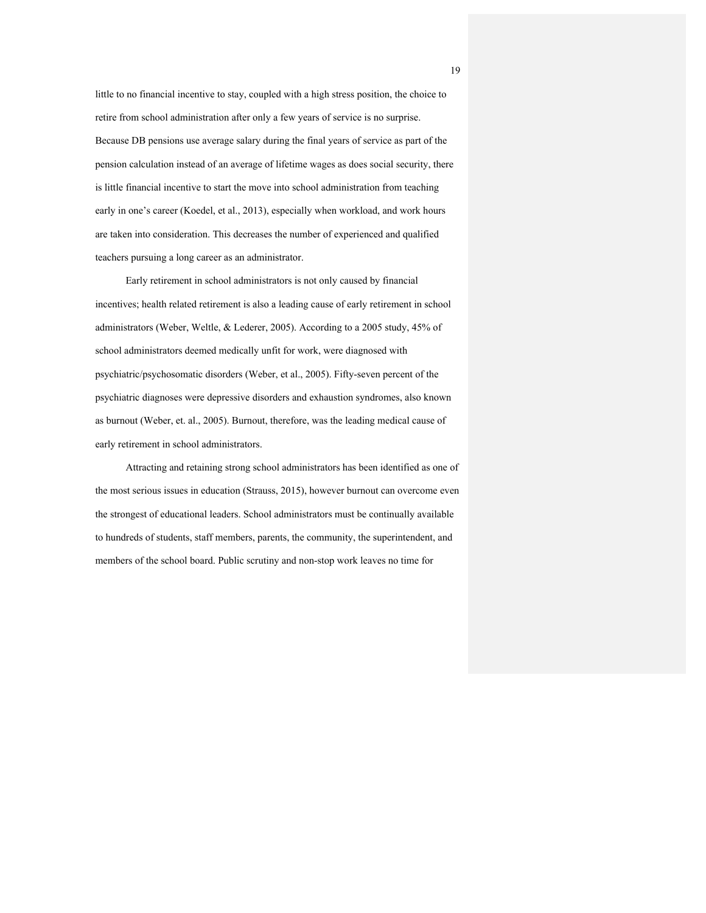little to no financial incentive to stay, coupled with a high stress position, the choice to retire from school administration after only a few years of service is no surprise. Because DB pensions use average salary during the final years of service as part of the pension calculation instead of an average of lifetime wages as does social security, there is little financial incentive to start the move into school administration from teaching early in one's career (Koedel, et al., 2013), especially when workload, and work hours are taken into consideration. This decreases the number of experienced and qualified teachers pursuing a long career as an administrator.

Early retirement in school administrators is not only caused by financial incentives; health related retirement is also a leading cause of early retirement in school administrators (Weber, Weltle, & Lederer, 2005). According to a 2005 study, 45% of school administrators deemed medically unfit for work, were diagnosed with psychiatric/psychosomatic disorders (Weber, et al., 2005). Fifty-seven percent of the psychiatric diagnoses were depressive disorders and exhaustion syndromes, also known as burnout (Weber, et. al., 2005). Burnout, therefore, was the leading medical cause of early retirement in school administrators.

Attracting and retaining strong school administrators has been identified as one of the most serious issues in education (Strauss, 2015), however burnout can overcome even the strongest of educational leaders. School administrators must be continually available to hundreds of students, staff members, parents, the community, the superintendent, and members of the school board. Public scrutiny and non-stop work leaves no time for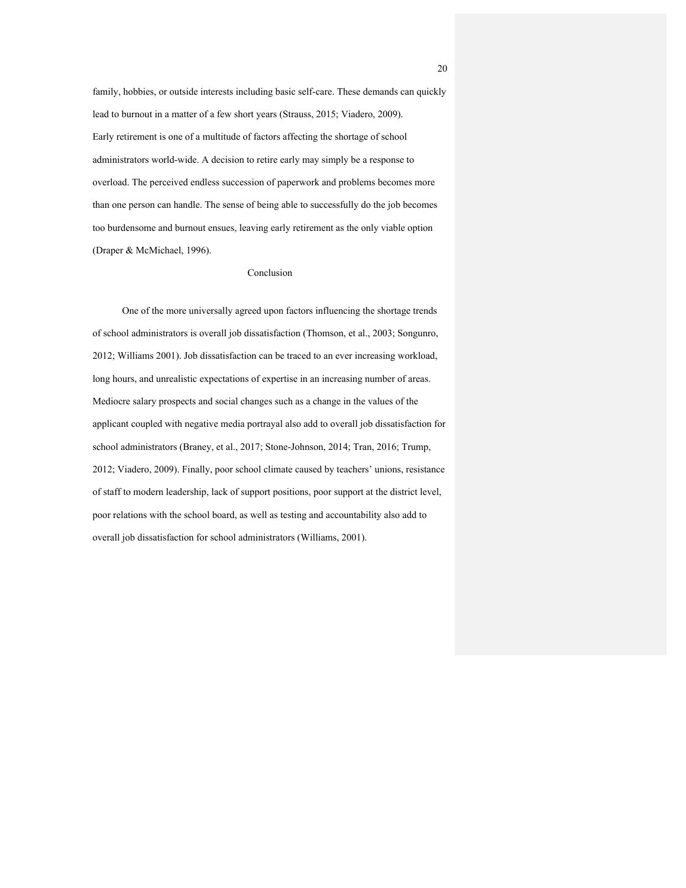family, hobbies, or outside interests including basic self-care. These demands can quickly lead to burnout in a matter of a few short years (Strauss, 2015; Viadero, 2009).

Early retirement is one of a multitude of factors affecting the shortage of school administrators world-wide. A decision to retire early may simply be a response to overload. The perceived endless succession of paperwork and problems becomes more than one person can handle. The sense of being able to successfully do the job becomes too burdensome and burnout ensues, leaving early retirement as the only viable option (Draper & McMichael, 1996).

## Conclusion

One of the more universally agreed upon factors influencing the shortage trends of school administrators is overall job dissatisfaction (Thomson, et al., 2003; Songunro, 2012; Williams 2001). Job dissatisfaction can be traced to an ever increasing workload, long hours, and unrealistic expectations of expertise in an increasing number of areas. Mediocre salary prospects and social changes such as a change in the values of the applicant coupled with negative media portrayal also add to overall job dissatisfaction for school administrators (Braney, et al., 2017; Stone-Johnson, 2014; Tran, 2016; Trump, 2012; Viadero, 2009). Finally, poor school climate caused by teachers' unions, resistance of staff to modern leadership, lack of support positions, poor support at the district level, poor relations with the school board, as well as testing and accountability also add to overall job dissatisfaction for school administrators (Williams, 2001).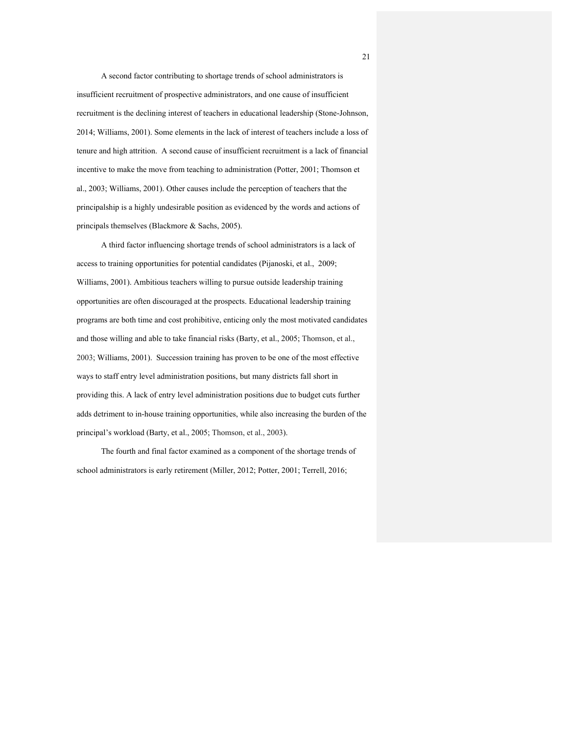A second factor contributing to shortage trends of school administrators is insufficient recruitment of prospective administrators, and one cause of insufficient recruitment is the declining interest of teachers in educational leadership (Stone-Johnson, 2014; Williams, 2001). Some elements in the lack of interest of teachers include a loss of tenure and high attrition. A second cause of insufficient recruitment is a lack of financial incentive to make the move from teaching to administration (Potter, 2001; Thomson et al., 2003; Williams, 2001). Other causes include the perception of teachers that the principalship is a highly undesirable position as evidenced by the words and actions of principals themselves (Blackmore & Sachs, 2005).

A third factor influencing shortage trends of school administrators is a lack of access to training opportunities for potential candidates (Pijanoski, et al., 2009; Williams, 2001). Ambitious teachers willing to pursue outside leadership training opportunities are often discouraged at the prospects. Educational leadership training programs are both time and cost prohibitive, enticing only the most motivated candidates and those willing and able to take financial risks (Barty, et al., 2005; Thomson, et al., 2003; Williams, 2001). Succession training has proven to be one of the most effective ways to staff entry level administration positions, but many districts fall short in providing this. A lack of entry level administration positions due to budget cuts further adds detriment to in-house training opportunities, while also increasing the burden of the principal's workload (Barty, et al., 2005; Thomson, et al., 2003).

The fourth and final factor examined as a component of the shortage trends of school administrators is early retirement (Miller, 2012; Potter, 2001; Terrell, 2016;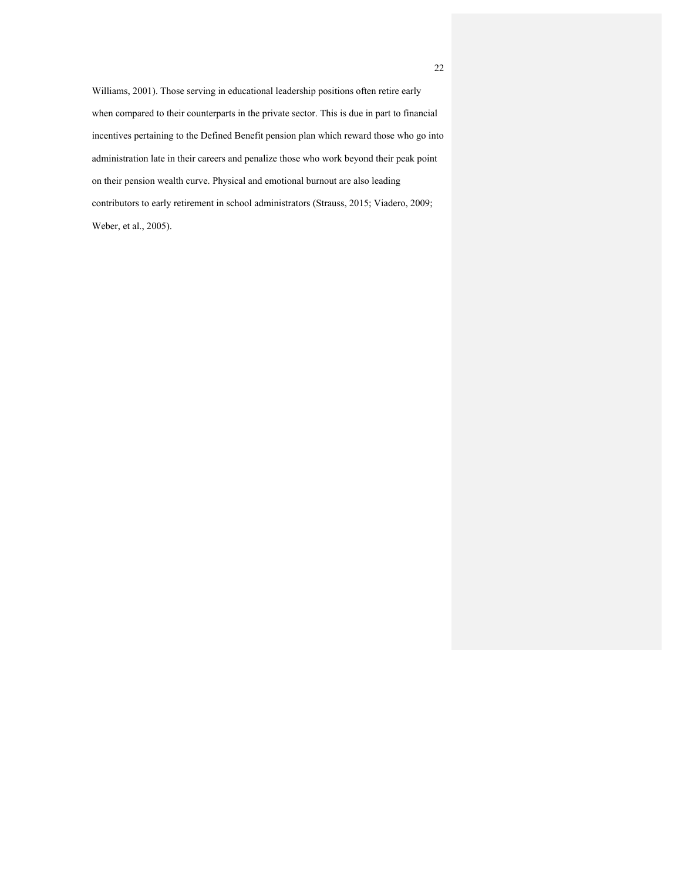Williams, 2001). Those serving in educational leadership positions often retire early when compared to their counterparts in the private sector. This is due in part to financial incentives pertaining to the Defined Benefit pension plan which reward those who go into administration late in their careers and penalize those who work beyond their peak point on their pension wealth curve. Physical and emotional burnout are also leading contributors to early retirement in school administrators (Strauss, 2015; Viadero, 2009; Weber, et al., 2005).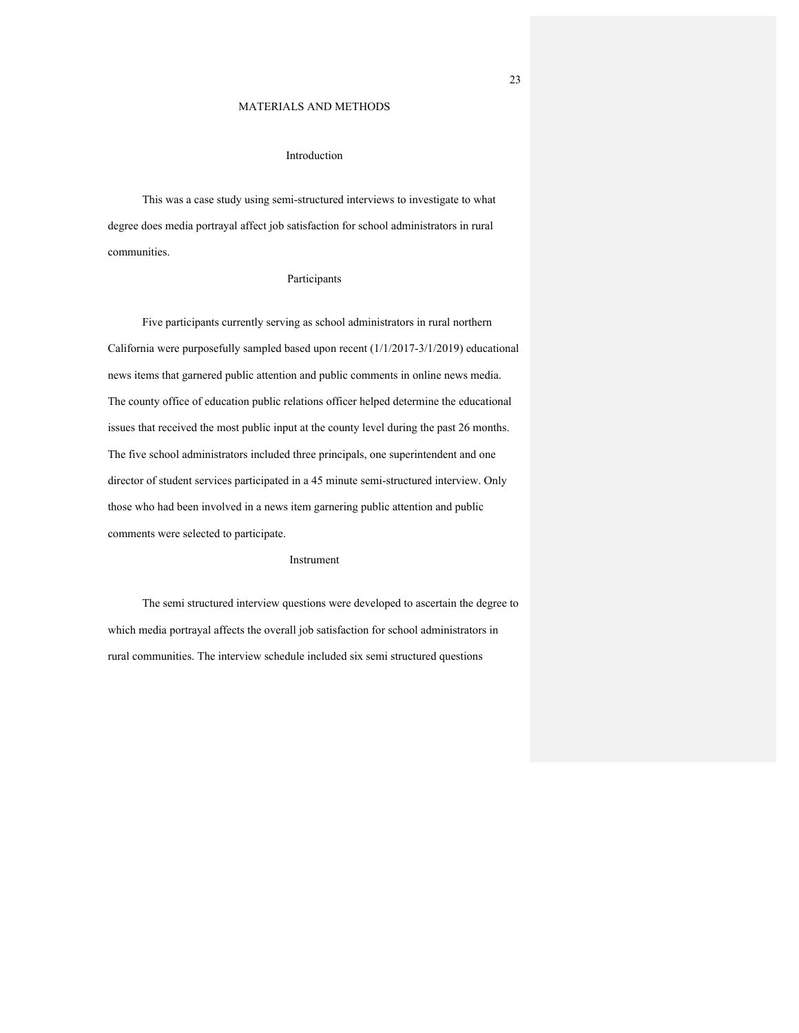# MATERIALS AND METHODS

## Introduction

This was a case study using semi-structured interviews to investigate to what degree does media portrayal affect job satisfaction for school administrators in rural communities.

## Participants

Five participants currently serving as school administrators in rural northern California were purposefully sampled based upon recent (1/1/2017-3/1/2019) educational news items that garnered public attention and public comments in online news media. The county office of education public relations officer helped determine the educational issues that received the most public input at the county level during the past 26 months. The five school administrators included three principals, one superintendent and one director of student services participated in a 45 minute semi-structured interview. Only those who had been involved in a news item garnering public attention and public comments were selected to participate.

## Instrument

The semi structured interview questions were developed to ascertain the degree to which media portrayal affects the overall job satisfaction for school administrators in rural communities. The interview schedule included six semi structured questions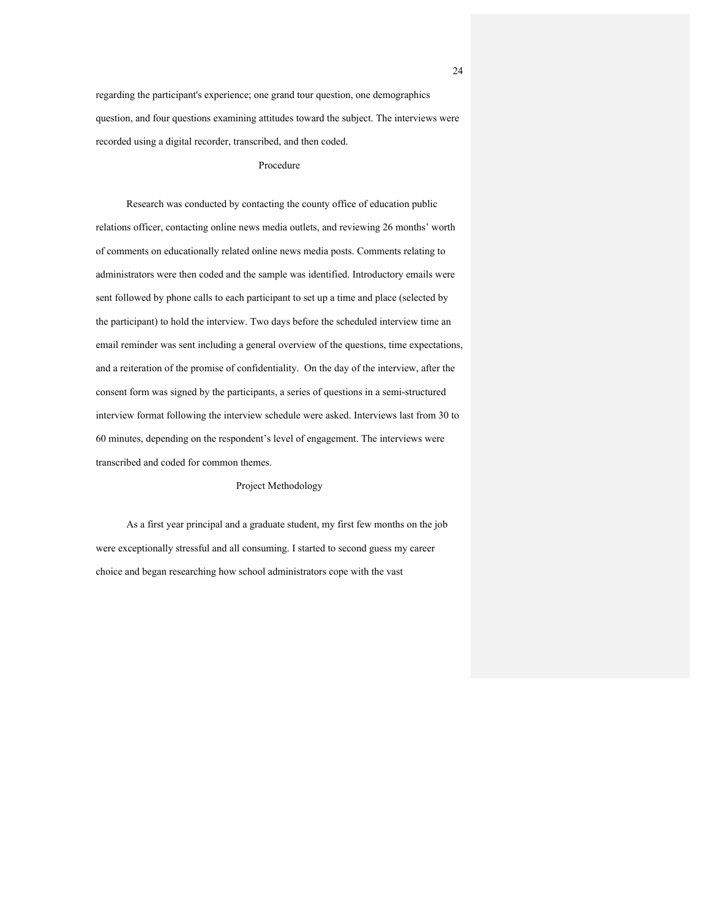regarding the participant's experience; one grand tour question, one demographics question, and four questions examining attitudes toward the subject. The interviews were recorded using a digital recorder, transcribed, and then coded.

## Procedure

Research was conducted by contacting the county office of education public relations officer, contacting online news media outlets, and reviewing 26 months' worth of comments on educationally related online news media posts. Comments relating to administrators were then coded and the sample was identified. Introductory emails were sent followed by phone calls to each participant to set up a time and place (selected by the participant) to hold the interview. Two days before the scheduled interview time an email reminder was sent including a general overview of the questions, time expectations, and a reiteration of the promise of confidentiality. On the day of the interview, after the consent form was signed by the participants, a series of questions in a semi-structured interview format following the interview schedule were asked. Interviews last from 30 to 60 minutes, depending on the respondent's level of engagement. The interviews were transcribed and coded for common themes.

## Project Methodology

As a first year principal and a graduate student, my first few months on the job were exceptionally stressful and all consuming. I started to second guess my career choice and began researching how school administrators cope with the vast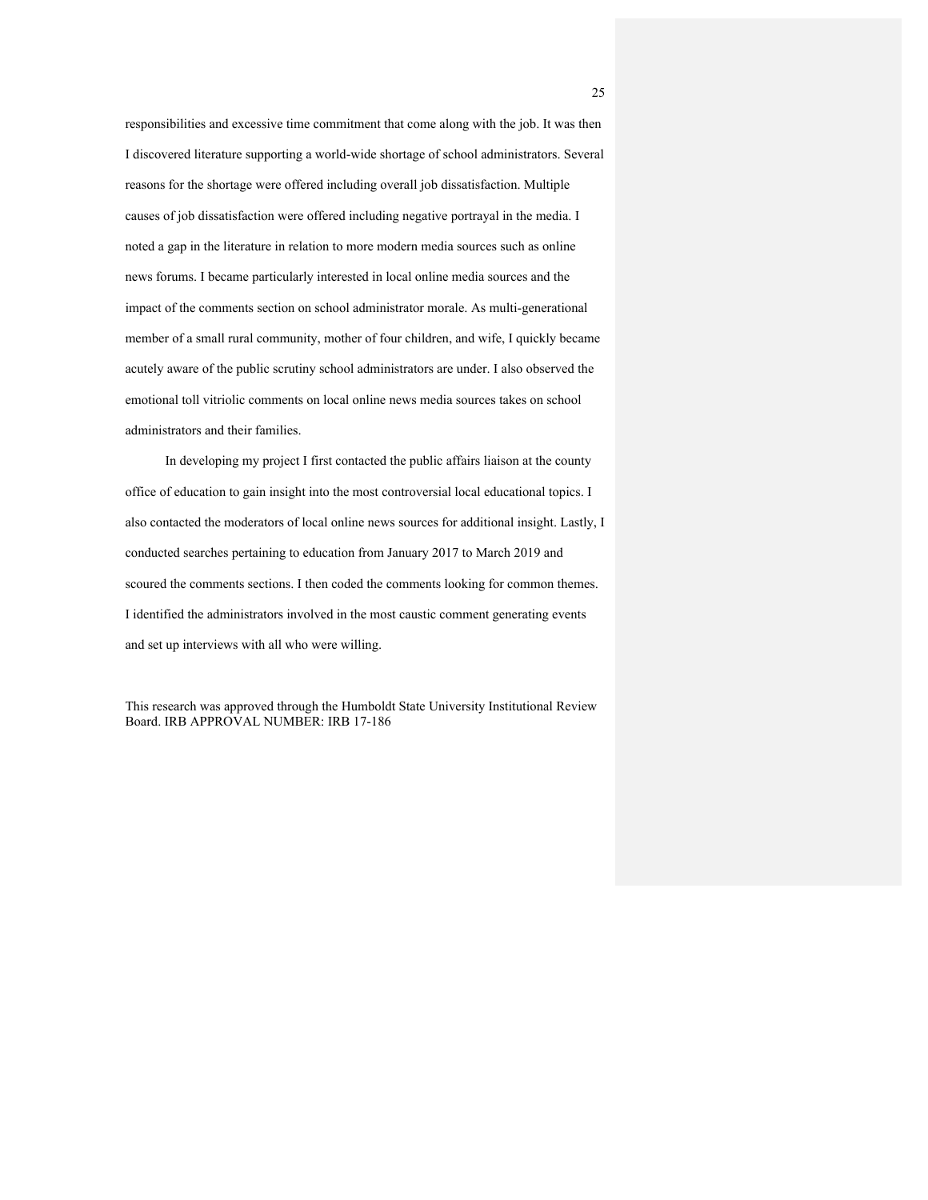responsibilities and excessive time commitment that come along with the job. It was then I discovered literature supporting a world-wide shortage of school administrators. Several reasons for the shortage were offered including overall job dissatisfaction. Multiple causes of job dissatisfaction were offered including negative portrayal in the media. I noted a gap in the literature in relation to more modern media sources such as online news forums. I became particularly interested in local online media sources and the impact of the comments section on school administrator morale. As multi-generational member of a small rural community, mother of four children, and wife, I quickly became acutely aware of the public scrutiny school administrators are under. I also observed the emotional toll vitriolic comments on local online news media sources takes on school administrators and their families.

In developing my project I first contacted the public affairs liaison at the county office of education to gain insight into the most controversial local educational topics. I also contacted the moderators of local online news sources for additional insight. Lastly, I conducted searches pertaining to education from January 2017 to March 2019 and scoured the comments sections. I then coded the comments looking for common themes. I identified the administrators involved in the most caustic comment generating events and set up interviews with all who were willing.

This research was approved through the Humboldt State University Institutional Review Board. IRB APPROVAL NUMBER: IRB 17-186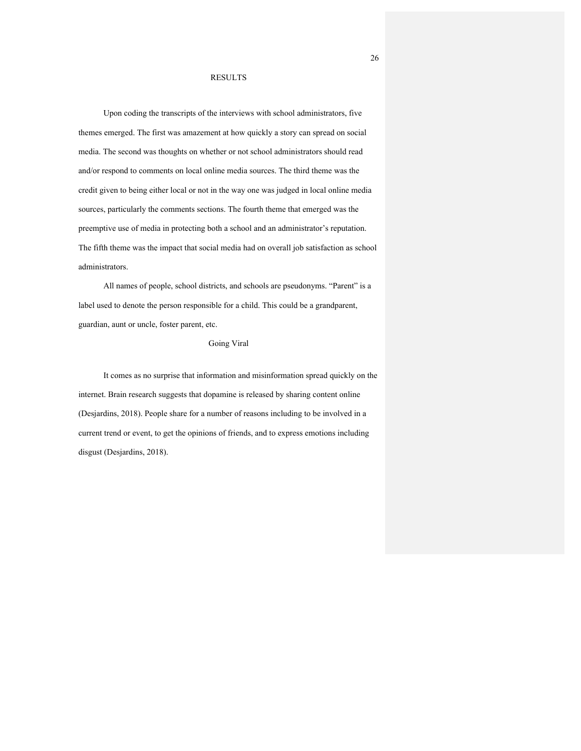# RESULTS

Upon coding the transcripts of the interviews with school administrators, five themes emerged. The first was amazement at how quickly a story can spread on social media. The second was thoughts on whether or not school administrators should read and/or respond to comments on local online media sources. The third theme was the credit given to being either local or not in the way one was judged in local online media sources, particularly the comments sections. The fourth theme that emerged was the preemptive use of media in protecting both a school and an administrator's reputation. The fifth theme was the impact that social media had on overall job satisfaction as school administrators.

All names of people, school districts, and schools are pseudonyms. "Parent" is a label used to denote the person responsible for a child. This could be a grandparent, guardian, aunt or uncle, foster parent, etc.

## Going Viral

It comes as no surprise that information and misinformation spread quickly on the internet. Brain research suggests that dopamine is released by sharing content online (Desjardins, 2018). People share for a number of reasons including to be involved in a current trend or event, to get the opinions of friends, and to express emotions including disgust (Desjardins, 2018).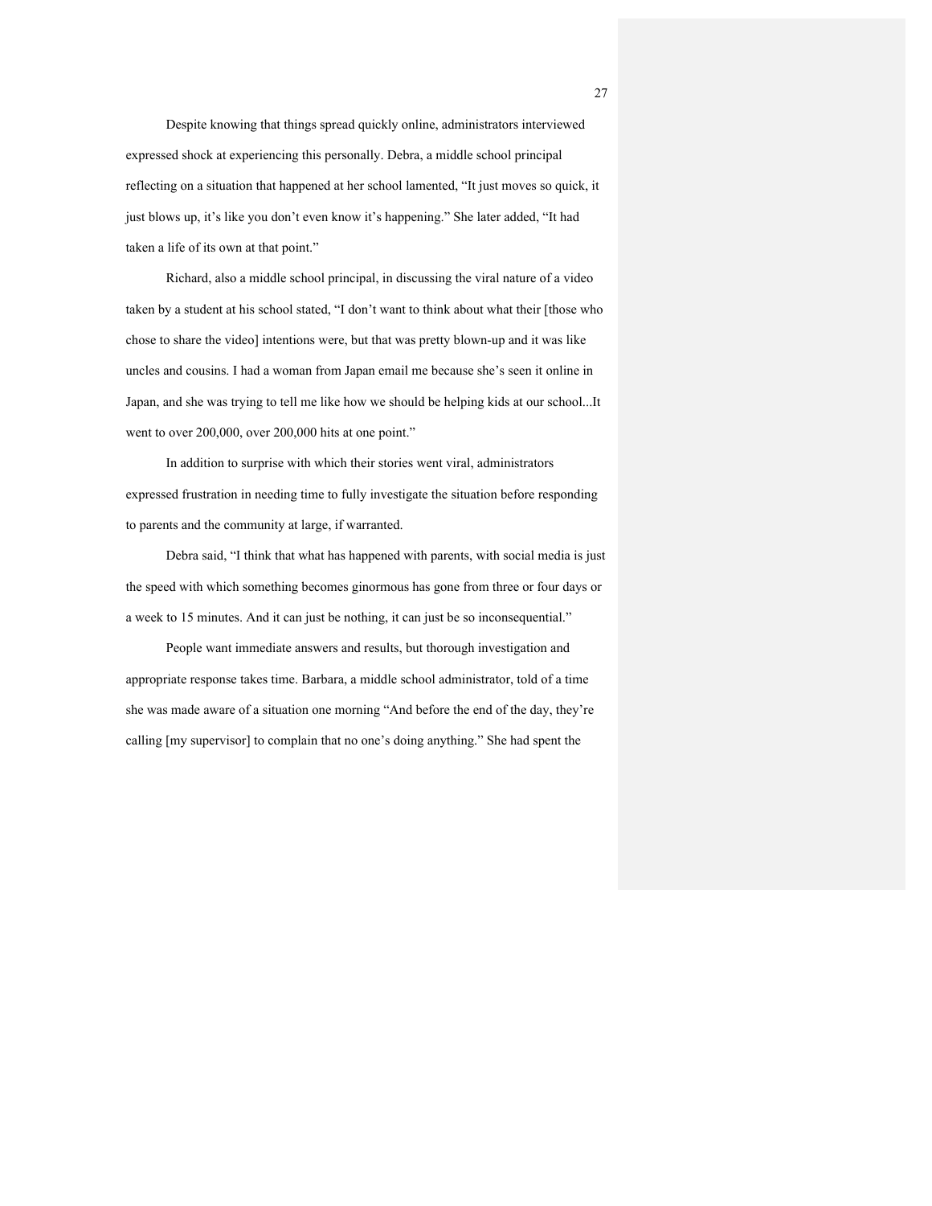Despite knowing that things spread quickly online, administrators interviewed expressed shock at experiencing this personally. Debra, a middle school principal reflecting on a situation that happened at her school lamented, “It just moves so quick, it just blows up, it’s like you don’t even know it’s happening.” She later added, “It had taken a life of its own at that point.”

Richard, also a middle school principal, in discussing the viral nature of a video taken by a student at his school stated, “I don’t want to think about what their [those who chose to share the video] intentions were, but that was pretty blown-up and it was like uncles and cousins. I had a woman from Japan email me because she’s seen it online in Japan, and she was trying to tell me like how we should be helping kids at our school...It went to over 200,000, over 200,000 hits at one point.”

In addition to surprise with which their stories went viral, administrators expressed frustration in needing time to fully investigate the situation before responding to parents and the community at large, if warranted.

Debra said, “I think that what has happened with parents, with social media is just the speed with which something becomes ginormous has gone from three or four days or a week to 15 minutes. And it can just be nothing, it can just be so inconsequential.”

People want immediate answers and results, but thorough investigation and appropriate response takes time. Barbara, a middle school administrator, told of a time she was made aware of a situation one morning “And before the end of the day, they’re calling [my supervisor] to complain that no one’s doing anything.” She had spent the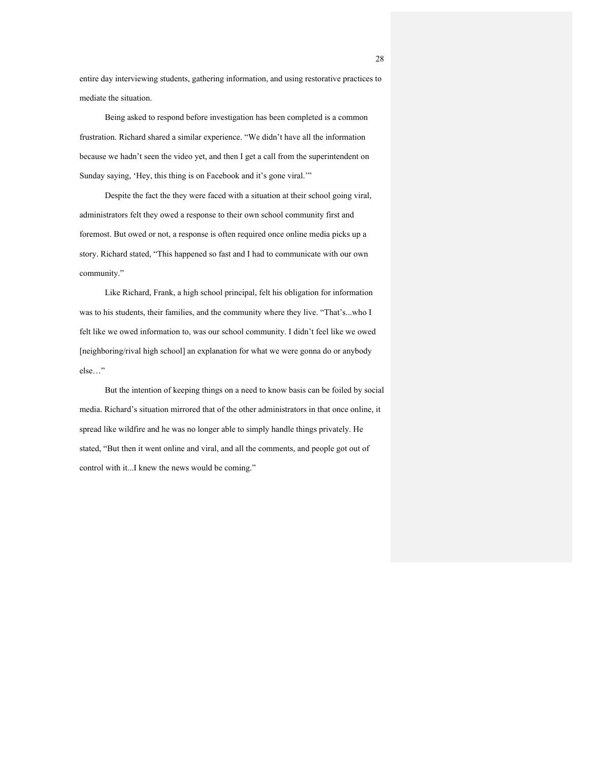entire day interviewing students, gathering information, and using restorative practices to mediate the situation.

Being asked to respond before investigation has been completed is a common frustration. Richard shared a similar experience. "We didn't have all the information because we hadn't seen the video yet, and then I get a call from the superintendent on Sunday saying, 'Hey, this thing is on Facebook and it's gone viral.'"

Despite the fact the they were faced with a situation at their school going viral, administrators felt they owed a response to their own school community first and foremost. But owed or not, a response is often required once online media picks up a story. Richard stated, "This happened so fast and I had to communicate with our own community."

Like Richard, Frank, a high school principal, felt his obligation for information was to his students, their families, and the community where they live. "That's...who I felt like we owed information to, was our school community. I didn't feel like we owed [neighboring/rival high school] an explanation for what we were gonna do or anybody else…"

But the intention of keeping things on a need to know basis can be foiled by social media. Richard's situation mirrored that of the other administrators in that once online, it spread like wildfire and he was no longer able to simply handle things privately. He stated, "But then it went online and viral, and all the comments, and people got out of control with it...I knew the news would be coming."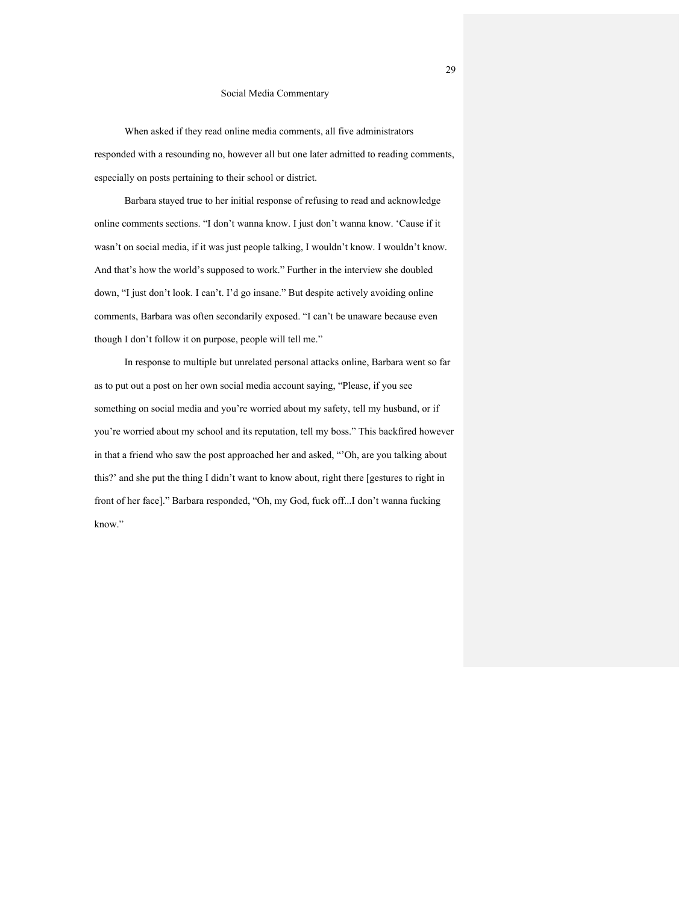## Social Media Commentary

When asked if they read online media comments, all five administrators responded with a resounding no, however all but one later admitted to reading comments, especially on posts pertaining to their school or district.

Barbara stayed true to her initial response of refusing to read and acknowledge online comments sections. "I don't wanna know. I just don't wanna know. 'Cause if it wasn't on social media, if it was just people talking, I wouldn't know. I wouldn't know. And that's how the world's supposed to work." Further in the interview she doubled down, "I just don't look. I can't. I'd go insane." But despite actively avoiding online comments, Barbara was often secondarily exposed. "I can't be unaware because even though I don't follow it on purpose, people will tell me."

In response to multiple but unrelated personal attacks online, Barbara went so far as to put out a post on her own social media account saying, "Please, if you see something on social media and you're worried about my safety, tell my husband, or if you're worried about my school and its reputation, tell my boss." This backfired however in that a friend who saw the post approached her and asked, "'Oh, are you talking about this?' and she put the thing I didn't want to know about, right there [gestures to right in front of her face]." Barbara responded, "Oh, my God, fuck off...I don't wanna fucking know."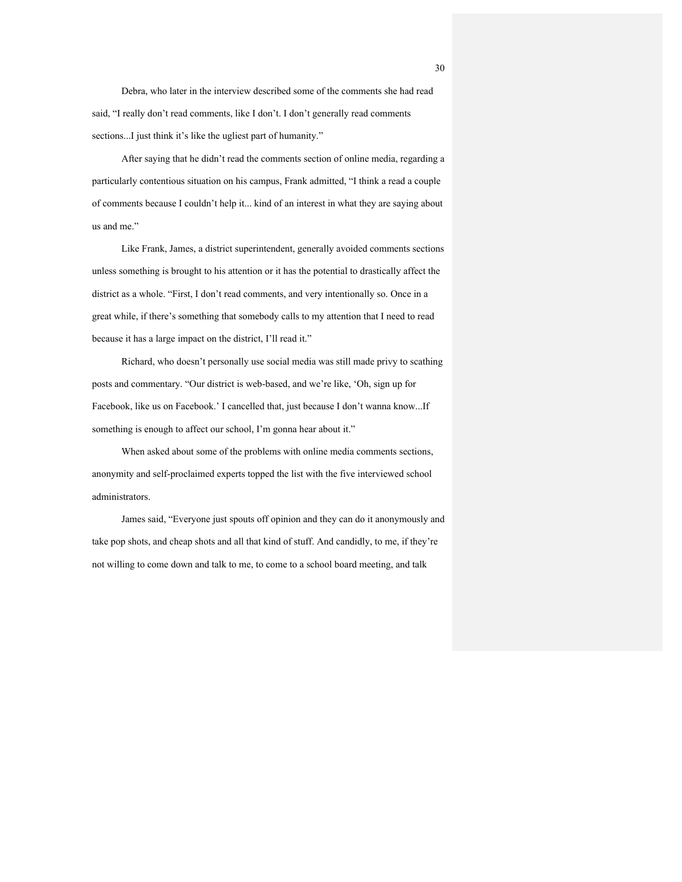Debra, who later in the interview described some of the comments she had read said, “I really don’t read comments, like I don’t. I don’t generally read comments sections...I just think it’s like the ugliest part of humanity.”

After saying that he didn’t read the comments section of online media, regarding a particularly contentious situation on his campus, Frank admitted, “I think a read a couple of comments because I couldn’t help it... kind of an interest in what they are saying about us and me.”

Like Frank, James, a district superintendent, generally avoided comments sections unless something is brought to his attention or it has the potential to drastically affect the district as a whole. “First, I don’t read comments, and very intentionally so. Once in a great while, if there’s something that somebody calls to my attention that I need to read because it has a large impact on the district, I’ll read it.”

Richard, who doesn’t personally use social media was still made privy to scathing posts and commentary. “Our district is web-based, and we’re like, ‘Oh, sign up for Facebook, like us on Facebook.’ I cancelled that, just because I don’t wanna know...If something is enough to affect our school, I’m gonna hear about it.”

When asked about some of the problems with online media comments sections, anonymity and self-proclaimed experts topped the list with the five interviewed school administrators.

James said, “Everyone just spouts off opinion and they can do it anonymously and take pop shots, and cheap shots and all that kind of stuff. And candidly, to me, if they’re not willing to come down and talk to me, to come to a school board meeting, and talk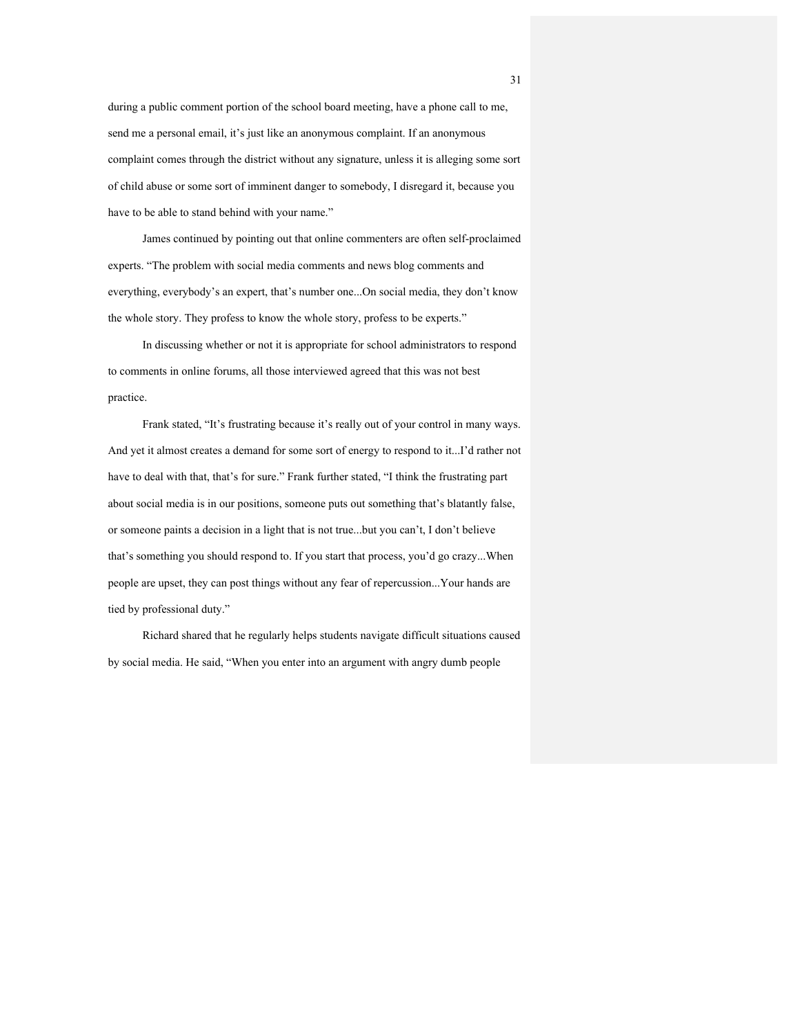during a public comment portion of the school board meeting, have a phone call to me, send me a personal email, it's just like an anonymous complaint. If an anonymous complaint comes through the district without any signature, unless it is alleging some sort of child abuse or some sort of imminent danger to somebody, I disregard it, because you have to be able to stand behind with your name."

James continued by pointing out that online commenters are often self-proclaimed experts. "The problem with social media comments and news blog comments and everything, everybody's an expert, that's number one...On social media, they don't know the whole story. They profess to know the whole story, profess to be experts."

In discussing whether or not it is appropriate for school administrators to respond to comments in online forums, all those interviewed agreed that this was not best practice.

Frank stated, "It's frustrating because it's really out of your control in many ways. And yet it almost creates a demand for some sort of energy to respond to it...I'd rather not have to deal with that, that's for sure." Frank further stated, "I think the frustrating part about social media is in our positions, someone puts out something that's blatantly false, or someone paints a decision in a light that is not true...but you can't, I don't believe that's something you should respond to. If you start that process, you'd go crazy...When people are upset, they can post things without any fear of repercussion...Your hands are tied by professional duty."

Richard shared that he regularly helps students navigate difficult situations caused by social media. He said, "When you enter into an argument with angry dumb people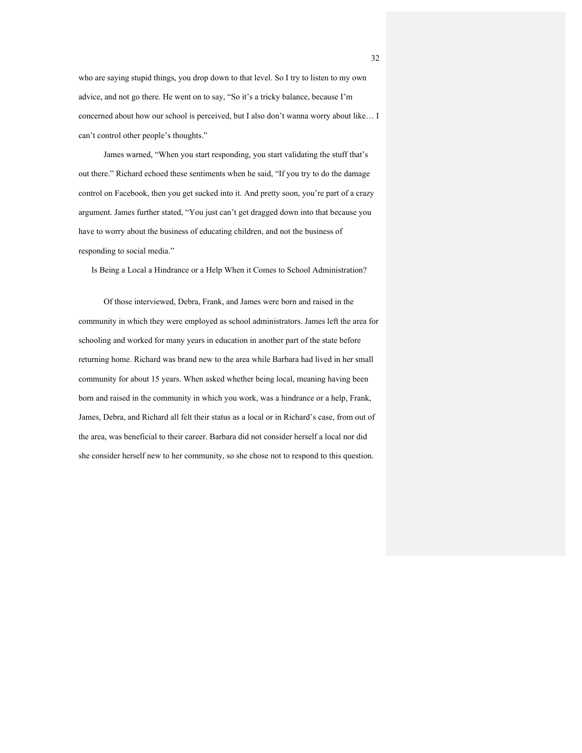who are saying stupid things, you drop down to that level. So I try to listen to my own advice, and not go there. He went on to say, “So it’s a tricky balance, because I’m concerned about how our school is perceived, but I also don’t wanna worry about like… I can’t control other people’s thoughts.”

James warned, “When you start responding, you start validating the stuff that’s out there.” Richard echoed these sentiments when he said, “If you try to do the damage control on Facebook, then you get sucked into it. And pretty soon, you’re part of a crazy argument. James further stated, “You just can’t get dragged down into that because you have to worry about the business of educating children, and not the business of responding to social media.”

## Is Being a Local a Hindrance or a Help When it Comes to School Administration?

Of those interviewed, Debra, Frank, and James were born and raised in the community in which they were employed as school administrators. James left the area for schooling and worked for many years in education in another part of the state before returning home. Richard was brand new to the area while Barbara had lived in her small community for about 15 years. When asked whether being local, meaning having been born and raised in the community in which you work, was a hindrance or a help, Frank, James, Debra, and Richard all felt their status as a local or in Richard’s case, from out of the area, was beneficial to their career. Barbara did not consider herself a local nor did she consider herself new to her community, so she chose not to respond to this question.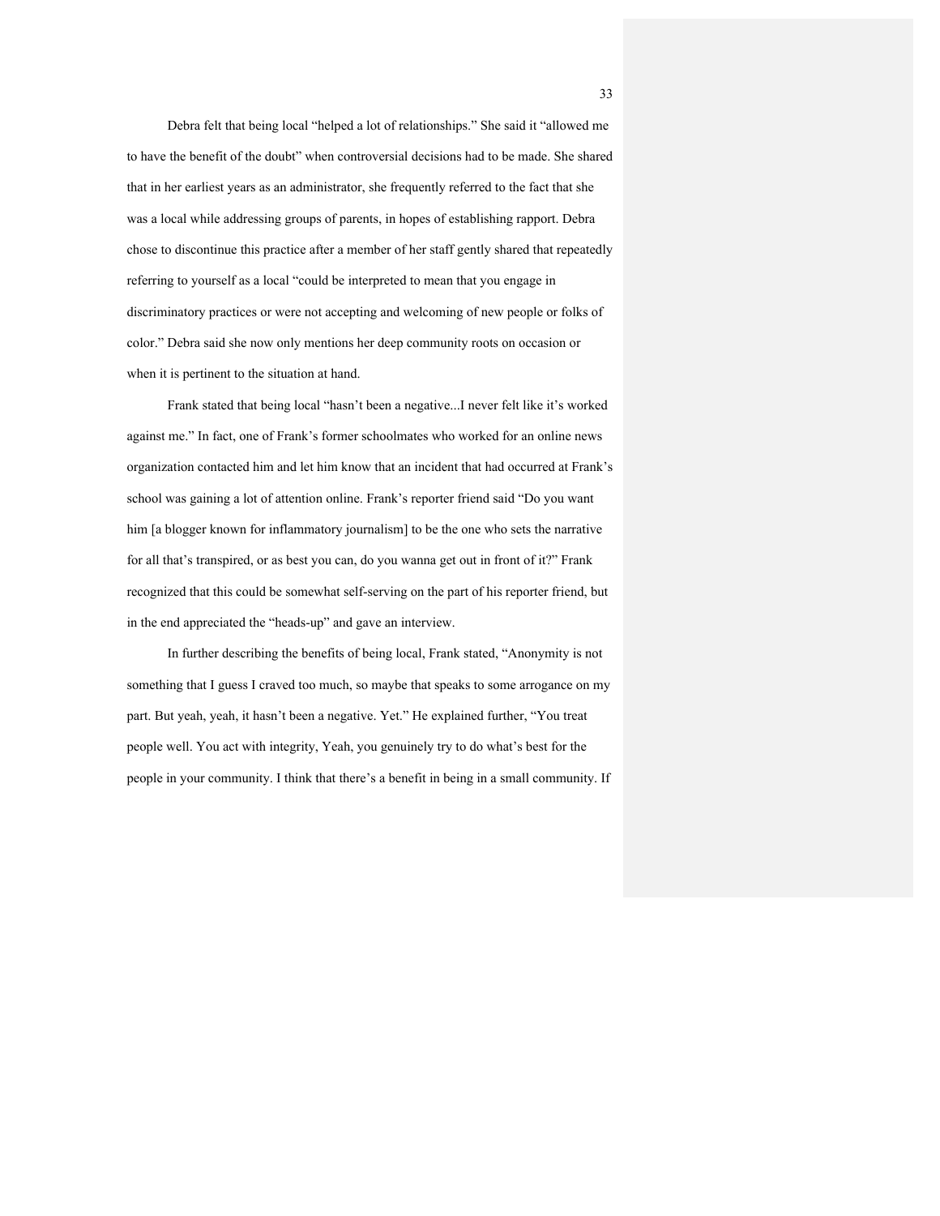Debra felt that being local "helped a lot of relationships." She said it "allowed me to have the benefit of the doubt" when controversial decisions had to be made. She shared that in her earliest years as an administrator, she frequently referred to the fact that she was a local while addressing groups of parents, in hopes of establishing rapport. Debra chose to discontinue this practice after a member of her staff gently shared that repeatedly referring to yourself as a local "could be interpreted to mean that you engage in discriminatory practices or were not accepting and welcoming of new people or folks of color." Debra said she now only mentions her deep community roots on occasion or when it is pertinent to the situation at hand.

Frank stated that being local "hasn't been a negative...I never felt like it's worked against me." In fact, one of Frank's former schoolmates who worked for an online news organization contacted him and let him know that an incident that had occurred at Frank's school was gaining a lot of attention online. Frank's reporter friend said "Do you want him [a blogger known for inflammatory journalism] to be the one who sets the narrative for all that's transpired, or as best you can, do you wanna get out in front of it?" Frank recognized that this could be somewhat self-serving on the part of his reporter friend, but in the end appreciated the "heads-up" and gave an interview.

In further describing the benefits of being local, Frank stated, "Anonymity is not something that I guess I craved too much, so maybe that speaks to some arrogance on my part. But yeah, yeah, it hasn't been a negative. Yet." He explained further, "You treat people well. You act with integrity, Yeah, you genuinely try to do what's best for the people in your community. I think that there's a benefit in being in a small community. If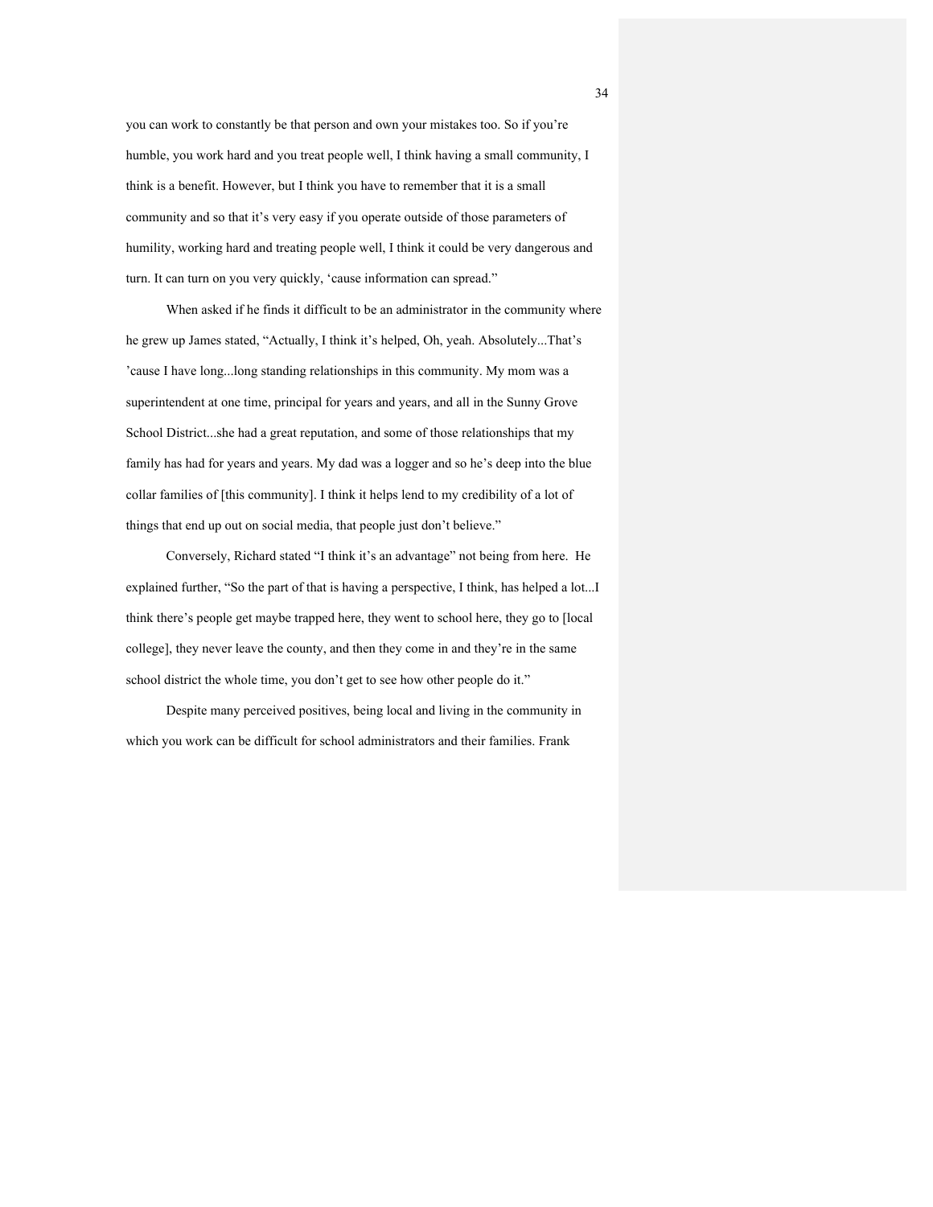you can work to constantly be that person and own your mistakes too. So if you're humble, you work hard and you treat people well, I think having a small community, I think is a benefit. However, but I think you have to remember that it is a small community and so that it's very easy if you operate outside of those parameters of humility, working hard and treating people well, I think it could be very dangerous and turn. It can turn on you very quickly, 'cause information can spread."

When asked if he finds it difficult to be an administrator in the community where he grew up James stated, "Actually, I think it's helped, Oh, yeah. Absolutely...That's 'cause I have long...long standing relationships in this community. My mom was a superintendent at one time, principal for years and years, and all in the Sunny Grove School District...she had a great reputation, and some of those relationships that my family has had for years and years. My dad was a logger and so he's deep into the blue collar families of [this community]. I think it helps lend to my credibility of a lot of things that end up out on social media, that people just don't believe."

Conversely, Richard stated "I think it's an advantage" not being from here. He explained further, "So the part of that is having a perspective, I think, has helped a lot...I think there's people get maybe trapped here, they went to school here, they go to [local college], they never leave the county, and then they come in and they're in the same school district the whole time, you don't get to see how other people do it."

Despite many perceived positives, being local and living in the community in which you work can be difficult for school administrators and their families. Frank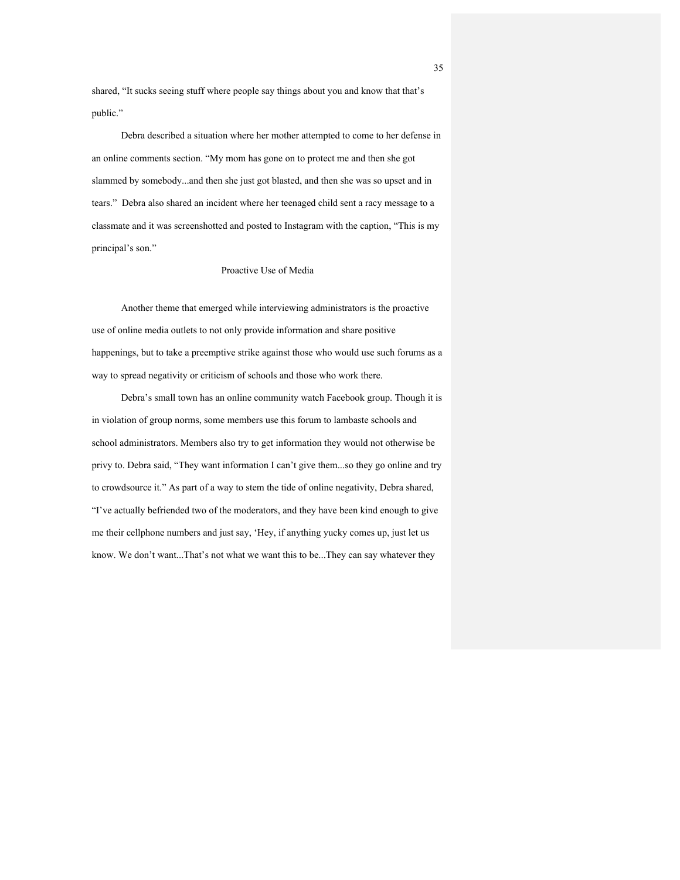shared, "It sucks seeing stuff where people say things about you and know that that's public."

Debra described a situation where her mother attempted to come to her defense in an online comments section. "My mom has gone on to protect me and then she got slammed by somebody...and then she just got blasted, and then she was so upset and in tears." Debra also shared an incident where her teenaged child sent a racy message to a classmate and it was screenshotted and posted to Instagram with the caption, "This is my principal's son."

## Proactive Use of Media

Another theme that emerged while interviewing administrators is the proactive use of online media outlets to not only provide information and share positive happenings, but to take a preemptive strike against those who would use such forums as a way to spread negativity or criticism of schools and those who work there.

Debra's small town has an online community watch Facebook group. Though it is in violation of group norms, some members use this forum to lambaste schools and school administrators. Members also try to get information they would not otherwise be privy to. Debra said, "They want information I can't give them...so they go online and try to crowdsource it." As part of a way to stem the tide of online negativity, Debra shared, "I've actually befriended two of the moderators, and they have been kind enough to give me their cellphone numbers and just say, 'Hey, if anything yucky comes up, just let us know. We don't want...That's not what we want this to be...They can say whatever they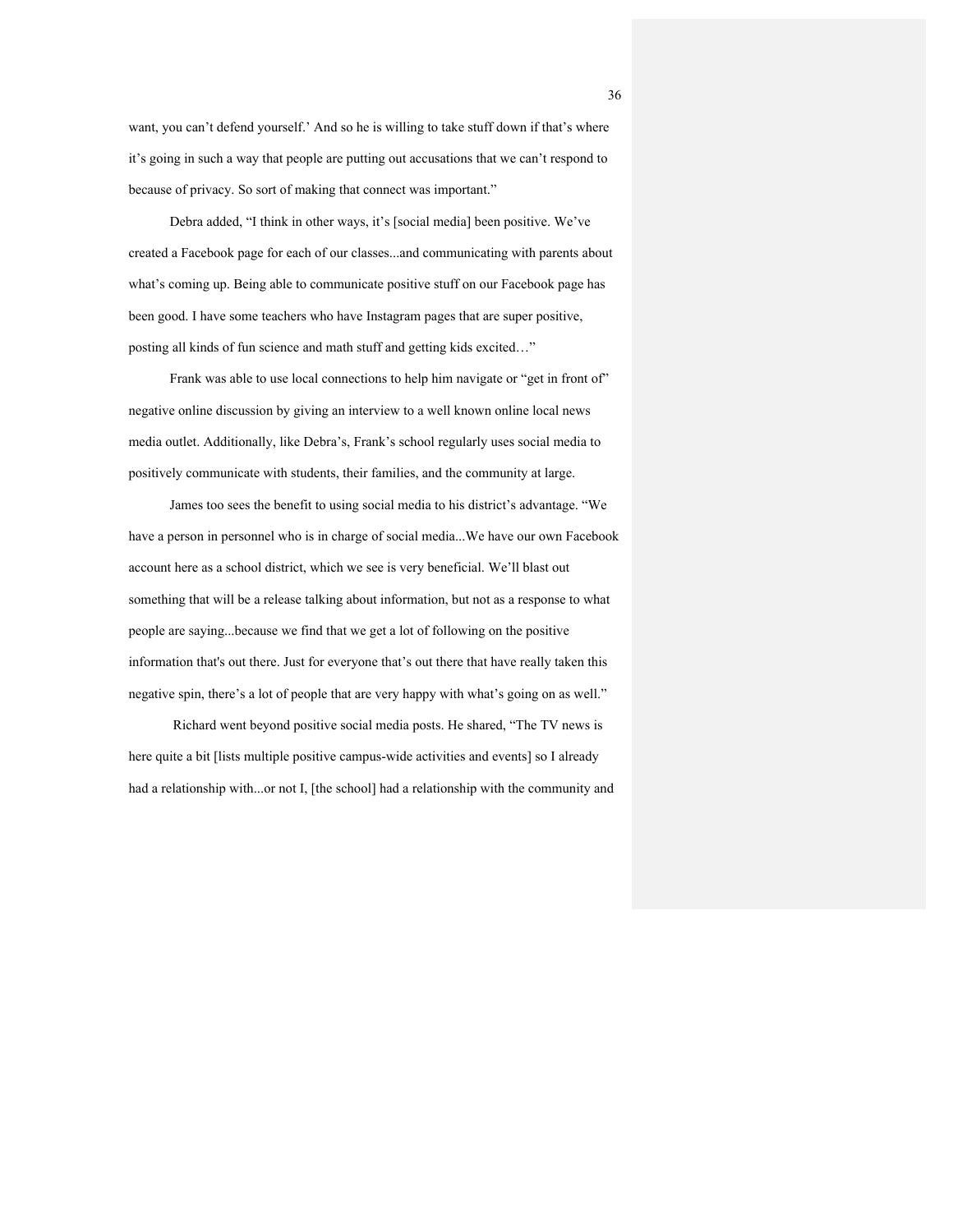want, you can't defend yourself.' And so he is willing to take stuff down if that's where it's going in such a way that people are putting out accusations that we can't respond to because of privacy. So sort of making that connect was important."

Debra added, "I think in other ways, it's [social media] been positive. We've created a Facebook page for each of our classes...and communicating with parents about what's coming up. Being able to communicate positive stuff on our Facebook page has been good. I have some teachers who have Instagram pages that are super positive, posting all kinds of fun science and math stuff and getting kids excited…"

Frank was able to use local connections to help him navigate or "get in front of" negative online discussion by giving an interview to a well known online local news media outlet. Additionally, like Debra's, Frank's school regularly uses social media to positively communicate with students, their families, and the community at large.

James too sees the benefit to using social media to his district's advantage. "We have a person in personnel who is in charge of social media...We have our own Facebook account here as a school district, which we see is very beneficial. We'll blast out something that will be a release talking about information, but not as a response to what people are saying...because we find that we get a lot of following on the positive information that's out there. Just for everyone that's out there that have really taken this negative spin, there's a lot of people that are very happy with what's going on as well."

Richard went beyond positive social media posts. He shared, "The TV news is here quite a bit [lists multiple positive campus-wide activities and events] so I already had a relationship with...or not I, [the school] had a relationship with the community and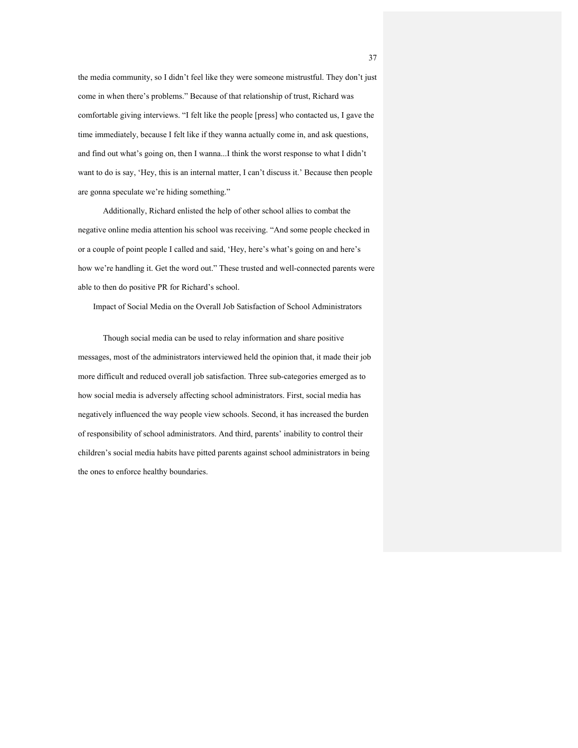the media community, so I didn't feel like they were someone mistrustful. They don't just come in when there's problems." Because of that relationship of trust, Richard was comfortable giving interviews. "I felt like the people [press] who contacted us, I gave the time immediately, because I felt like if they wanna actually come in, and ask questions, and find out what's going on, then I wanna...I think the worst response to what I didn't want to do is say, 'Hey, this is an internal matter, I can't discuss it.' Because then people are gonna speculate we're hiding something."

Additionally, Richard enlisted the help of other school allies to combat the negative online media attention his school was receiving. "And some people checked in or a couple of point people I called and said, 'Hey, here's what's going on and here's how we're handling it. Get the word out." These trusted and well-connected parents were able to then do positive PR for Richard's school.

## Impact of Social Media on the Overall Job Satisfaction of School Administrators

Though social media can be used to relay information and share positive messages, most of the administrators interviewed held the opinion that, it made their job more difficult and reduced overall job satisfaction. Three sub-categories emerged as to how social media is adversely affecting school administrators. First, social media has negatively influenced the way people view schools. Second, it has increased the burden of responsibility of school administrators. And third, parents' inability to control their children's social media habits have pitted parents against school administrators in being the ones to enforce healthy boundaries.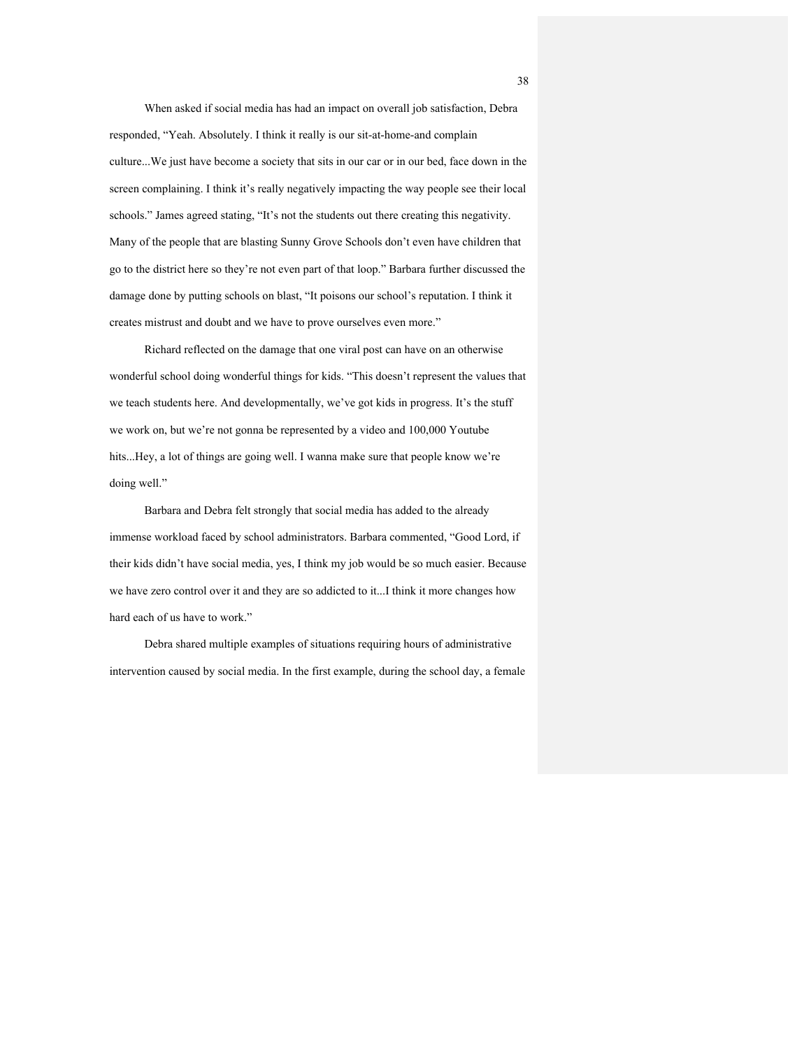When asked if social media has had an impact on overall job satisfaction, Debra responded, “Yeah. Absolutely. I think it really is our sit-at-home-and complain culture...We just have become a society that sits in our car or in our bed, face down in the screen complaining. I think it’s really negatively impacting the way people see their local schools.” James agreed stating, “It’s not the students out there creating this negativity. Many of the people that are blasting Sunny Grove Schools don’t even have children that go to the district here so they’re not even part of that loop.” Barbara further discussed the damage done by putting schools on blast, “It poisons our school’s reputation. I think it creates mistrust and doubt and we have to prove ourselves even more.”

Richard reflected on the damage that one viral post can have on an otherwise wonderful school doing wonderful things for kids. “This doesn’t represent the values that we teach students here. And developmentally, we’ve got kids in progress. It’s the stuff we work on, but we’re not gonna be represented by a video and 100,000 Youtube hits...Hey, a lot of things are going well. I wanna make sure that people know we’re doing well.”

Barbara and Debra felt strongly that social media has added to the already immense workload faced by school administrators. Barbara commented, “Good Lord, if their kids didn’t have social media, yes, I think my job would be so much easier. Because we have zero control over it and they are so addicted to it...I think it more changes how hard each of us have to work.”

Debra shared multiple examples of situations requiring hours of administrative intervention caused by social media. In the first example, during the school day, a female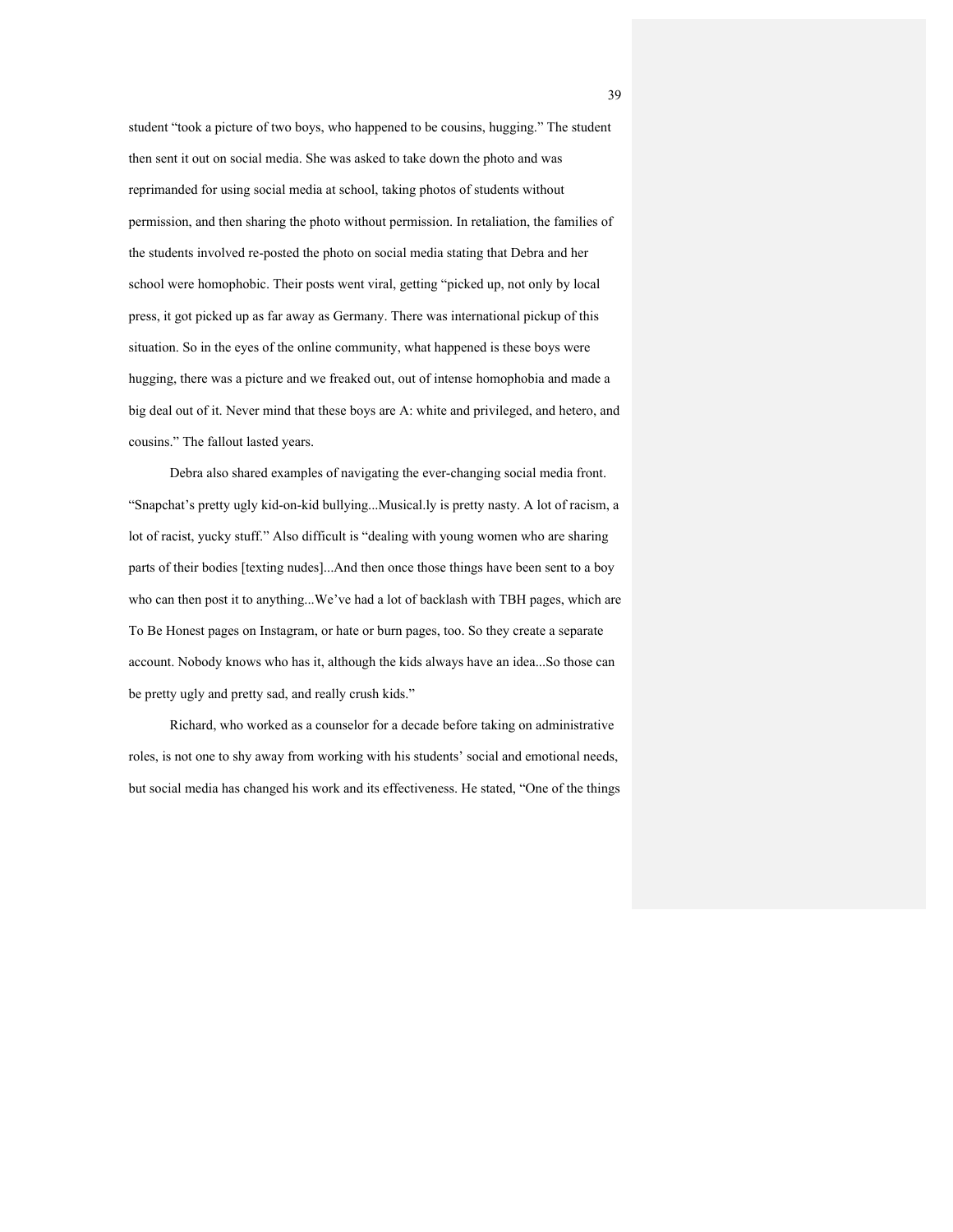student "took a picture of two boys, who happened to be cousins, hugging." The student then sent it out on social media. She was asked to take down the photo and was reprimanded for using social media at school, taking photos of students without permission, and then sharing the photo without permission. In retaliation, the families of the students involved re-posted the photo on social media stating that Debra and her school were homophobic. Their posts went viral, getting "picked up, not only by local press, it got picked up as far away as Germany. There was international pickup of this situation. So in the eyes of the online community, what happened is these boys were hugging, there was a picture and we freaked out, out of intense homophobia and made a big deal out of it. Never mind that these boys are A: white and privileged, and hetero, and cousins." The fallout lasted years.

Debra also shared examples of navigating the ever-changing social media front. "Snapchat's pretty ugly kid-on-kid bullying...Musical.ly is pretty nasty. A lot of racism, a lot of racist, yucky stuff." Also difficult is "dealing with young women who are sharing parts of their bodies [texting nudes]...And then once those things have been sent to a boy who can then post it to anything...We've had a lot of backlash with TBH pages, which are To Be Honest pages on Instagram, or hate or burn pages, too. So they create a separate account. Nobody knows who has it, although the kids always have an idea...So those can be pretty ugly and pretty sad, and really crush kids."

Richard, who worked as a counselor for a decade before taking on administrative roles, is not one to shy away from working with his students' social and emotional needs, but social media has changed his work and its effectiveness. He stated, "One of the things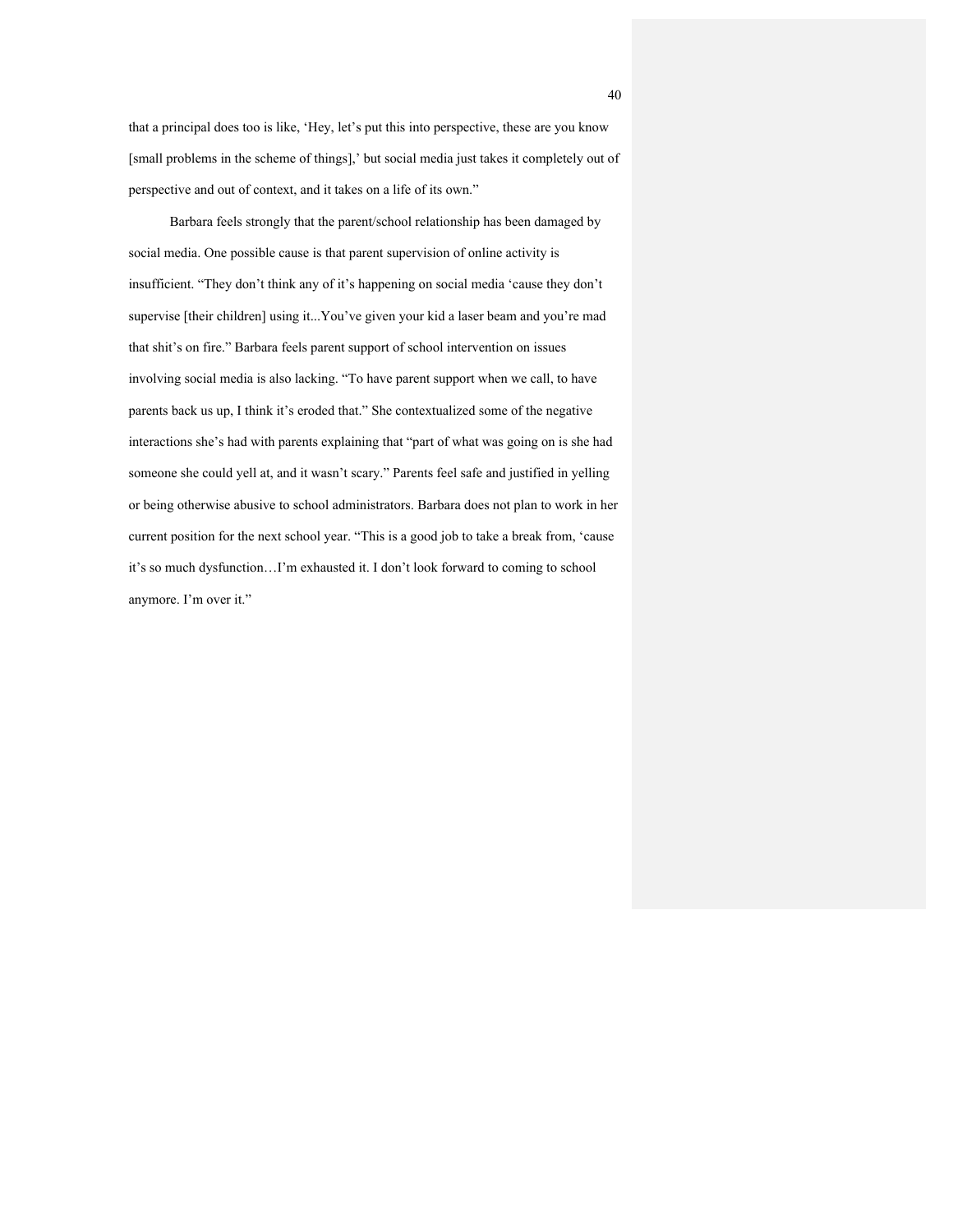that a principal does too is like, 'Hey, let's put this into perspective, these are you know [small problems in the scheme of things],' but social media just takes it completely out of perspective and out of context, and it takes on a life of its own."

Barbara feels strongly that the parent/school relationship has been damaged by social media. One possible cause is that parent supervision of online activity is insufficient. "They don't think any of it's happening on social media 'cause they don't supervise [their children] using it...You've given your kid a laser beam and you're mad that shit's on fire." Barbara feels parent support of school intervention on issues involving social media is also lacking. "To have parent support when we call, to have parents back us up, I think it's eroded that." She contextualized some of the negative interactions she's had with parents explaining that "part of what was going on is she had someone she could yell at, and it wasn't scary." Parents feel safe and justified in yelling or being otherwise abusive to school administrators. Barbara does not plan to work in her current position for the next school year. "This is a good job to take a break from, 'cause it's so much dysfunction…I'm exhausted it. I don't look forward to coming to school anymore. I'm over it."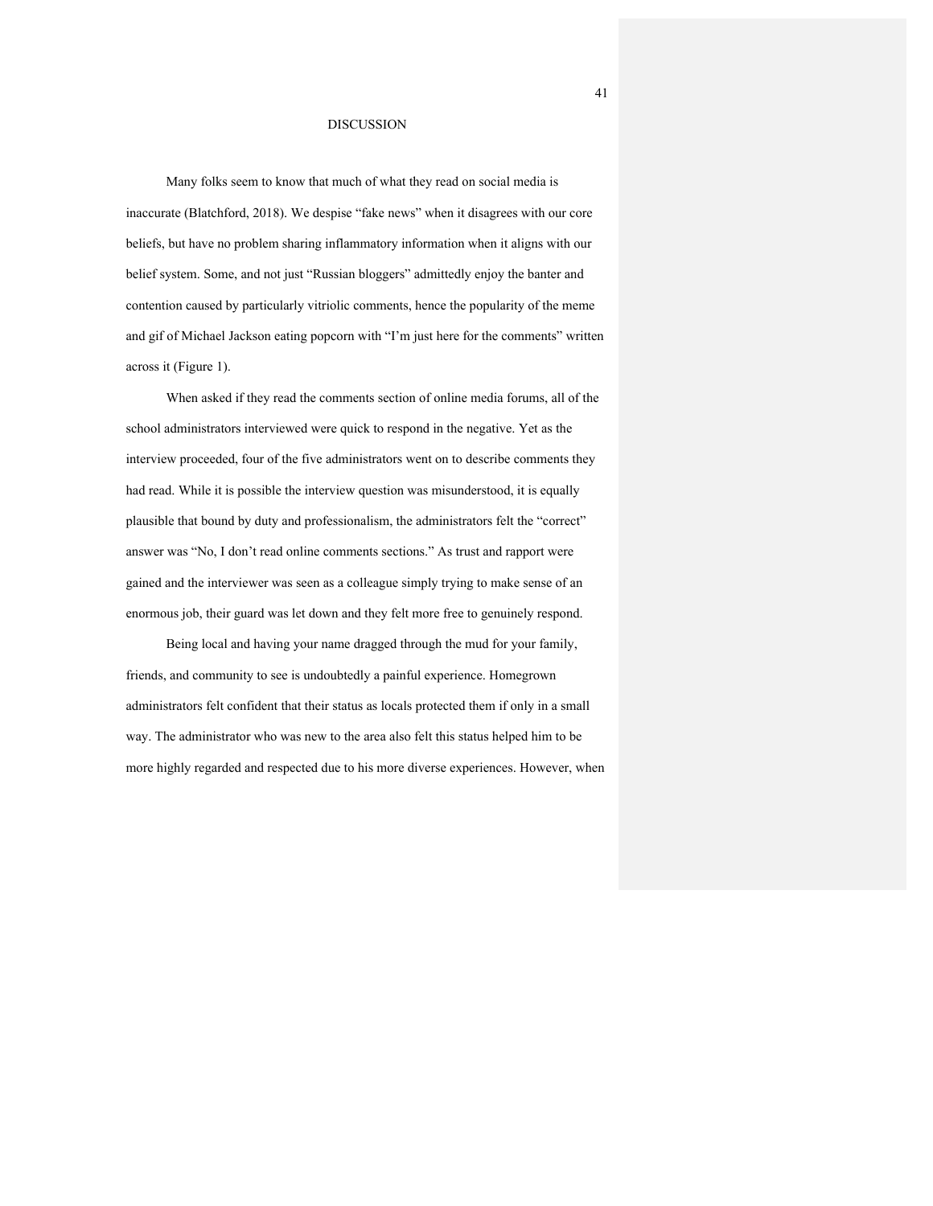# DISCUSSION

Many folks seem to know that much of what they read on social media is inaccurate (Blatchford, 2018). We despise “fake news” when it disagrees with our core beliefs, but have no problem sharing inflammatory information when it aligns with our belief system. Some, and not just “Russian bloggers” admittedly enjoy the banter and contention caused by particularly vitriolic comments, hence the popularity of the meme and gif of Michael Jackson eating popcorn with “I’m just here for the comments” written across it (Figure 1).

When asked if they read the comments section of online media forums, all of the school administrators interviewed were quick to respond in the negative. Yet as the interview proceeded, four of the five administrators went on to describe comments they had read. While it is possible the interview question was misunderstood, it is equally plausible that bound by duty and professionalism, the administrators felt the “correct” answer was “No, I don’t read online comments sections.” As trust and rapport were gained and the interviewer was seen as a colleague simply trying to make sense of an enormous job, their guard was let down and they felt more free to genuinely respond.

Being local and having your name dragged through the mud for your family, friends, and community to see is undoubtedly a painful experience. Homegrown administrators felt confident that their status as locals protected them if only in a small way. The administrator who was new to the area also felt this status helped him to be more highly regarded and respected due to his more diverse experiences. However, when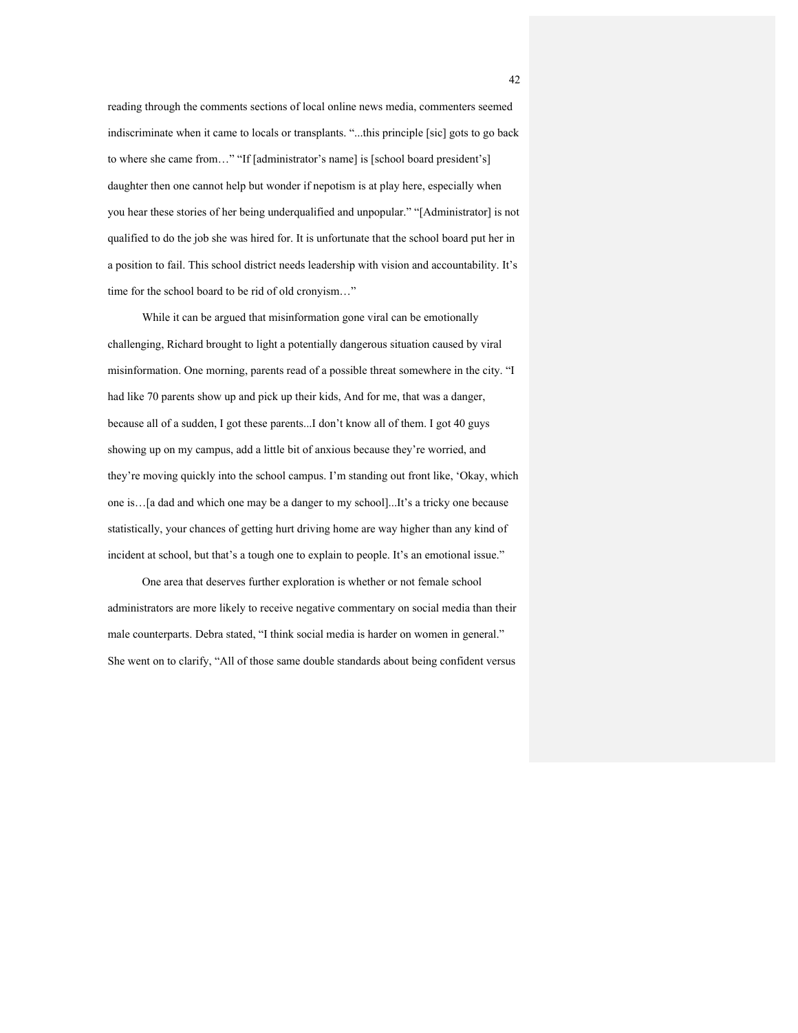reading through the comments sections of local online news media, commenters seemed indiscriminate when it came to locals or transplants. "...this principle [sic] gots to go back to where she came from…" "If [administrator's name] is [school board president's] daughter then one cannot help but wonder if nepotism is at play here, especially when you hear these stories of her being underqualified and unpopular." "[Administrator] is not qualified to do the job she was hired for. It is unfortunate that the school board put her in a position to fail. This school district needs leadership with vision and accountability. It's time for the school board to be rid of old cronyism…"

While it can be argued that misinformation gone viral can be emotionally challenging, Richard brought to light a potentially dangerous situation caused by viral misinformation. One morning, parents read of a possible threat somewhere in the city. "I had like 70 parents show up and pick up their kids, And for me, that was a danger, because all of a sudden, I got these parents...I don't know all of them. I got 40 guys showing up on my campus, add a little bit of anxious because they're worried, and they're moving quickly into the school campus. I'm standing out front like, 'Okay, which one is…[a dad and which one may be a danger to my school]...It's a tricky one because statistically, your chances of getting hurt driving home are way higher than any kind of incident at school, but that's a tough one to explain to people. It's an emotional issue."

One area that deserves further exploration is whether or not female school administrators are more likely to receive negative commentary on social media than their male counterparts. Debra stated, "I think social media is harder on women in general." She went on to clarify, "All of those same double standards about being confident versus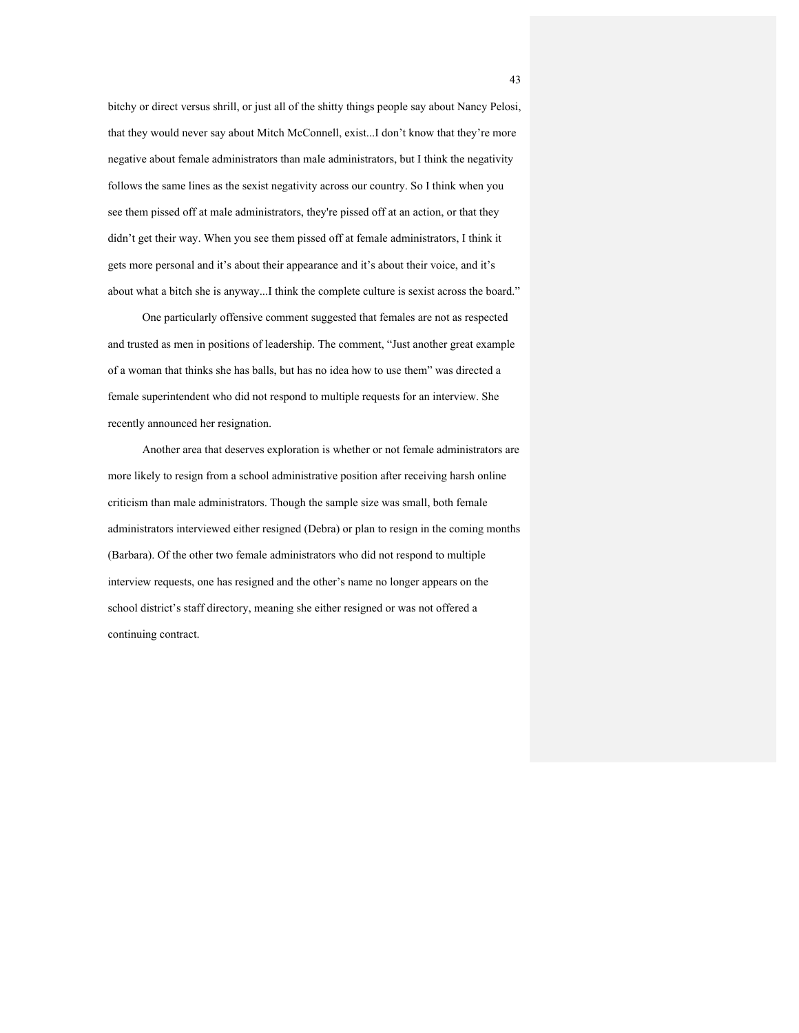bitchy or direct versus shrill, or just all of the shitty things people say about Nancy Pelosi, that they would never say about Mitch McConnell, exist...I don't know that they're more negative about female administrators than male administrators, but I think the negativity follows the same lines as the sexist negativity across our country. So I think when you see them pissed off at male administrators, they're pissed off at an action, or that they didn't get their way. When you see them pissed off at female administrators, I think it gets more personal and it's about their appearance and it's about their voice, and it's about what a bitch she is anyway...I think the complete culture is sexist across the board."

One particularly offensive comment suggested that females are not as respected and trusted as men in positions of leadership. The comment, "Just another great example of a woman that thinks she has balls, but has no idea how to use them" was directed a female superintendent who did not respond to multiple requests for an interview. She recently announced her resignation.

Another area that deserves exploration is whether or not female administrators are more likely to resign from a school administrative position after receiving harsh online criticism than male administrators. Though the sample size was small, both female administrators interviewed either resigned (Debra) or plan to resign in the coming months (Barbara). Of the other two female administrators who did not respond to multiple interview requests, one has resigned and the other's name no longer appears on the school district's staff directory, meaning she either resigned or was not offered a continuing contract.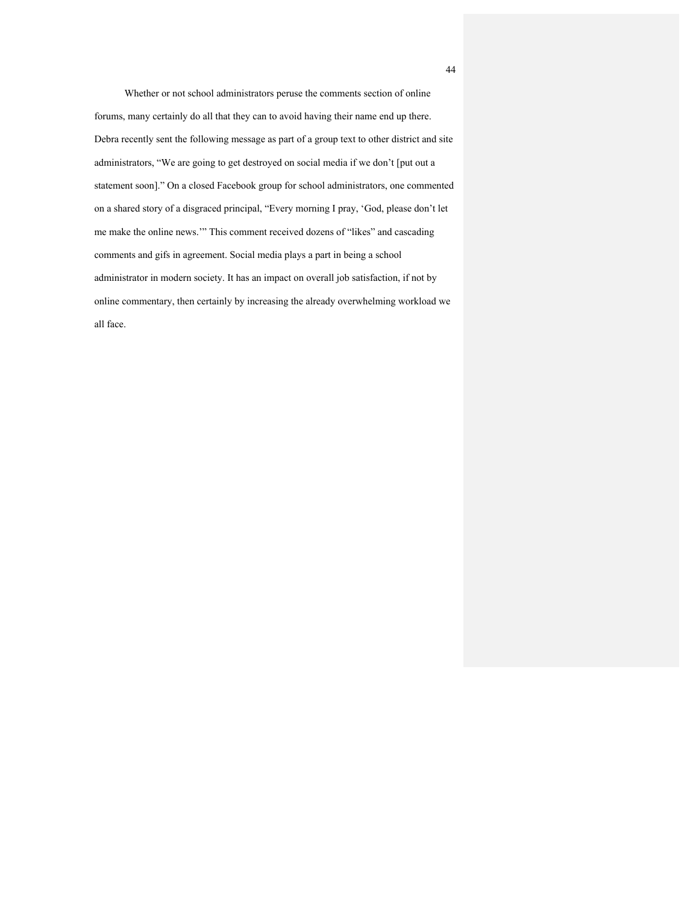Whether or not school administrators peruse the comments section of online forums, many certainly do all that they can to avoid having their name end up there. Debra recently sent the following message as part of a group text to other district and site administrators, "We are going to get destroyed on social media if we don't [put out a statement soon]." On a closed Facebook group for school administrators, one commented on a shared story of a disgraced principal, "Every morning I pray, 'God, please don't let me make the online news.'" This comment received dozens of "likes" and cascading comments and gifs in agreement. Social media plays a part in being a school administrator in modern society. It has an impact on overall job satisfaction, if not by online commentary, then certainly by increasing the already overwhelming workload we all face.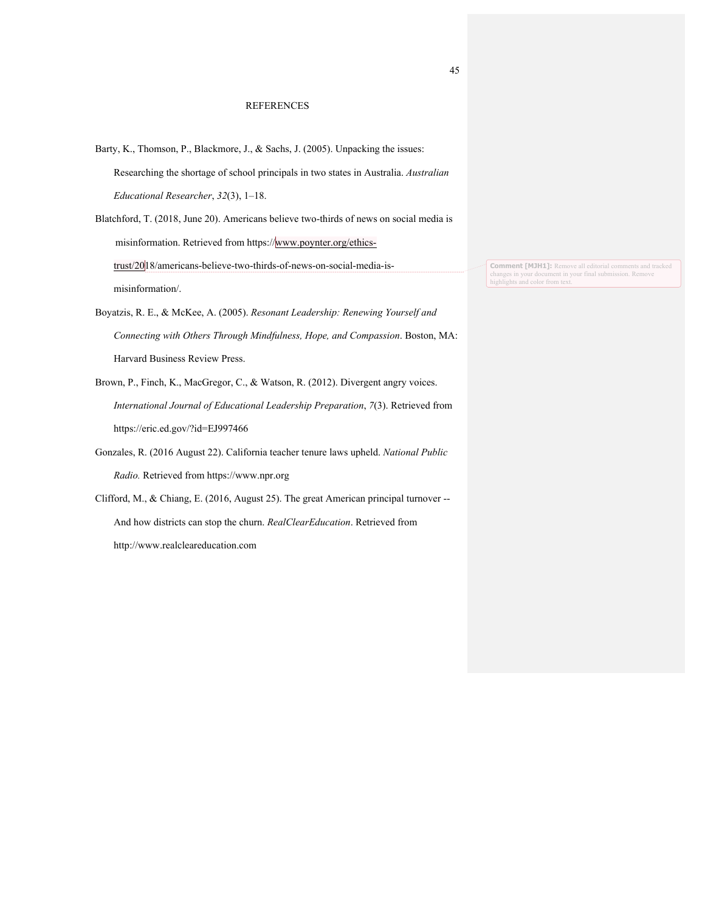# REFERENCES

Barty, K., Thomson, P., Blackmore, J., & Sachs, J. (2005). Unpacking the issues: Researching the shortage of school principals in two states in Australia. *Australian Educational Researcher*, *32*(3), 1–18.

Blatchford, T. (2018, June 20). Americans believe two-thirds of news on social media is misinformation. Retrieved from https://www.poynter.org/ethics-trust/2018/americans-believe-two-thirds-of-news-on-social-media-is-misinformation/.

Boyatzis, R. E., & McKee, A. (2005). *Resonant Leadership: Renewing Yourself and Connecting with Others Through Mindfulness, Hope, and Compassion*. Boston, MA: Harvard Business Review Press.

Brown, P., Finch, K., MacGregor, C., & Watson, R. (2012). Divergent angry voices. *International Journal of Educational Leadership Preparation*, *7*(3). Retrieved from https://eric.ed.gov/?id=EJ997466

Gonzales, R. (2016 August 22). California teacher tenure laws upheld. *National Public Radio.* Retrieved from https://www.npr.org

Clifford, M., & Chiang, E. (2016, August 25). The great American principal turnover -- And how districts can stop the churn. *RealClearEducation*. Retrieved from http://www.realcleareducation.com

Comment [MJH1]: Remove all editorial comments and tracked changes in your document in your final submission. Remove highlights and color from text.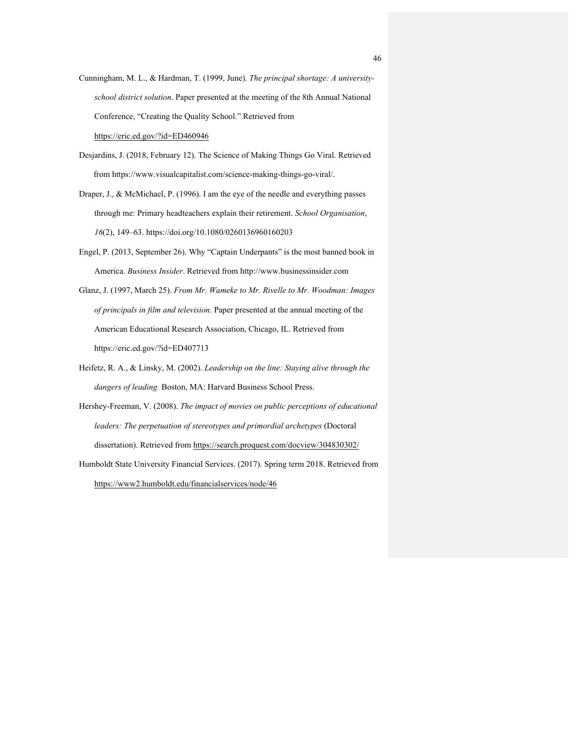Cunningham, M. L., & Hardman, T. (1999, June). *The principal shortage: A university-school district solution*. Paper presented at the meeting of the 8th Annual National Conference, "Creating the Quality School." Retrieved from https://eric.ed.gov/?id=ED460946

Desjardins, J. (2018, February 12). The Science of Making Things Go Viral. Retrieved from https://www.visualcapitalist.com/science-making-things-go-viral/.

Draper, J., & McMichael, P. (1996). I am the eye of the needle and everything passes through me: Primary headteachers explain their retirement. *School Organisation*, *16*(2), 149–63. https://doi.org/10.1080/0260136960160203

Engel, P. (2013, September 26). Why "Captain Underpants" is the most banned book in America. *Business Insider*. Retrieved from http://www.businessinsider.com

Glanz, J. (1997, March 25). *From Mr. Wameke to Mr. Rivelle to Mr. Woodman: Images of principals in film and television*. Paper presented at the annual meeting of the American Educational Research Association, Chicago, IL. Retrieved from https://eric.ed.gov/?id=ED407713

Heifetz, R. A., & Linsky, M. (2002). *Leadership on the line: Staying alive through the dangers of leading.* Boston, MA: Harvard Business School Press.

Hershey-Freeman, V. (2008). *The impact of movies on public perceptions of educational leaders: The perpetuation of stereotypes and primordial archetypes* (Doctoral dissertation). Retrieved from https://search.proquest.com/docview/304830302/

Humboldt State University Financial Services. (2017). Spring term 2018. Retrieved from https://www2.humboldt.edu/financialservices/node/46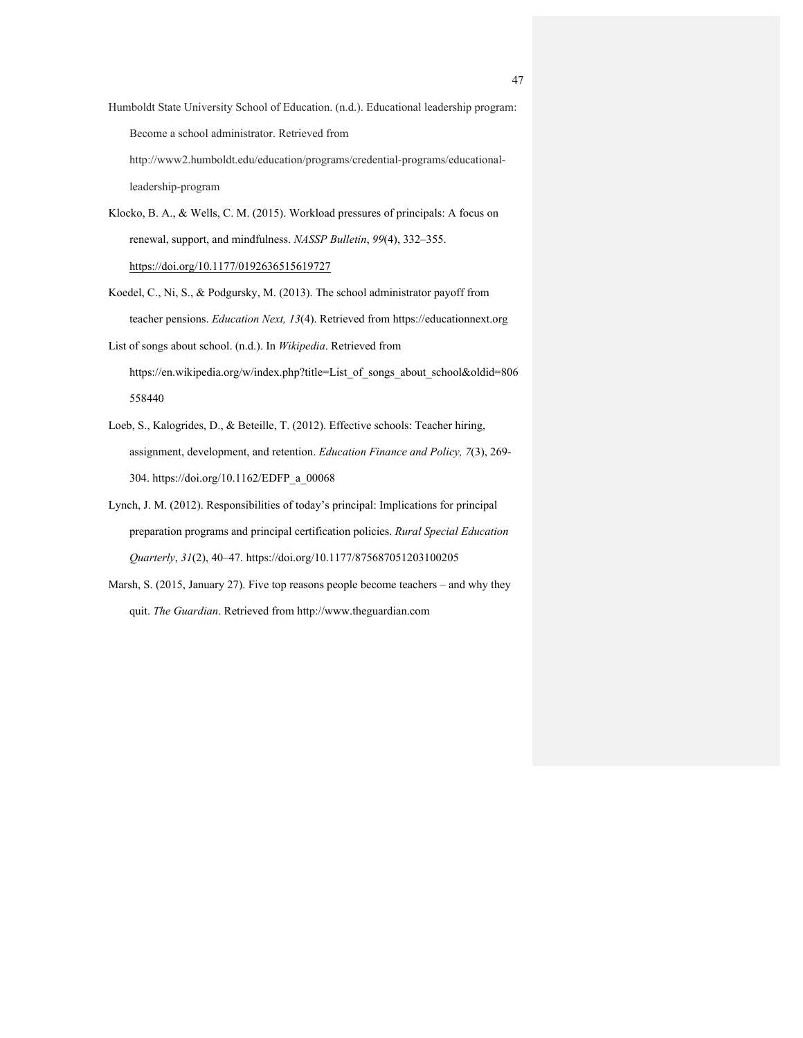Humboldt State University School of Education. (n.d.). Educational leadership program: Become a school administrator. Retrieved from http://www2.humboldt.edu/education/programs/credential-programs/educational-leadership-program

Klocko, B. A., & Wells, C. M. (2015). Workload pressures of principals: A focus on renewal, support, and mindfulness. *NASSP Bulletin*, *99*(4), 332–355. https://doi.org/10.1177/0192636515619727

Koedel, C., Ni, S., & Podgursky, M. (2013). The school administrator payoff from teacher pensions. *Education Next, 13*(4). Retrieved from https://educationnext.org

List of songs about school. (n.d.). In *Wikipedia*. Retrieved from https://en.wikipedia.org/w/index.php?title=List_of_songs_about_school&oldid=806558440

Loeb, S., Kalogrides, D., & Beteille, T. (2012). Effective schools: Teacher hiring, assignment, development, and retention. *Education Finance and Policy, 7*(3), 269-304. https://doi.org/10.1162/EDFP_a_00068

Lynch, J. M. (2012). Responsibilities of today's principal: Implications for principal preparation programs and principal certification policies. *Rural Special Education Quarterly*, *31*(2), 40–47. https://doi.org/10.1177/875687051203100205

Marsh, S. (2015, January 27). Five top reasons people become teachers – and why they quit. *The Guardian*. Retrieved from http://www.theguardian.com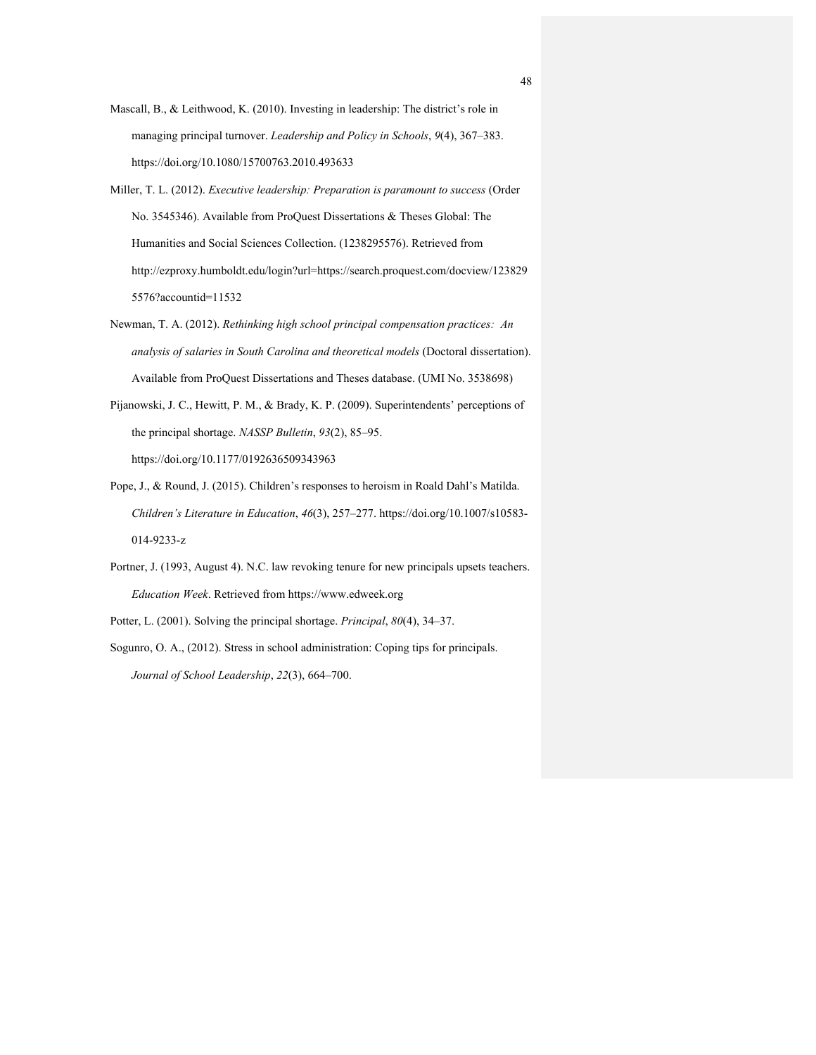Mascall, B., & Leithwood, K. (2010). Investing in leadership: The district's role in managing principal turnover. *Leadership and Policy in Schools*, *9*(4), 367–383. https://doi.org/10.1080/15700763.2010.493633

Miller, T. L. (2012). *Executive leadership: Preparation is paramount to success* (Order No. 3545346). Available from ProQuest Dissertations & Theses Global: The Humanities and Social Sciences Collection. (1238295576). Retrieved from http://ezproxy.humboldt.edu/login?url=https://search.proquest.com/docview/1238295576?accountid=11532

Newman, T. A. (2012). *Rethinking high school principal compensation practices: An analysis of salaries in South Carolina and theoretical models* (Doctoral dissertation). Available from ProQuest Dissertations and Theses database. (UMI No. 3538698)

Pijanowski, J. C., Hewitt, P. M., & Brady, K. P. (2009). Superintendents' perceptions of the principal shortage. *NASSP Bulletin*, *93*(2), 85–95. https://doi.org/10.1177/0192636509343963

Pope, J., & Round, J. (2015). Children's responses to heroism in Roald Dahl's Matilda. *Children's Literature in Education*, *46*(3), 257–277. https://doi.org/10.1007/s10583-014-9233-z

Portner, J. (1993, August 4). N.C. law revoking tenure for new principals upsets teachers. *Education Week*. Retrieved from https://www.edweek.org

Potter, L. (2001). Solving the principal shortage. *Principal*, *80*(4), 34–37.

Sogunro, O. A., (2012). Stress in school administration: Coping tips for principals. *Journal of School Leadership*, *22*(3), 664–700.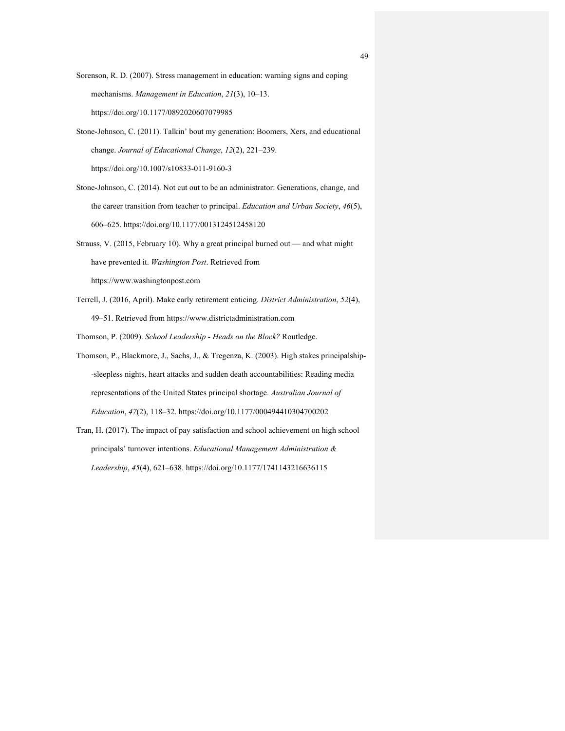Sorenson, R. D. (2007). Stress management in education: warning signs and coping mechanisms. *Management in Education*, *21*(3), 10–13. https://doi.org/10.1177/0892020607079985

Stone-Johnson, C. (2011). Talkin' bout my generation: Boomers, Xers, and educational change. *Journal of Educational Change*, *12*(2), 221–239. https://doi.org/10.1007/s10833-011-9160-3

Stone-Johnson, C. (2014). Not cut out to be an administrator: Generations, change, and the career transition from teacher to principal. *Education and Urban Society*, *46*(5), 606–625. https://doi.org/10.1177/0013124512458120

Strauss, V. (2015, February 10). Why a great principal burned out — and what might have prevented it. *Washington Post*. Retrieved from https://www.washingtonpost.com

Terrell, J. (2016, April). Make early retirement enticing. *District Administration*, *52*(4), 49–51. Retrieved from https://www.districtadministration.com

Thomson, P. (2009). *School Leadership - Heads on the Block?* Routledge.

Thomson, P., Blackmore, J., Sachs, J., & Tregenza, K. (2003). High stakes principalship--sleepless nights, heart attacks and sudden death accountabilities: Reading media representations of the United States principal shortage. *Australian Journal of Education*, *47*(2), 118–32. https://doi.org/10.1177/000494410304700202

Tran, H. (2017). The impact of pay satisfaction and school achievement on high school principals' turnover intentions. *Educational Management Administration & Leadership*, *45*(4), 621–638. https://doi.org/10.1177/1741143216636115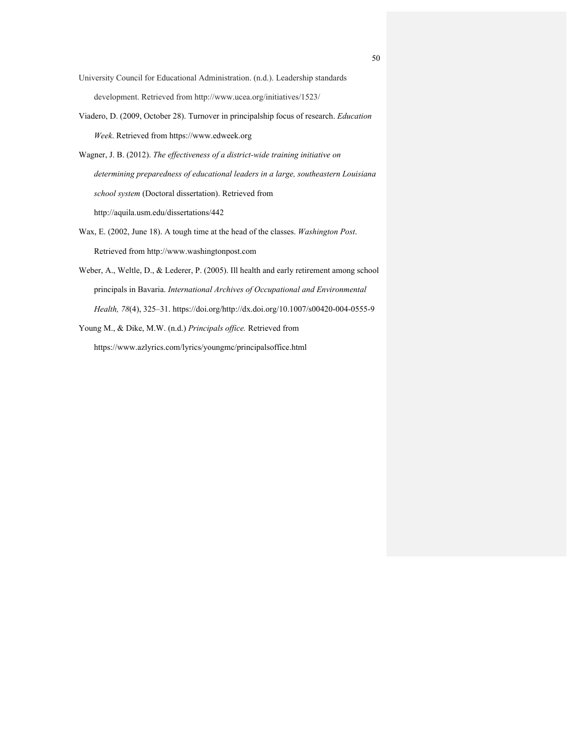University Council for Educational Administration. (n.d.). Leadership standards development. Retrieved from http://www.ucea.org/initiatives/1523/

Viadero, D. (2009, October 28). Turnover in principalship focus of research. *Education Week*. Retrieved from https://www.edweek.org

Wagner, J. B. (2012). *The effectiveness of a district-wide training initiative on determining preparedness of educational leaders in a large, southeastern Louisiana school system* (Doctoral dissertation). Retrieved from http://aquila.usm.edu/dissertations/442

Wax, E. (2002, June 18). A tough time at the head of the classes. *Washington Post*. Retrieved from http://www.washingtonpost.com

Weber, A., Weltle, D., & Lederer, P. (2005). Ill health and early retirement among school principals in Bavaria. *International Archives of Occupational and Environmental Health, 78*(4), 325–31. https://doi.org/http://dx.doi.org/10.1007/s00420-004-0555-9

Young M., & Dike, M.W. (n.d.) *Principals office.* Retrieved from https://www.azlyrics.com/lyrics/youngmc/principalsoffice.html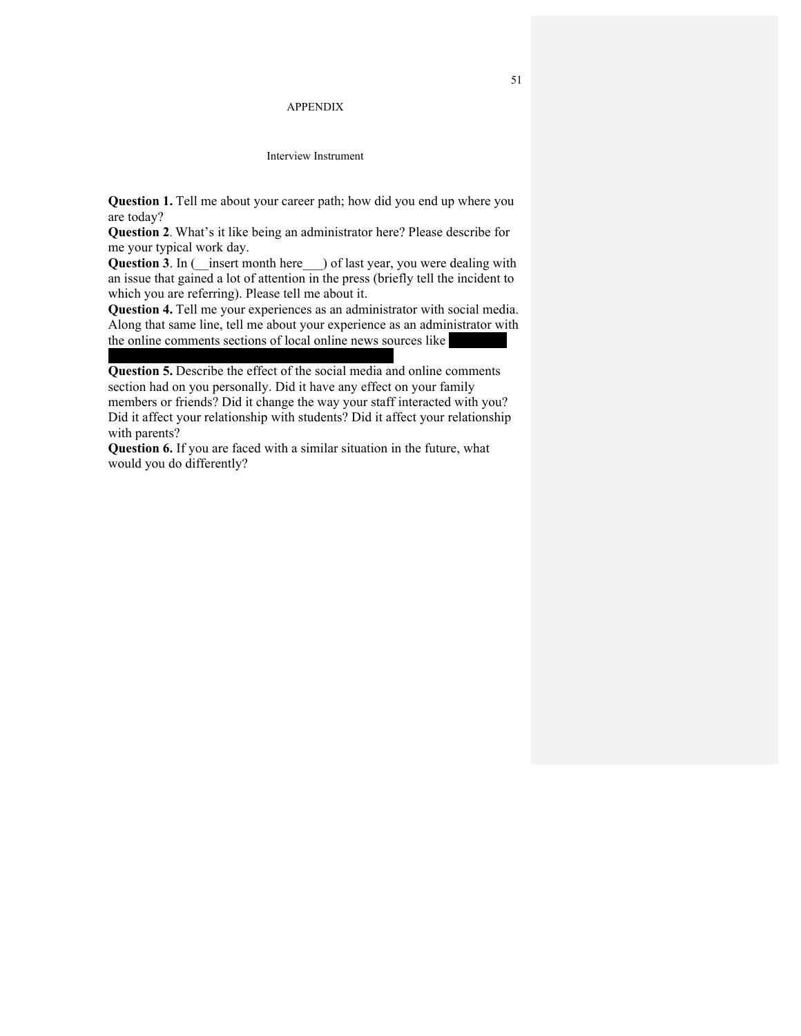# APPENDIX

## Interview Instrument

**Question 1.** Tell me about your career path; how did you end up where you are today?
**Question 2**. What's it like being an administrator here? Please describe for me your typical work day.
**Question 3**. In (__insert month here___) of last year, you were dealing with an issue that gained a lot of attention in the press (briefly tell the incident to which you are referring). Please tell me about it.
**Question 4.** Tell me your experiences as an administrator with social media. Along that same line, tell me about your experience as an administrator with the online comments sections of local online news sources like
**Question 5.** Describe the effect of the social media and online comments section had on you personally. Did it have any effect on your family members or friends? Did it change the way your staff interacted with you? Did it affect your relationship with students? Did it affect your relationship with parents?
**Question 6.** If you are faced with a similar situation in the future, what would you do differently?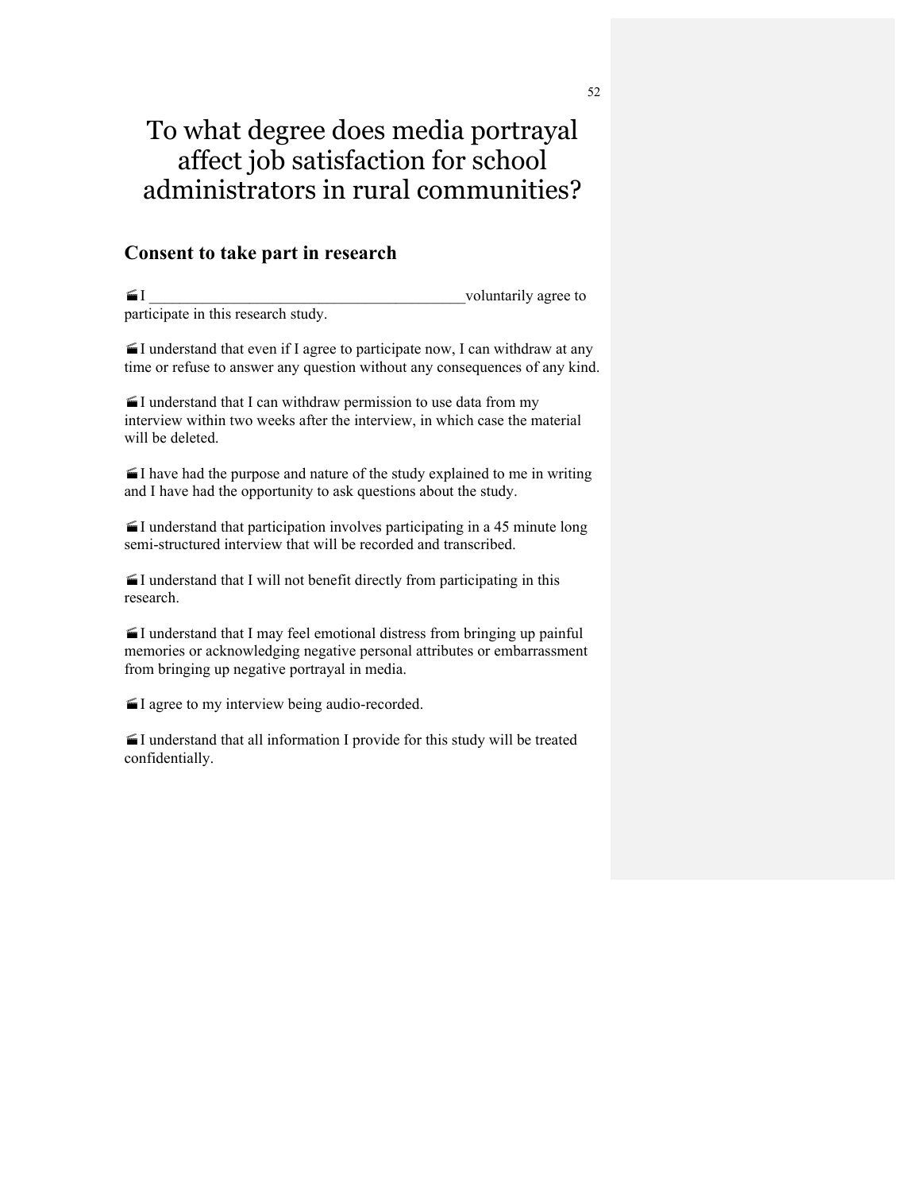# To what degree does media portrayal affect job satisfaction for school administrators in rural communities?

## Consent to take part in research

- I ________________________________________ voluntarily agree to participate in this research study.

- I understand that even if I agree to participate now, I can withdraw at any time or refuse to answer any question without any consequences of any kind.

- I understand that I can withdraw permission to use data from my interview within two weeks after the interview, in which case the material will be deleted.

- I have had the purpose and nature of the study explained to me in writing and I have had the opportunity to ask questions about the study.

- I understand that participation involves participating in a 45 minute long semi-structured interview that will be recorded and transcribed.

- I understand that I will not benefit directly from participating in this research.

- I understand that I may feel emotional distress from bringing up painful memories or acknowledging negative personal attributes or embarrassment from bringing up negative portrayal in media.

- I agree to my interview being audio-recorded.

- I understand that all information I provide for this study will be treated confidentially.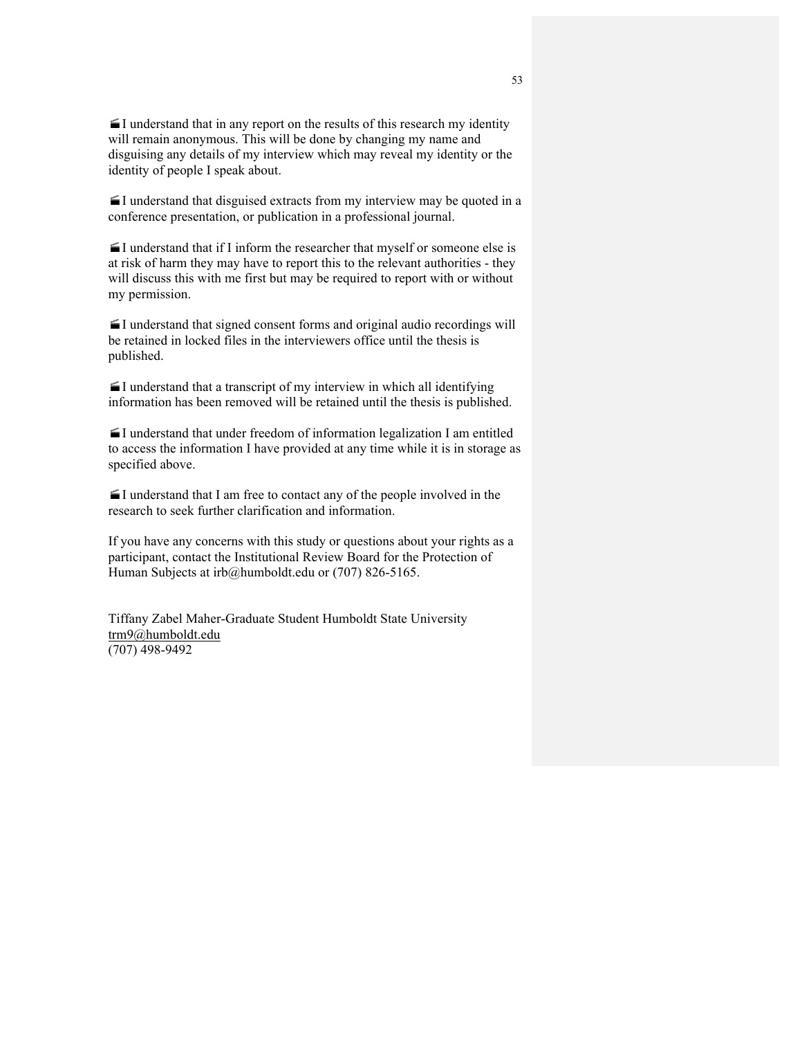I understand that in any report on the results of this research my identity will remain anonymous. This will be done by changing my name and disguising any details of my interview which may reveal my identity or the identity of people I speak about.

I understand that disguised extracts from my interview may be quoted in a conference presentation, or publication in a professional journal.

I understand that if I inform the researcher that myself or someone else is at risk of harm they may have to report this to the relevant authorities - they will discuss this with me first but may be required to report with or without my permission.

I understand that signed consent forms and original audio recordings will be retained in locked files in the interviewers office until the thesis is published.

I understand that a transcript of my interview in which all identifying information has been removed will be retained until the thesis is published.

I understand that under freedom of information legalization I am entitled to access the information I have provided at any time while it is in storage as specified above.

I understand that I am free to contact any of the people involved in the research to seek further clarification and information.

If you have any concerns with this study or questions about your rights as a participant, contact the Institutional Review Board for the Protection of Human Subjects at irb@humboldt.edu or (707) 826-5165.

Tiffany Zabel Maher-Graduate Student Humboldt State University
trm9@humboldt.edu
(707) 498-9492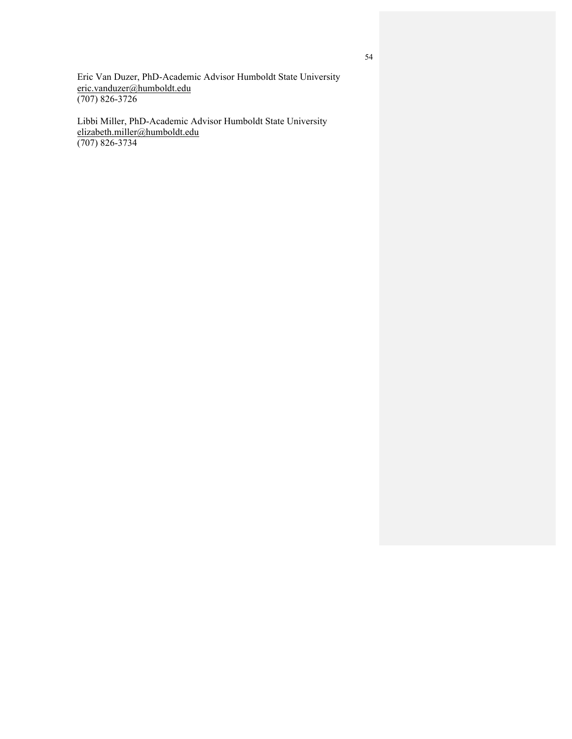Eric Van Duzer, PhD-Academic Advisor Humboldt State University
eric.vanduzer@humboldt.edu
(707) 826-3726

Libbi Miller, PhD-Academic Advisor Humboldt State University
elizabeth.miller@humboldt.edu
(707) 826-3734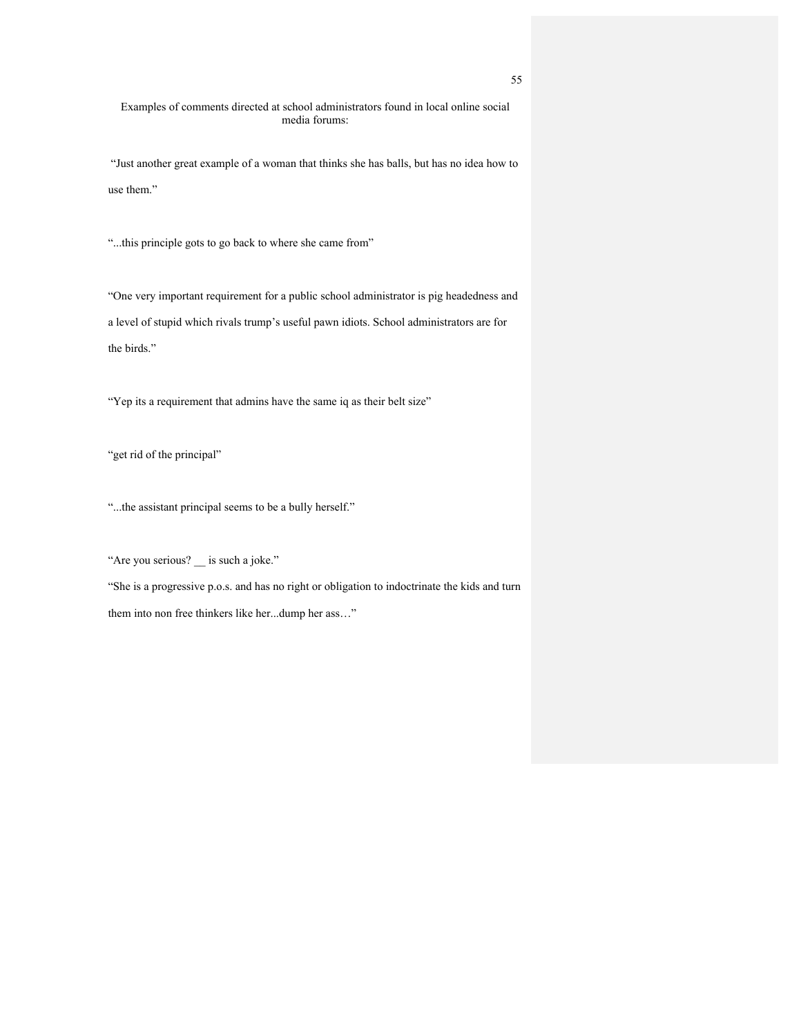Examples of comments directed at school administrators found in local online social media forums:

"Just another great example of a woman that thinks she has balls, but has no idea how to use them."

"...this principle gots to go back to where she came from"

"One very important requirement for a public school administrator is pig headedness and a level of stupid which rivals trump's useful pawn idiots. School administrators are for the birds."

"Yep its a requirement that admins have the same iq as their belt size"

"get rid of the principal"

"...the assistant principal seems to be a bully herself."

"Are you serious? __ is such a joke."

"She is a progressive p.o.s. and has no right or obligation to indoctrinate the kids and turn them into non free thinkers like her...dump her ass…"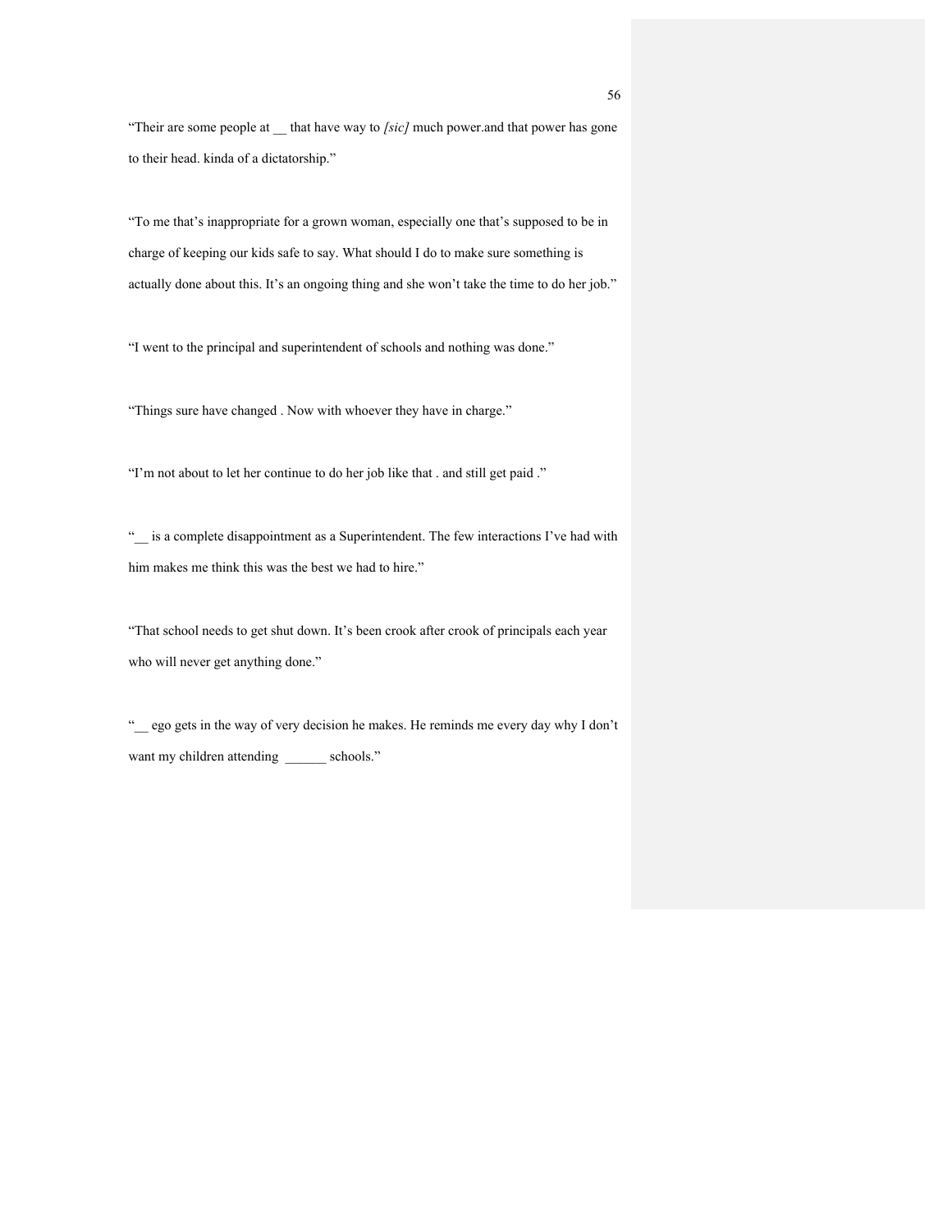"Their are some people at __ that have way to *[sic]* much power.and that power has gone to their head. kinda of a dictatorship."

"To me that's inappropriate for a grown woman, especially one that's supposed to be in charge of keeping our kids safe to say. What should I do to make sure something is actually done about this. It's an ongoing thing and she won't take the time to do her job."

"I went to the principal and superintendent of schools and nothing was done."

"Things sure have changed . Now with whoever they have in charge."

"I'm not about to let her continue to do her job like that . and still get paid ."

"__ is a complete disappointment as a Superintendent. The few interactions I've had with him makes me think this was the best we had to hire."

"That school needs to get shut down. It's been crook after crook of principals each year who will never get anything done."

"__ ego gets in the way of very decision he makes. He reminds me every day why I don't want my children attending ______ schools."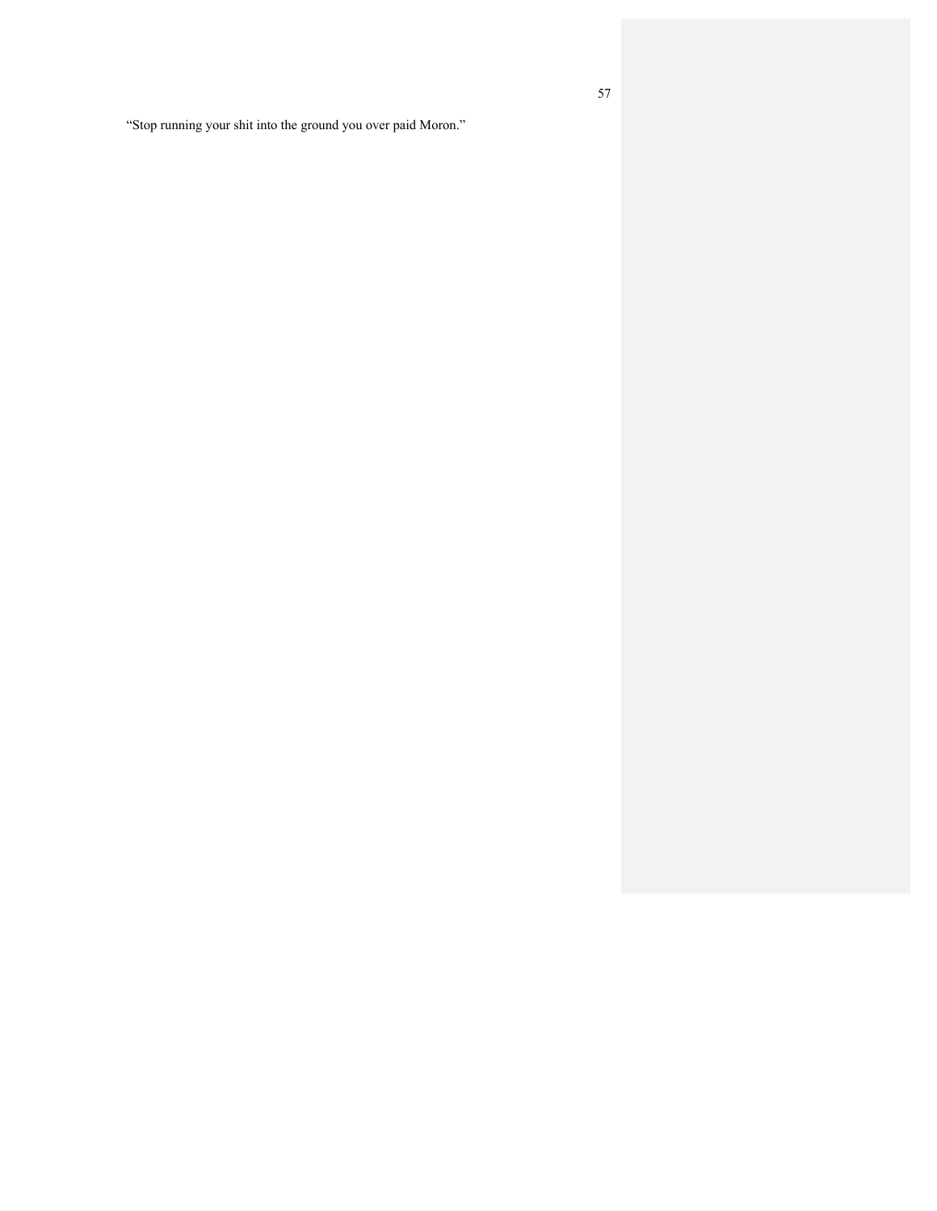“Stop running your shit into the ground you over paid Moron.”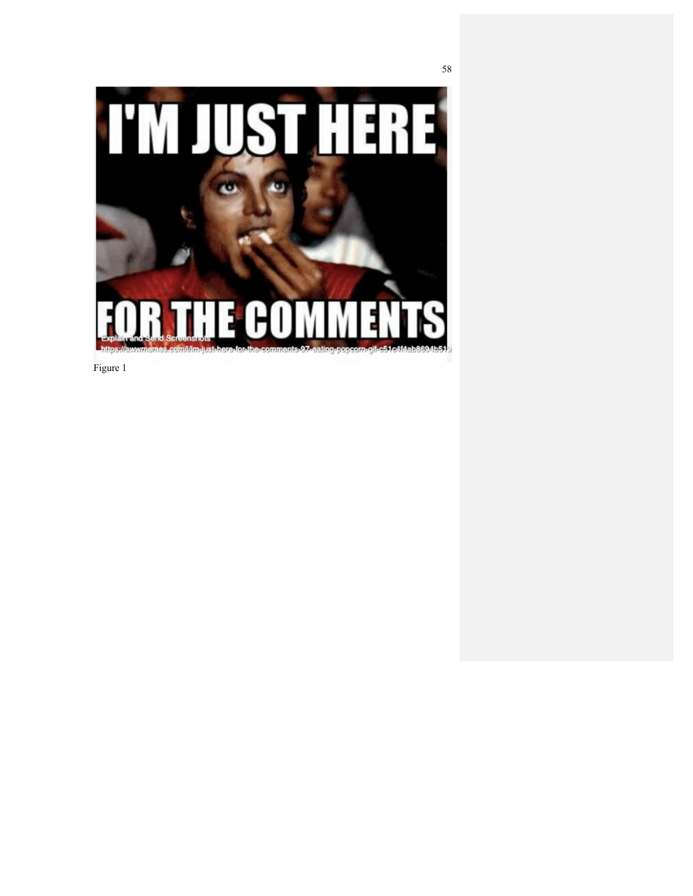Figure 1